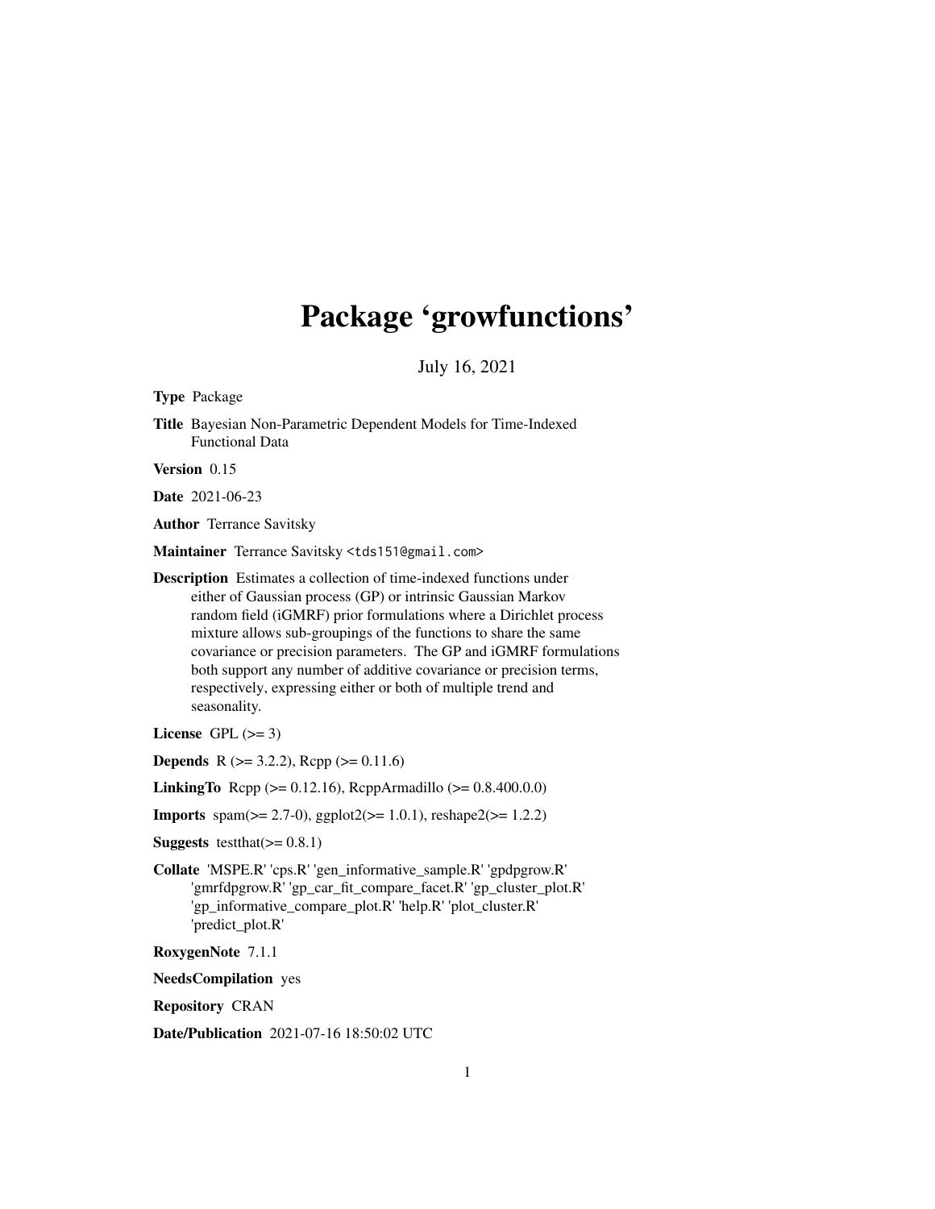# Package 'growfunctions'

July 16, 2021

**Type** Package

**Title** Bayesian Non-Parametric Dependent Models for Time-Indexed Functional Data

**Version** 0.15

**Date** 2021-06-23

**Author** Terrance Savitsky

**Maintainer** Terrance Savitsky <tds151@gmail.com>

**Description** Estimates a collection of time-indexed functions under either of Gaussian process (GP) or intrinsic Gaussian Markov random field (iGMRF) prior formulations where a Dirichlet process mixture allows sub-groupings of the functions to share the same covariance or precision parameters. The GP and iGMRF formulations both support any number of additive covariance or precision terms, respectively, expressing either or both of multiple trend and seasonality.

**License** GPL (>= 3)

**Depends** R (>= 3.2.2), Rcpp (>= 0.11.6)

**LinkingTo** Rcpp (>= 0.12.16), RcppArmadillo (>= 0.8.400.0.0)

**Imports** spam(>= 2.7-0), ggplot2(>= 1.0.1), reshape2(>= 1.2.2)

**Suggests** testthat(>= 0.8.1)

**Collate** 'MSPE.R' 'cps.R' 'gen_informative_sample.R' 'gpdpgrow.R' 'gmrfdpgrow.R' 'gp_car_fit_compare_facet.R' 'gp_cluster_plot.R' 'gp_informative_compare_plot.R' 'help.R' 'plot_cluster.R' 'predict_plot.R'

**RoxygenNote** 7.1.1

**NeedsCompilation** yes

**Repository** CRAN

**Date/Publication** 2021-07-16 18:50:02 UTC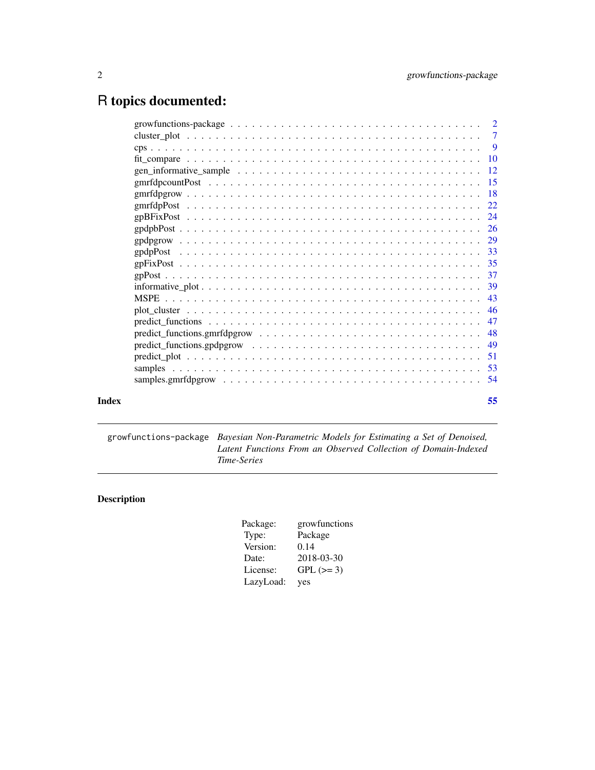# R topics documented:

| | |
|---|---|
| growfunctions-package | 2 |
| cluster_plot | 7 |
| cps | 9 |
| fit_compare | 10 |
| gen_informative_sample | 12 |
| gmrfdpcountPost | 15 |
| gmrfdpgrow | 18 |
| gmrfdpPost | 22 |
| gpBFixPost | 24 |
| gpdpbPost | 26 |
| gpdpgrow | 29 |
| gpdpPost | 33 |
| gpFixPost | 35 |
| gpPost | 37 |
| informative_plot | 39 |
| MSPE | 43 |
| plot_cluster | 46 |
| predict_functions | 47 |
| predict_functions.gmrfdpgrow | 48 |
| predict_functions.gpdpgrow | 49 |
| predict_plot | 51 |
| samples | 53 |
| samples.gmrfdpgrow | 54 |
| **Index** | **55** |

---

`growfunctions-package` *Bayesian Non-Parametric Models for Estimating a Set of Denoised, Latent Functions From an Observed Collection of Domain-Indexed Time-Series*

---

## Description

| | |
|---|---|
| Package: | growfunctions |
| Type: | Package |
| Version: | 0.14 |
| Date: | 2018-03-30 |
| License: | GPL (>= 3) |
| LazyLoad: | yes |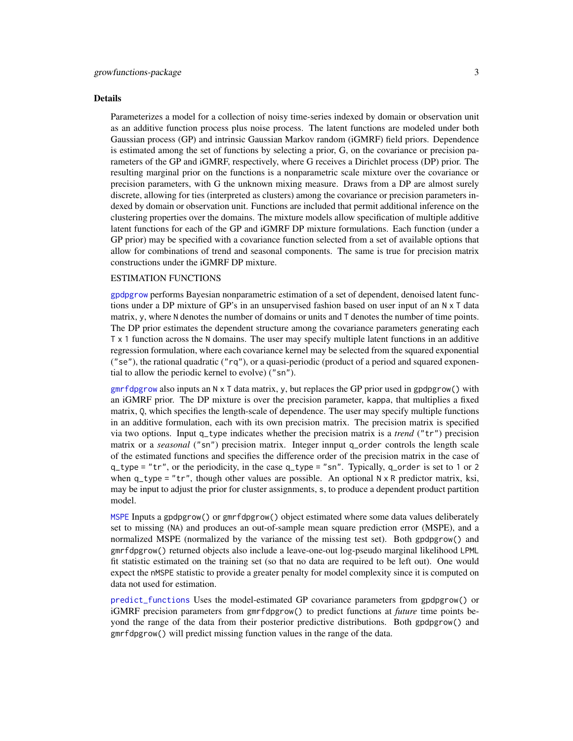## Details

Parameterizes a model for a collection of noisy time-series indexed by domain or observation unit as an additive function process plus noise process. The latent functions are modeled under both Gaussian process (GP) and intrinsic Gaussian Markov random (iGMRF) field priors. Dependence is estimated among the set of functions by selecting a prior, G, on the covariance or precision parameters of the GP and iGMRF, respectively, where G receives a Dirichlet process (DP) prior. The resulting marginal prior on the functions is a nonparametric scale mixture over the covariance or precision parameters, with G the unknown mixing measure. Draws from a DP are almost surely discrete, allowing for ties (interpreted as clusters) among the covariance or precision parameters indexed by domain or observation unit. Functions are included that permit additional inference on the clustering properties over the domains. The mixture models allow specification of multiple additive latent functions for each of the GP and iGMRF DP mixture formulations. Each function (under a GP prior) may be specified with a covariance function selected from a set of available options that allow for combinations of trend and seasonal components. The same is true for precision matrix constructions under the iGMRF DP mixture.

ESTIMATION FUNCTIONS

gpdpgrow performs Bayesian nonparametric estimation of a set of dependent, denoised latent functions under a DP mixture of GP's in an unsupervised fashion based on user input of an `N x T` data matrix, `y`, where `N` denotes the number of domains or units and `T` denotes the number of time points. The DP prior estimates the dependent structure among the covariance parameters generating each `T x 1` function across the `N` domains. The user may specify multiple latent functions in an additive regression formulation, where each covariance kernel may be selected from the squared exponential (`"se"`), the rational quadratic (`"rq"`), or a quasi-periodic (product of a period and squared exponential to allow the periodic kernel to evolve) (`"sn"`).

gmrfdpgrow also inputs an `N x T` data matrix, `y`, but replaces the GP prior used in `gpdpgrow()` with an iGMRF prior. The DP mixture is over the precision parameter, `kappa`, that multiplies a fixed matrix, `Q`, which specifies the length-scale of dependence. The user may specify multiple functions in an additive formulation, each with its own precision matrix. The precision matrix is specified via two options. Input `q_type` indicates whether the precision matrix is a *trend* (`"tr"`) precision matrix or a *seasonal* (`"sn"`) precision matrix. Integer innput `q_order` controls the length scale of the estimated functions and specifies the difference order of the precision matrix in the case of `q_type = "tr"`, or the periodicity, in the case `q_type = "sn"`. Typically, `q_order` is set to `1` or `2` when `q_type = "tr"`, though other values are possible. An optional `N x R` predictor matrix, ksi, may be input to adjust the prior for cluster assignments, `s`, to produce a dependent product partition model.

MSPE Inputs a `gpdpgrow()` or `gmrfdpgrow()` object estimated where some data values deliberately set to missing (`NA`) and produces an out-of-sample mean square prediction error (MSPE), and a normalized MSPE (normalized by the variance of the missing test set). Both `gpdpgrow()` and `gmrfdpgrow()` returned objects also include a leave-one-out log-pseudo marginal likelihood `LPML` fit statistic estimated on the training set (so that no data are required to be left out). One would expect the `nMSPE` statistic to provide a greater penalty for model complexity since it is computed on data not used for estimation.

predict_functions Uses the model-estimated GP covariance parameters from `gpdpgrow()` or iGMRF precision parameters from `gmrfdpgrow()` to predict functions at *future* time points beyond the range of the data from their posterior predictive distributions. Both `gpdpgrow()` and `gmrfdpgrow()` will predict missing function values in the range of the data.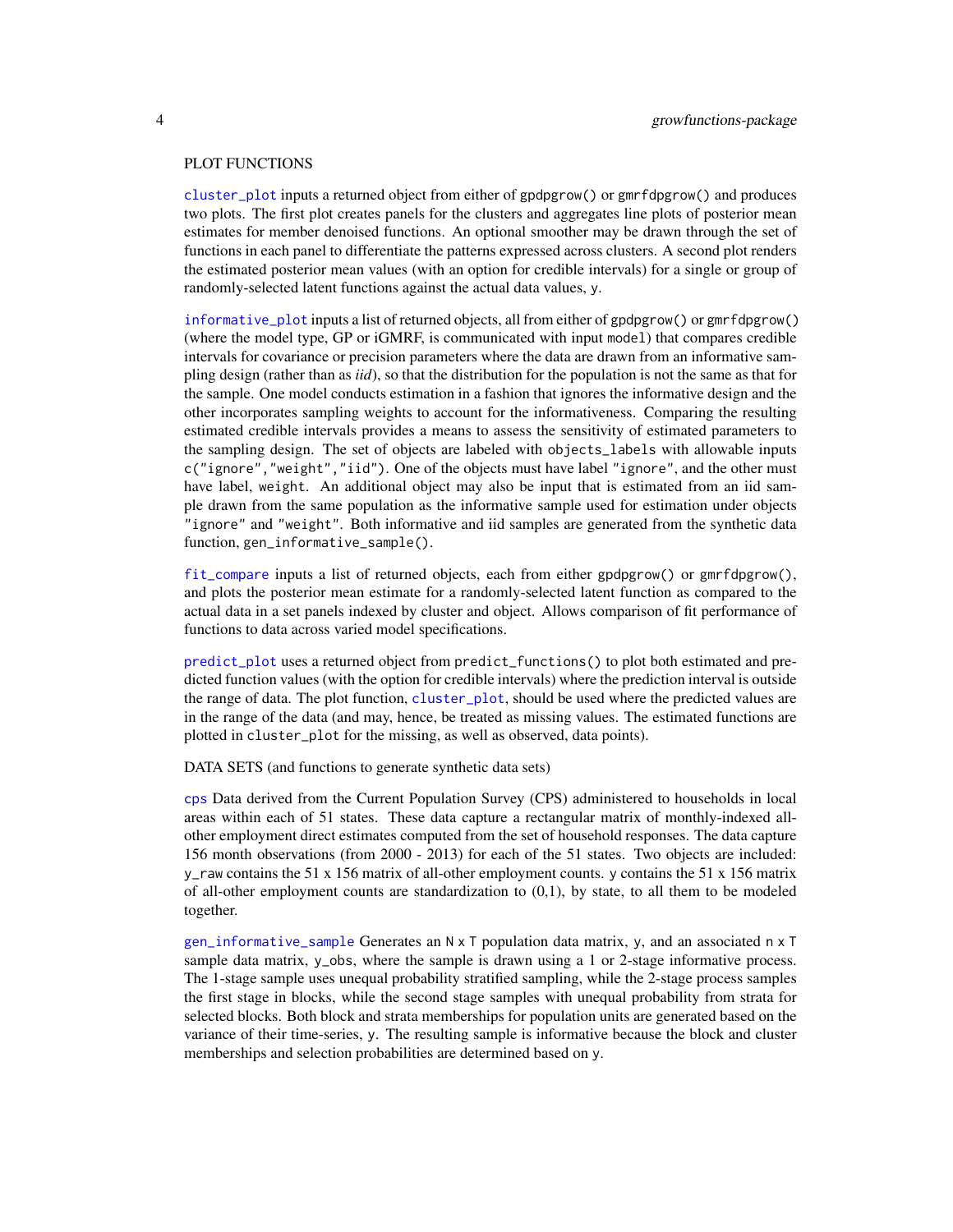PLOT FUNCTIONS

cluster_plot inputs a returned object from either of gpdpgrow() or gmrfdpgrow() and produces two plots. The first plot creates panels for the clusters and aggregates line plots of posterior mean estimates for member denoised functions. An optional smoother may be drawn through the set of functions in each panel to differentiate the patterns expressed across clusters. A second plot renders the estimated posterior mean values (with an option for credible intervals) for a single or group of randomly-selected latent functions against the actual data values, y.

informative_plot inputs a list of returned objects, all from either of gpdpgrow() or gmrfdpgrow() (where the model type, GP or iGMRF, is communicated with input model) that compares credible intervals for covariance or precision parameters where the data are drawn from an informative sampling design (rather than as *iid*), so that the distribution for the population is not the same as that for the sample. One model conducts estimation in a fashion that ignores the informative design and the other incorporates sampling weights to account for the informativeness. Comparing the resulting estimated credible intervals provides a means to assess the sensitivity of estimated parameters to the sampling design. The set of objects are labeled with objects_labels with allowable inputs c("ignore","weight","iid"). One of the objects must have label "ignore", and the other must have label, weight. An additional object may also be input that is estimated from an iid sample drawn from the same population as the informative sample used for estimation under objects "ignore" and "weight". Both informative and iid samples are generated from the synthetic data function, gen_informative_sample().

fit_compare inputs a list of returned objects, each from either gpdpgrow() or gmrfdpgrow(), and plots the posterior mean estimate for a randomly-selected latent function as compared to the actual data in a set panels indexed by cluster and object. Allows comparison of fit performance of functions to data across varied model specifications.

predict_plot uses a returned object from predict_functions() to plot both estimated and predicted function values (with the option for credible intervals) where the prediction interval is outside the range of data. The plot function, cluster_plot, should be used where the predicted values are in the range of the data (and may, hence, be treated as missing values. The estimated functions are plotted in cluster_plot for the missing, as well as observed, data points).

DATA SETS (and functions to generate synthetic data sets)

cps Data derived from the Current Population Survey (CPS) administered to households in local areas within each of 51 states. These data capture a rectangular matrix of monthly-indexed all-other employment direct estimates computed from the set of household responses. The data capture 156 month observations (from 2000 - 2013) for each of the 51 states. Two objects are included: y_raw contains the 51 x 156 matrix of all-other employment counts. y contains the 51 x 156 matrix of all-other employment counts are standardization to (0,1), by state, to all them to be modeled together.

gen_informative_sample Generates an N x T population data matrix, y, and an associated n x T sample data matrix, y_obs, where the sample is drawn using a 1 or 2-stage informative process. The 1-stage sample uses unequal probability stratified sampling, while the 2-stage process samples the first stage in blocks, while the second stage samples with unequal probability from strata for selected blocks. Both block and strata memberships for population units are generated based on the variance of their time-series, y. The resulting sample is informative because the block and cluster memberships and selection probabilities are determined based on y.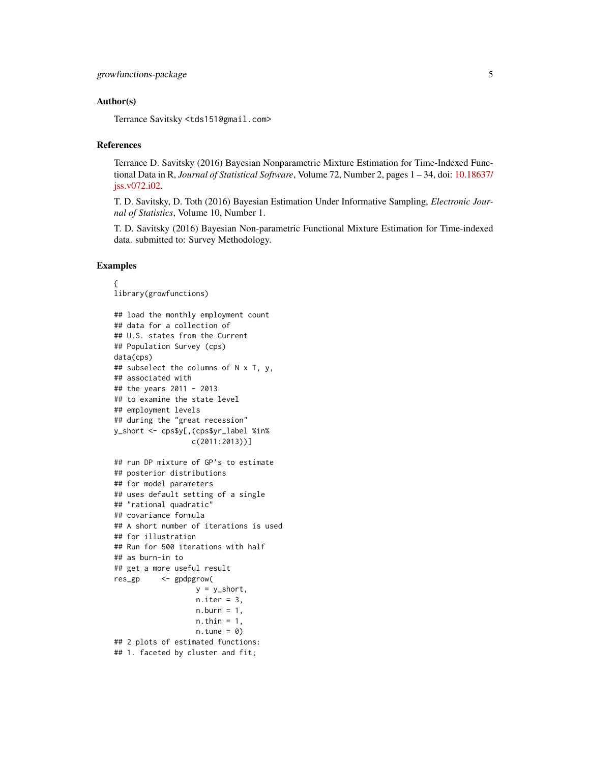### Author(s)

Terrance Savitsky <tds151@gmail.com>

### References

Terrance D. Savitsky (2016) Bayesian Nonparametric Mixture Estimation for Time-Indexed Functional Data in R, *Journal of Statistical Software*, Volume 72, Number 2, pages 1 – 34, doi: 10.18637/jss.v072.i02.

T. D. Savitsky, D. Toth (2016) Bayesian Estimation Under Informative Sampling, *Electronic Journal of Statistics*, Volume 10, Number 1.

T. D. Savitsky (2016) Bayesian Non-parametric Functional Mixture Estimation for Time-indexed data. submitted to: Survey Methodology.

### Examples

```
{
library(growfunctions)

## load the monthly employment count
## data for a collection of
## U.S. states from the Current
## Population Survey (cps)
data(cps)
## subselect the columns of N x T, y,
## associated with
## the years 2011 - 2013
## to examine the state level
## employment levels
## during the "great recession"
y_short <- cps$y[,(cps$yr_label %in%
                  c(2011:2013))]

## run DP mixture of GP's to estimate
## posterior distributions
## for model parameters
## uses default setting of a single
## "rational quadratic"
## covariance formula
## A short number of iterations is used
## for illustration
## Run for 500 iterations with half
## as burn-in to
## get a more useful result
res_gp     <- gpdpgrow(
                   y = y_short,
                   n.iter = 3,
                   n.burn = 1,
                   n.thin = 1,
                   n.tune = 0)
## 2 plots of estimated functions:
## 1. faceted by cluster and fit;
```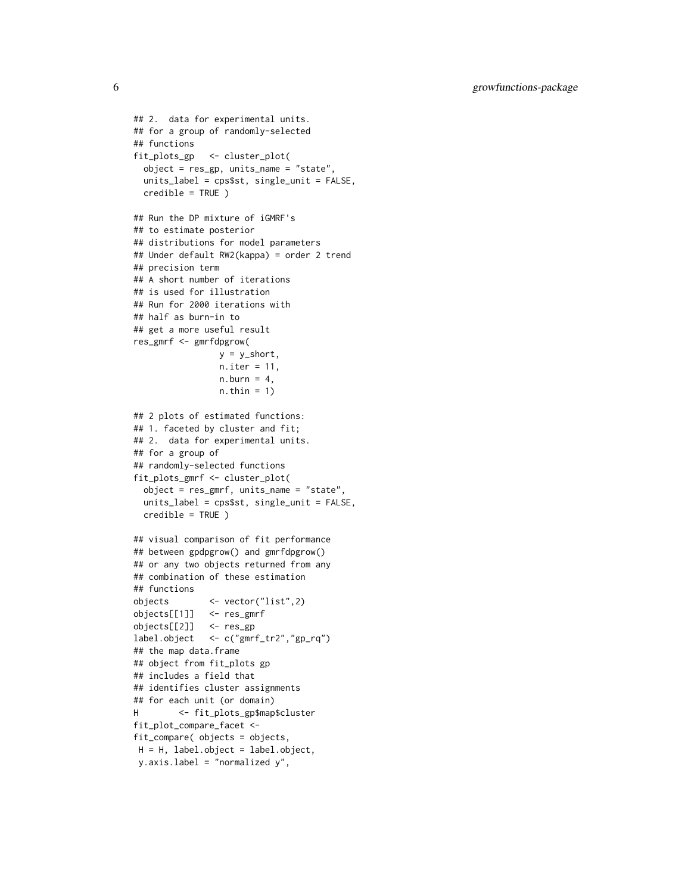```
## 2.  data for experimental units.
## for a group of randomly-selected
## functions
fit_plots_gp   <- cluster_plot(
  object = res_gp, units_name = "state",
  units_label = cps$st, single_unit = FALSE,
  credible = TRUE )

## Run the DP mixture of iGMRF's
## to estimate posterior
## distributions for model parameters
## Under default RW2(kappa) = order 2 trend
## precision term
## A short number of iterations
## is used for illustration
## Run for 2000 iterations with
## half as burn-in to
## get a more useful result
res_gmrf <- gmrfdpgrow(
                 y = y_short,
                 n.iter = 11,
                 n.burn = 4,
                 n.thin = 1)

## 2 plots of estimated functions:
## 1. faceted by cluster and fit;
## 2.  data for experimental units.
## for a group of
## randomly-selected functions
fit_plots_gmrf <- cluster_plot(
  object = res_gmrf, units_name = "state",
  units_label = cps$st, single_unit = FALSE,
  credible = TRUE )

## visual comparison of fit performance
## between gpdpgrow() and gmrfdpgrow()
## or any two objects returned from any
## combination of these estimation
## functions
objects        <- vector("list",2)
objects[[1]]   <- res_gmrf
objects[[2]]   <- res_gp
label.object   <- c("gmrf_tr2","gp_rq")
## the map data.frame
## object from fit_plots gp
## includes a field that
## identifies cluster assignments
## for each unit (or domain)
H        <- fit_plots_gp$map$cluster
fit_plot_compare_facet <-
fit_compare( objects = objects,
 H = H, label.object = label.object,
 y.axis.label = "normalized y",
```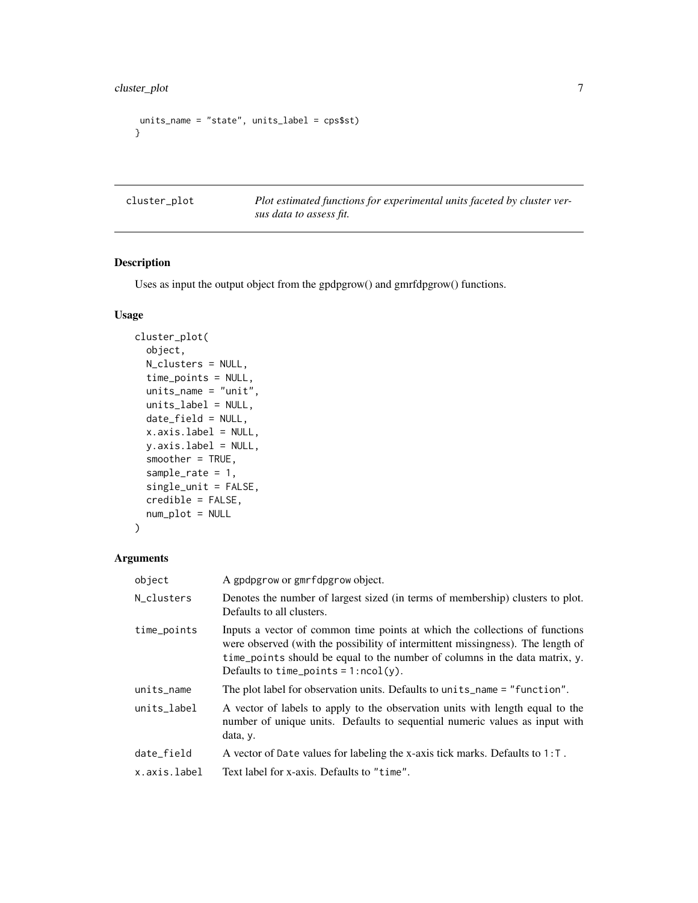```
 units_name = "state", units_label = cps$st)
}
```

---

cluster_plot — *Plot estimated functions for experimental units faceted by cluster versus data to assess fit.*

---

### Description

Uses as input the output object from the gpdpgrow() and gmrfdpgrow() functions.

### Usage

```
cluster_plot(
  object,
  N_clusters = NULL,
  time_points = NULL,
  units_name = "unit",
  units_label = NULL,
  date_field = NULL,
  x.axis.label = NULL,
  y.axis.label = NULL,
  smoother = TRUE,
  sample_rate = 1,
  single_unit = FALSE,
  credible = FALSE,
  num_plot = NULL
)
```

### Arguments

| | |
|---|---|
| `object` | A `gpdpgrow` or `gmrfdpgrow` object. |
| `N_clusters` | Denotes the number of largest sized (in terms of membership) clusters to plot. Defaults to all clusters. |
| `time_points` | Inputs a vector of common time points at which the collections of functions were observed (with the possibility of intermittent missingness). The length of `time_points` should be equal to the number of columns in the data matrix, `y`. Defaults to `time_points = 1:ncol(y)`. |
| `units_name` | The plot label for observation units. Defaults to `units_name = "function"`. |
| `units_label` | A vector of labels to apply to the observation units with length equal to the number of unique units. Defaults to sequential numeric values as input with data, `y`. |
| `date_field` | A vector of `Date` values for labeling the x-axis tick marks. Defaults to `1:T` . |
| `x.axis.label` | Text label for x-axis. Defaults to `"time"`. |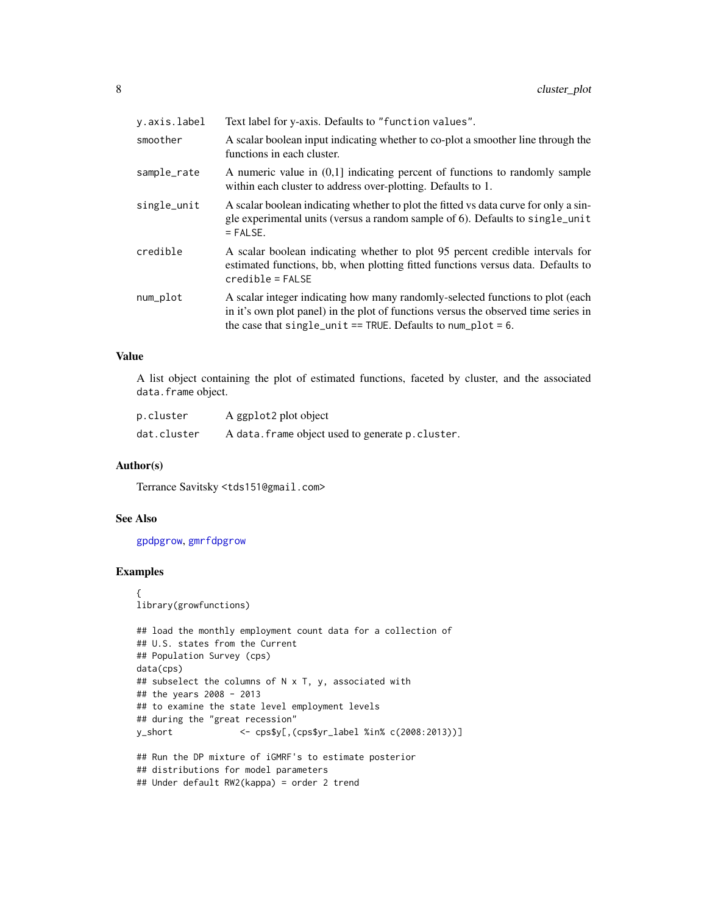| | |
|---|---|
| y.axis.label | Text label for y-axis. Defaults to "function values". |
| smoother | A scalar boolean input indicating whether to co-plot a smoother line through the functions in each cluster. |
| sample_rate | A numeric value in (0,1] indicating percent of functions to randomly sample within each cluster to address over-plotting. Defaults to 1. |
| single_unit | A scalar boolean indicating whether to plot the fitted vs data curve for only a single experimental units (versus a random sample of 6). Defaults to single_unit = FALSE. |
| credible | A scalar boolean indicating whether to plot 95 percent credible intervals for estimated functions, bb, when plotting fitted functions versus data. Defaults to credible = FALSE |
| num_plot | A scalar integer indicating how many randomly-selected functions to plot (each in it's own plot panel) in the plot of functions versus the observed time series in the case that single_unit == TRUE. Defaults to num_plot = 6. |

### Value

A list object containing the plot of estimated functions, faceted by cluster, and the associated data.frame object.

| | |
|---|---|
| p.cluster | A ggplot2 plot object |
| dat.cluster | A data.frame object used to generate p.cluster. |

### Author(s)

Terrance Savitsky <tds151@gmail.com>

### See Also

gpdpgrow, gmrfdpgrow

### Examples

```
{
library(growfunctions)

## load the monthly employment count data for a collection of
## U.S. states from the Current
## Population Survey (cps)
data(cps)
## subselect the columns of N x T, y, associated with
## the years 2008 - 2013
## to examine the state level employment levels
## during the "great recession"
y_short             <- cps$y[,(cps$yr_label %in% c(2008:2013))]

## Run the DP mixture of iGMRF's to estimate posterior
## distributions for model parameters
## Under default RW2(kappa) = order 2 trend
```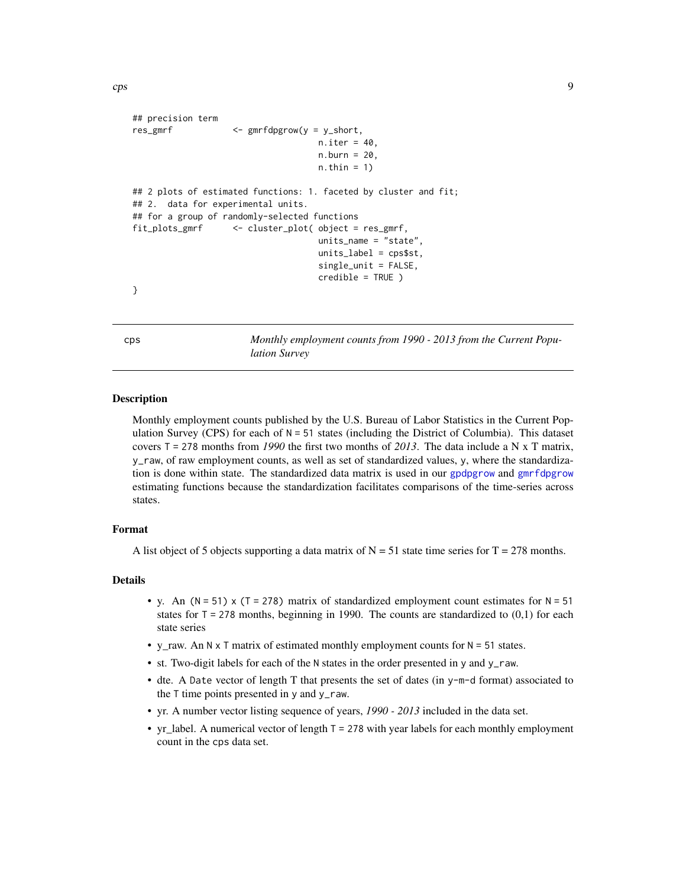```
## precision term
res_gmrf           <- gmrfdpgrow(y = y_short,
                                 n.iter = 40,
                                 n.burn = 20,
                                 n.thin = 1)

## 2 plots of estimated functions: 1. faceted by cluster and fit;
## 2.  data for experimental units.
## for a group of randomly-selected functions
fit_plots_gmrf     <- cluster_plot( object = res_gmrf,
                                 units_name = "state",
                                 units_label = cps$st,
                                 single_unit = FALSE,
                                 credible = TRUE )
}
```

## cps — *Monthly employment counts from 1990 - 2013 from the Current Population Survey*

### Description

Monthly employment counts published by the U.S. Bureau of Labor Statistics in the Current Population Survey (CPS) for each of `N = 51` states (including the District of Columbia). This dataset covers `T = 278` months from *1990* the first two months of *2013*. The data include a N x T matrix, `y_raw`, of raw employment counts, as well as set of standardized values, `y`, where the standardization is done within state. The standardized data matrix is used in our `gpdpgrow` and `gmrfdpgrow` estimating functions because the standardization facilitates comparisons of the time-series across states.

### Format

A list object of 5 objects supporting a data matrix of N = 51 state time series for T = 278 months.

### Details

- y. An `(N = 51) x (T = 278)` matrix of standardized employment count estimates for `N = 51` states for `T = 278` months, beginning in 1990. The counts are standardized to (0,1) for each state series
- y_raw. An `N x T` matrix of estimated monthly employment counts for `N = 51` states.
- st. Two-digit labels for each of the `N` states in the order presented in `y` and `y_raw`.
- dte. A `Date` vector of length T that presents the set of dates (in `y-m-d` format) associated to the `T` time points presented in `y` and `y_raw`.
- yr. A number vector listing sequence of years, *1990 - 2013* included in the data set.
- yr_label. A numerical vector of length `T = 278` with year labels for each monthly employment count in the `cps` data set.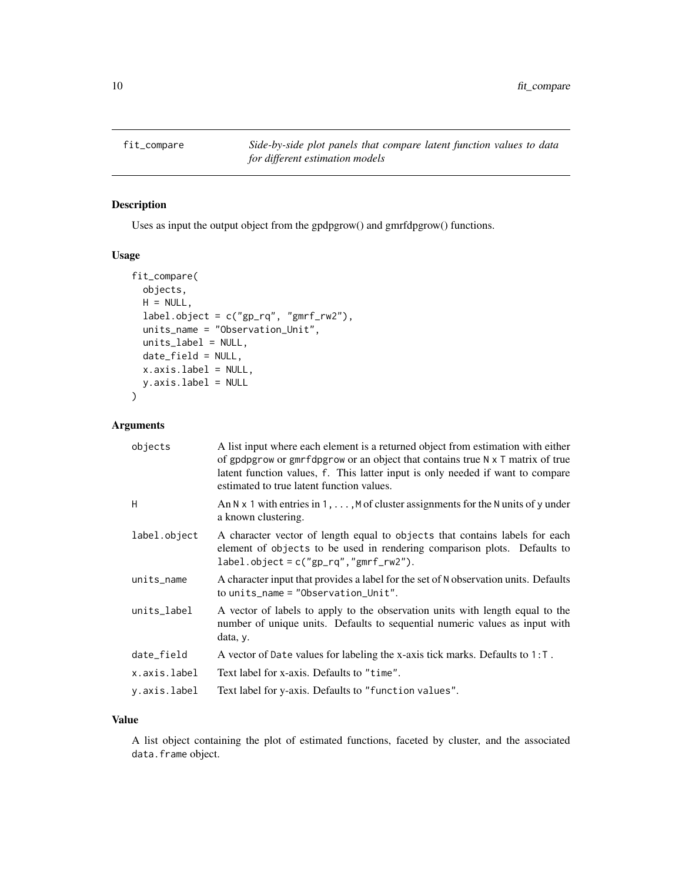## fit_compare

*Side-by-side plot panels that compare latent function values to data for different estimation models*

### Description

Uses as input the output object from the gpdpgrow() and gmrfdpgrow() functions.

### Usage

```
fit_compare(
  objects,
  H = NULL,
  label.object = c("gp_rq", "gmrf_rw2"),
  units_name = "Observation_Unit",
  units_label = NULL,
  date_field = NULL,
  x.axis.label = NULL,
  y.axis.label = NULL
)
```

### Arguments

| Argument | Description |
|---|---|
| `objects` | A list input where each element is a returned object from estimation with either of `gpdpgrow` or `gmrfdpgrow` or an object that contains true `N x T` matrix of true latent function values, `f`. This latter input is only needed if want to compare estimated to true latent function values. |
| `H` | An `N x 1` with entries in `1,...,M` of cluster assignments for the `N` units of `y` under a known clustering. |
| `label.object` | A character vector of length equal to `objects` that contains labels for each element of `objects` to be used in rendering comparison plots. Defaults to `label.object = c("gp_rq","gmrf_rw2")`. |
| `units_name` | A character input that provides a label for the set of `N` observation units. Defaults to `units_name = "Observation_Unit"`. |
| `units_label` | A vector of labels to apply to the observation units with length equal to the number of unique units. Defaults to sequential numeric values as input with data, `y`. |
| `date_field` | A vector of `Date` values for labeling the x-axis tick marks. Defaults to `1:T` . |
| `x.axis.label` | Text label for x-axis. Defaults to `"time"`. |
| `y.axis.label` | Text label for y-axis. Defaults to `"function values"`. |

### Value

A list object containing the plot of estimated functions, faceted by cluster, and the associated `data.frame` object.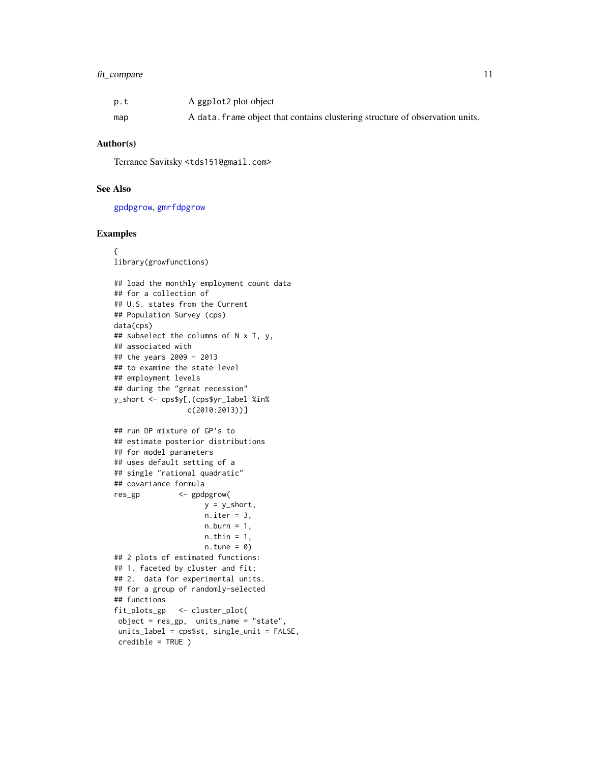| | |
|---|---|
| p.t | A ggplot2 plot object |
| map | A data.frame object that contains clustering structure of observation units. |

## Author(s)

Terrance Savitsky <tds151@gmail.com>

## See Also

gpdpgrow, gmrfdpgrow

## Examples

```
{
library(growfunctions)

## load the monthly employment count data
## for a collection of
## U.S. states from the Current
## Population Survey (cps)
data(cps)
## subselect the columns of N x T, y,
## associated with
## the years 2009 - 2013
## to examine the state level
## employment levels
## during the "great recession"
y_short <- cps$y[,(cps$yr_label %in%
                 c(2010:2013))]

## run DP mixture of GP's to
## estimate posterior distributions
## for model parameters
## uses default setting of a
## single "rational quadratic"
## covariance formula
res_gp         <- gpdpgrow(
                    y = y_short,
                    n.iter = 3,
                    n.burn = 1,
                    n.thin = 1,
                    n.tune = 0)
## 2 plots of estimated functions:
## 1. faceted by cluster and fit;
## 2.  data for experimental units.
## for a group of randomly-selected
## functions
fit_plots_gp   <- cluster_plot(
 object = res_gp,  units_name = "state",
 units_label = cps$st, single_unit = FALSE,
 credible = TRUE )
```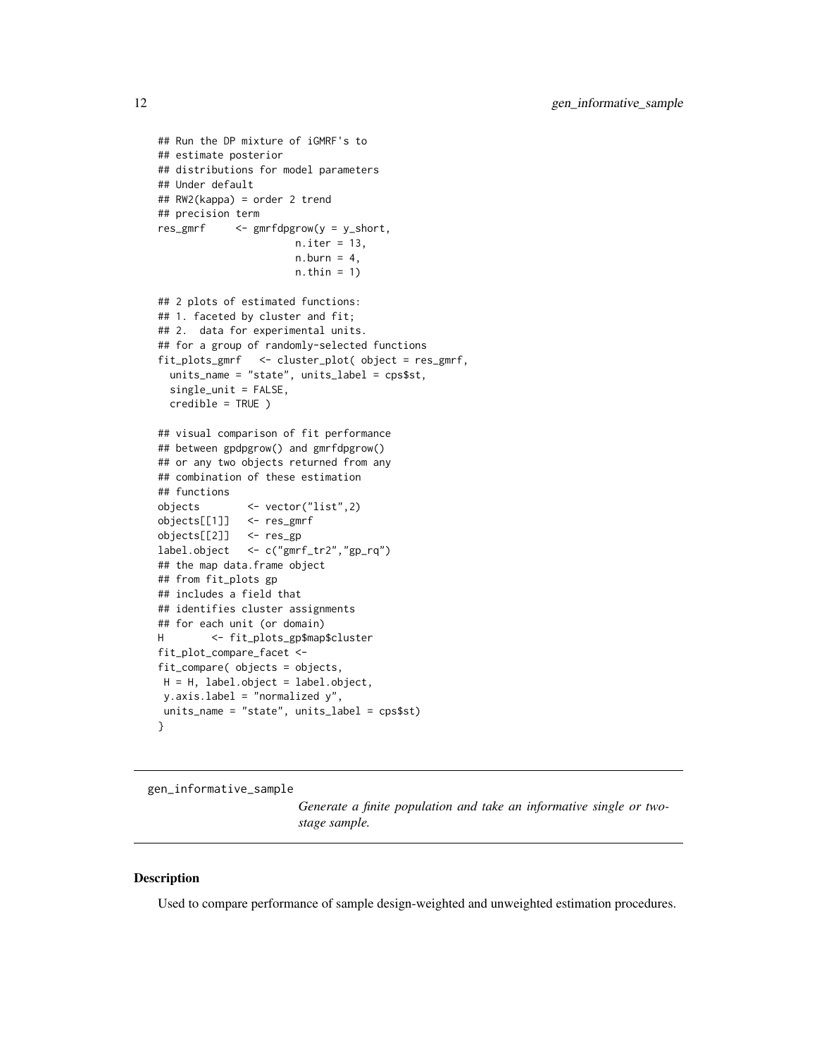```
## Run the DP mixture of iGMRF's to
## estimate posterior
## distributions for model parameters
## Under default
## RW2(kappa) = order 2 trend
## precision term
res_gmrf     <- gmrfdpgrow(y = y_short,
                      n.iter = 13,
                      n.burn = 4,
                      n.thin = 1)

## 2 plots of estimated functions:
## 1. faceted by cluster and fit;
## 2.  data for experimental units.
## for a group of randomly-selected functions
fit_plots_gmrf   <- cluster_plot( object = res_gmrf,
  units_name = "state", units_label = cps$st,
  single_unit = FALSE,
  credible = TRUE )

## visual comparison of fit performance
## between gpdpgrow() and gmrfdpgrow()
## or any two objects returned from any
## combination of these estimation
## functions
objects        <- vector("list",2)
objects[[1]]   <- res_gmrf
objects[[2]]   <- res_gp
label.object   <- c("gmrf_tr2","gp_rq")
## the map data.frame object
## from fit_plots gp
## includes a field that
## identifies cluster assignments
## for each unit (or domain)
H        <- fit_plots_gp$map$cluster
fit_plot_compare_facet <-
fit_compare( objects = objects,
 H = H, label.object = label.object,
 y.axis.label = "normalized y",
 units_name = "state", units_label = cps$st)
}
```

---

gen_informative_sample    *Generate a finite population and take an informative single or two-stage sample.*

---

### Description

Used to compare performance of sample design-weighted and unweighted estimation procedures.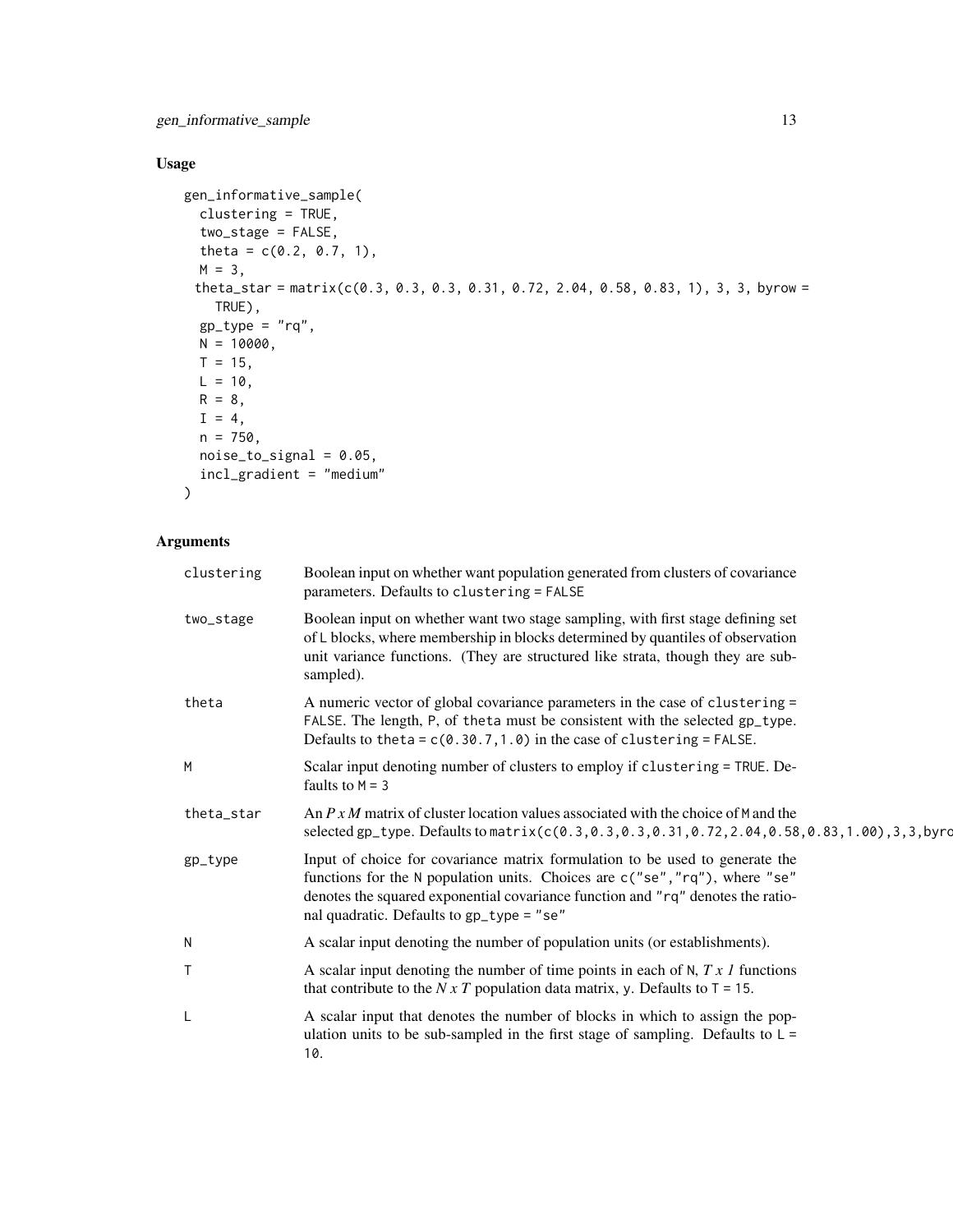### Usage

```
gen_informative_sample(
  clustering = TRUE,
  two_stage = FALSE,
  theta = c(0.2, 0.7, 1),
  M = 3,
  theta_star = matrix(c(0.3, 0.3, 0.3, 0.31, 0.72, 2.04, 0.58, 0.83, 1), 3, 3, byrow =
    TRUE),
  gp_type = "rq",
  N = 10000,
  T = 15,
  L = 10,
  R = 8,
  I = 4,
  n = 750,
  noise_to_signal = 0.05,
  incl_gradient = "medium"
)
```

### Arguments

| | |
|---|---|
| `clustering` | Boolean input on whether want population generated from clusters of covariance parameters. Defaults to `clustering = FALSE` |
| `two_stage` | Boolean input on whether want two stage sampling, with first stage defining set of `L` blocks, where membership in blocks determined by quantiles of observation unit variance functions. (They are structured like strata, though they are sub-sampled). |
| `theta` | A numeric vector of global covariance parameters in the case of `clustering = FALSE`. The length, `P`, of `theta` must be consistent with the selected `gp_type`. Defaults to `theta = c(0.30.7,1.0)` in the case of `clustering = FALSE`. |
| `M` | Scalar input denoting number of clusters to employ if `clustering = TRUE`. Defaults to `M = 3` |
| `theta_star` | An *P x M* matrix of cluster location values associated with the choice of `M` and the selected `gp_type`. Defaults to `matrix(c(0.3,0.3,0.3,0.31,0.72,2.04,0.58,0.83,1.00),3,3,byro` |
| `gp_type` | Input of choice for covariance matrix formulation to be used to generate the functions for the `N` population units. Choices are `c("se","rq")`, where `"se"` denotes the squared exponential covariance function and `"rq"` denotes the rational quadratic. Defaults to `gp_type = "se"` |
| `N` | A scalar input denoting the number of population units (or establishments). |
| `T` | A scalar input denoting the number of time points in each of `N`, *T x 1* functions that contribute to the *N x T* population data matrix, `y`. Defaults to `T = 15`. |
| `L` | A scalar input that denotes the number of blocks in which to assign the population units to be sub-sampled in the first stage of sampling. Defaults to `L = 10`. |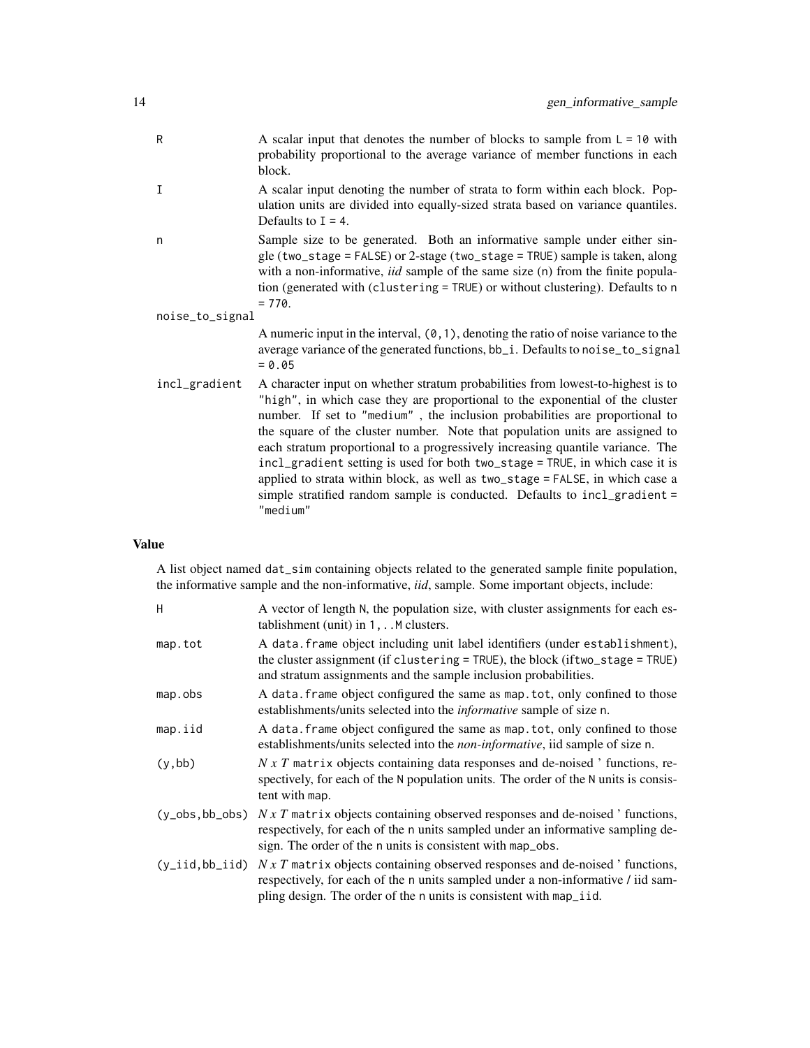- **R** — A scalar input that denotes the number of blocks to sample from `L = 10` with probability proportional to the average variance of member functions in each block.
- **I** — A scalar input denoting the number of strata to form within each block. Population units are divided into equally-sized strata based on variance quantiles. Defaults to `I = 4`.
- **n** — Sample size to be generated. Both an informative sample under either single (`two_stage = FALSE`) or 2-stage (`two_stage = TRUE`) sample is taken, along with a non-informative, *iid* sample of the same size (`n`) from the finite population (generated with (`clustering = TRUE`) or without clustering). Defaults to `n = 770`.
- **noise_to_signal** — A numeric input in the interval, `(0,1)`, denoting the ratio of noise variance to the average variance of the generated functions, `bb_i`. Defaults to `noise_to_signal = 0.05`
- **incl_gradient** — A character input on whether stratum probabilities from lowest-to-highest is to `"high"`, in which case they are proportional to the exponential of the cluster number. If set to `"medium"` , the inclusion probabilities are proportional to the square of the cluster number. Note that population units are assigned to each stratum proportional to a progressively increasing quantile variance. The `incl_gradient` setting is used for both `two_stage = TRUE`, in which case it is applied to strata within block, as well as `two_stage = FALSE`, in which case a simple stratified random sample is conducted. Defaults to `incl_gradient = "medium"`

## Value

A list object named `dat_sim` containing objects related to the generated sample finite population, the informative sample and the non-informative, *iid*, sample. Some important objects, include:

- **H** — A vector of length `N`, the population size, with cluster assignments for each establishment (unit) in `1,..M` clusters.
- **map.tot** — A `data.frame` object including unit label identifiers (under `establishment`), the cluster assignment (if `clustering = TRUE`), the block (if`two_stage = TRUE`) and stratum assignments and the sample inclusion probabilities.
- **map.obs** — A `data.frame` object configured the same as `map.tot`, only confined to those establishments/units selected into the *informative* sample of size `n`.
- **map.iid** — A `data.frame` object configured the same as `map.tot`, only confined to those establishments/units selected into the *non-informative*, iid sample of size `n`.
- **(y,bb)** — *N x T* `matrix` objects containing data responses and de-noised ' functions, respectively, for each of the `N` population units. The order of the `N` units is consistent with `map`.
- **(y_obs,bb_obs)** — *N x T* `matrix` objects containing observed responses and de-noised ' functions, respectively, for each of the `n` units sampled under an informative sampling design. The order of the `n` units is consistent with `map_obs`.
- **(y_iid,bb_iid)** — *N x T* `matrix` objects containing observed responses and de-noised ' functions, respectively, for each of the `n` units sampled under a non-informative / iid sampling design. The order of the `n` units is consistent with `map_iid`.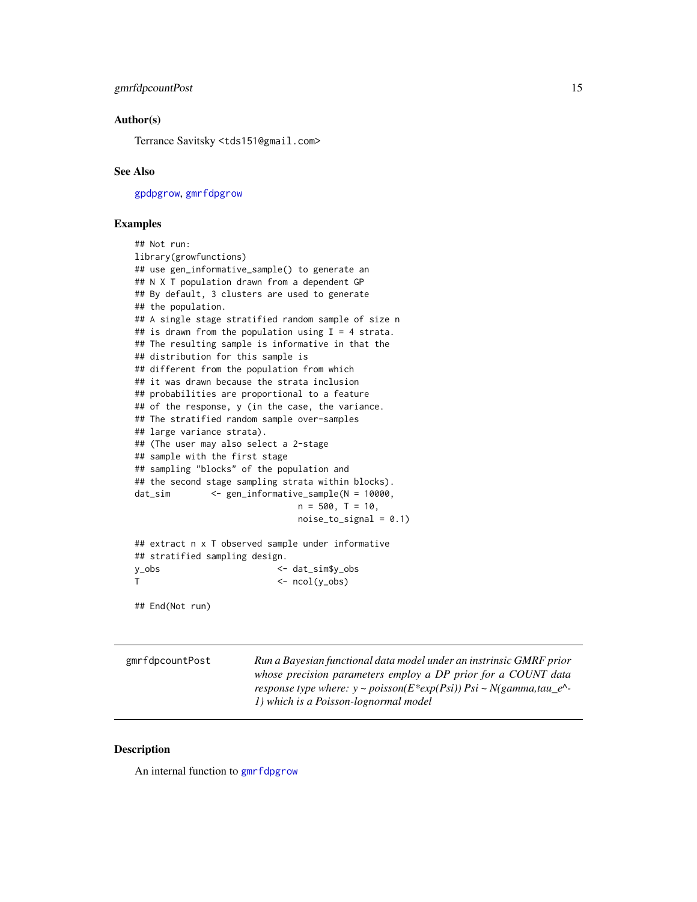### Author(s)

Terrance Savitsky <tds151@gmail.com>

### See Also

gpdpgrow, gmrfdpgrow

### Examples

```
## Not run:
library(growfunctions)
## use gen_informative_sample() to generate an
## N X T population drawn from a dependent GP
## By default, 3 clusters are used to generate
## the population.
## A single stage stratified random sample of size n
## is drawn from the population using I = 4 strata.
## The resulting sample is informative in that the
## distribution for this sample is
## different from the population from which
## it was drawn because the strata inclusion
## probabilities are proportional to a feature
## of the response, y (in the case, the variance.
## The stratified random sample over-samples
## large variance strata).
## (The user may also select a 2-stage
## sample with the first stage
## sampling "blocks" of the population and
## the second stage sampling strata within blocks).
dat_sim        <- gen_informative_sample(N = 10000,
                                n = 500, T = 10,
                                noise_to_signal = 0.1)

## extract n x T observed sample under informative
## stratified sampling design.
y_obs                    <- dat_sim$y_obs
T                        <- ncol(y_obs)

## End(Not run)
```

---

## gmrfdpcountPost

*Run a Bayesian functional data model under an instrinsic GMRF prior whose precision parameters employ a DP prior for a COUNT data response type where: y ~ poisson(E*exp(Psi)) Psi ~ N(gamma,tau_e^-1) which is a Poisson-lognormal model*

### Description

An internal function to gmrfdpgrow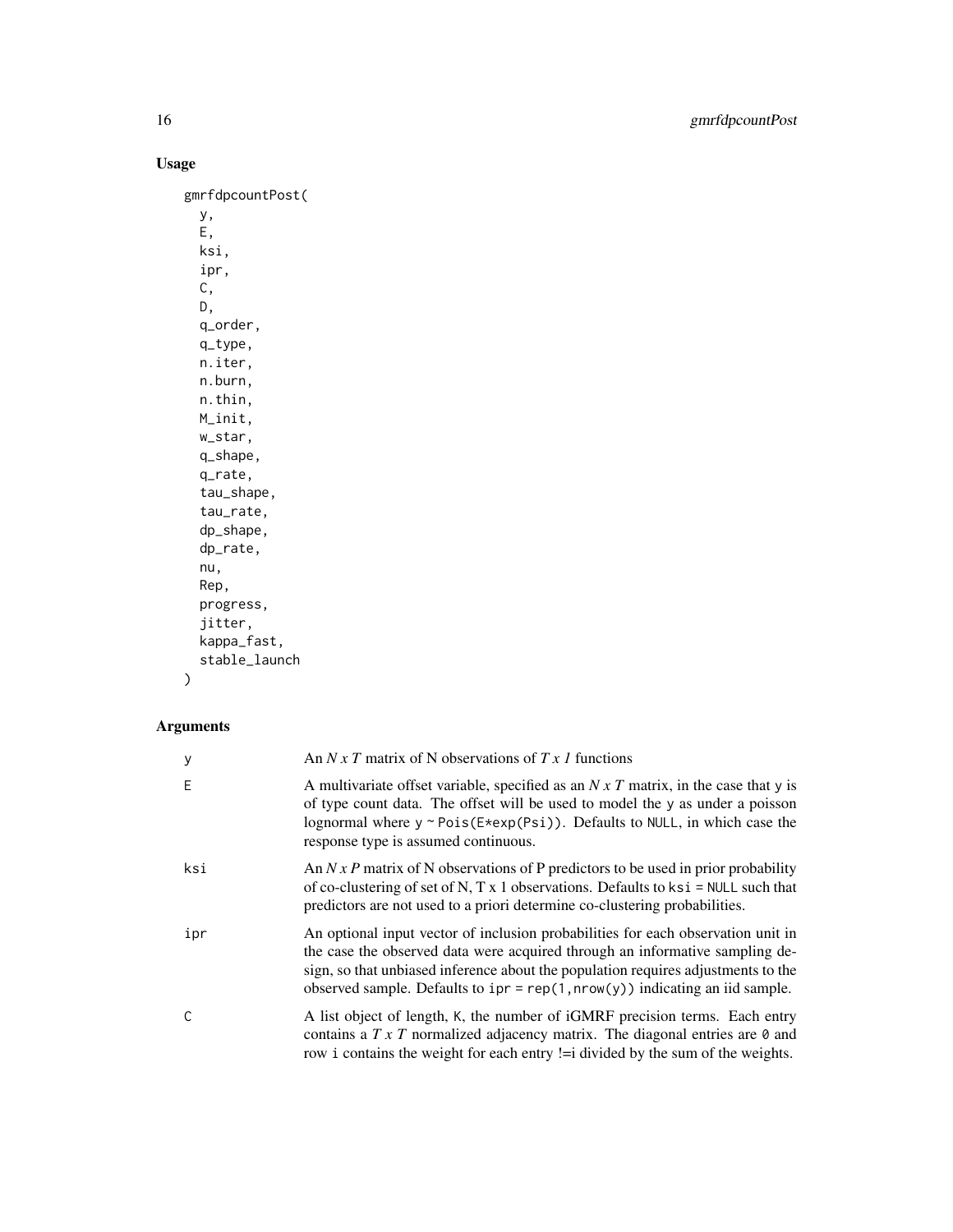## Usage

```
gmrfdpcountPost(
  y,
  E,
  ksi,
  ipr,
  C,
  D,
  q_order,
  q_type,
  n.iter,
  n.burn,
  n.thin,
  M_init,
  w_star,
  q_shape,
  q_rate,
  tau_shape,
  tau_rate,
  dp_shape,
  dp_rate,
  nu,
  Rep,
  progress,
  jitter,
  kappa_fast,
  stable_launch
)
```

## Arguments

| | |
|---|---|
| y | An *N x T* matrix of N observations of *T x 1* functions |
| E | A multivariate offset variable, specified as an *N x T* matrix, in the case that y is of type count data. The offset will be used to model the y as under a poisson lognormal where y ~ Pois(E*exp(Psi)). Defaults to NULL, in which case the response type is assumed continuous. |
| ksi | An *N x P* matrix of N observations of P predictors to be used in prior probability of co-clustering of set of N, T x 1 observations. Defaults to ksi = NULL such that predictors are not used to a priori determine co-clustering probabilities. |
| ipr | An optional input vector of inclusion probabilities for each observation unit in the case the observed data were acquired through an informative sampling design, so that unbiased inference about the population requires adjustments to the observed sample. Defaults to ipr = rep(1,nrow(y)) indicating an iid sample. |
| C | A list object of length, K, the number of iGMRF precision terms. Each entry contains a *T x T* normalized adjacency matrix. The diagonal entries are 0 and row i contains the weight for each entry !=i divided by the sum of the weights. |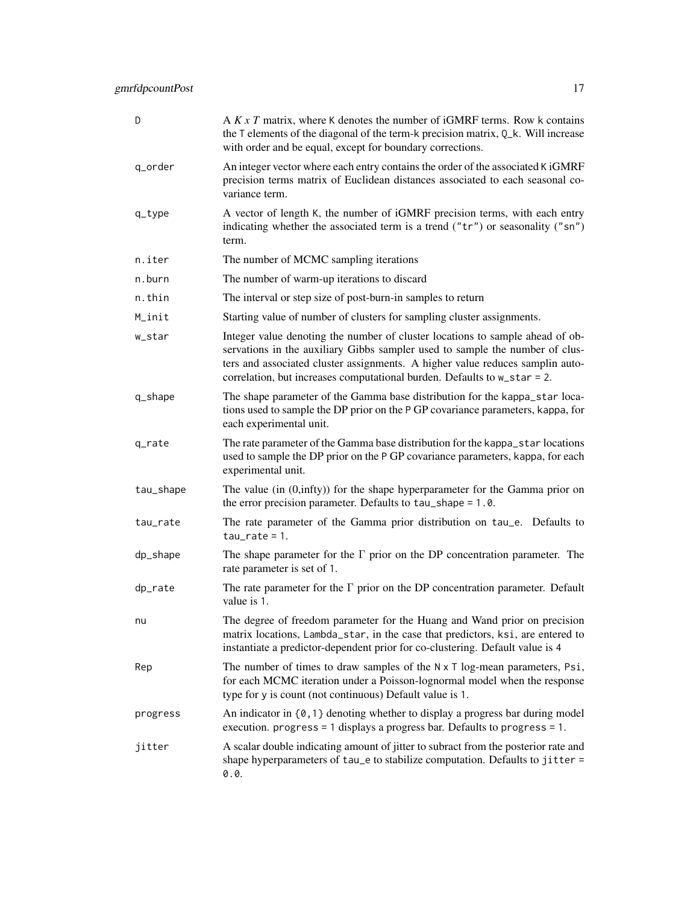| | |
|---|---|
| D | A *K x T* matrix, where K denotes the number of iGMRF terms. Row k contains the T elements of the diagonal of the term-k precision matrix, Q_k. Will increase with order and be equal, except for boundary corrections. |
| q_order | An integer vector where each entry contains the order of the associated K iGMRF precision terms matrix of Euclidean distances associated to each seasonal covariance term. |
| q_type | A vector of length K, the number of iGMRF precision terms, with each entry indicating whether the associated term is a trend ("tr") or seasonality ("sn") term. |
| n.iter | The number of MCMC sampling iterations |
| n.burn | The number of warm-up iterations to discard |
| n.thin | The interval or step size of post-burn-in samples to return |
| M_init | Starting value of number of clusters for sampling cluster assignments. |
| w_star | Integer value denoting the number of cluster locations to sample ahead of observations in the auxiliary Gibbs sampler used to sample the number of clusters and associated cluster assignments. A higher value reduces samplin autocorrelation, but increases computational burden. Defaults to w_star = 2. |
| q_shape | The shape parameter of the Gamma base distribution for the kappa_star locations used to sample the DP prior on the P GP covariance parameters, kappa, for each experimental unit. |
| q_rate | The rate parameter of the Gamma base distribution for the kappa_star locations used to sample the DP prior on the P GP covariance parameters, kappa, for each experimental unit. |
| tau_shape | The value (in (0,infty)) for the shape hyperparameter for the Gamma prior on the error precision parameter. Defaults to tau_shape = 1.0. |
| tau_rate | The rate parameter of the Gamma prior distribution on tau_e. Defaults to tau_rate = 1. |
| dp_shape | The shape parameter for the $\Gamma$ prior on the DP concentration parameter. The rate parameter is set of 1. |
| dp_rate | The rate parameter for the $\Gamma$ prior on the DP concentration parameter. Default value is 1. |
| nu | The degree of freedom parameter for the Huang and Wand prior on precision matrix locations, Lambda_star, in the case that predictors, ksi, are entered to instantiate a predictor-dependent prior for co-clustering. Default value is 4 |
| Rep | The number of times to draw samples of the N x T log-mean parameters, Psi, for each MCMC iteration under a Poisson-lognormal model when the response type for y is count (not continuous) Default value is 1. |
| progress | An indicator in {0,1} denoting whether to display a progress bar during model execution. progress = 1 displays a progress bar. Defaults to progress = 1. |
| jitter | A scalar double indicating amount of jitter to subract from the posterior rate and shape hyperparameters of tau_e to stabilize computation. Defaults to jitter = 0.0. |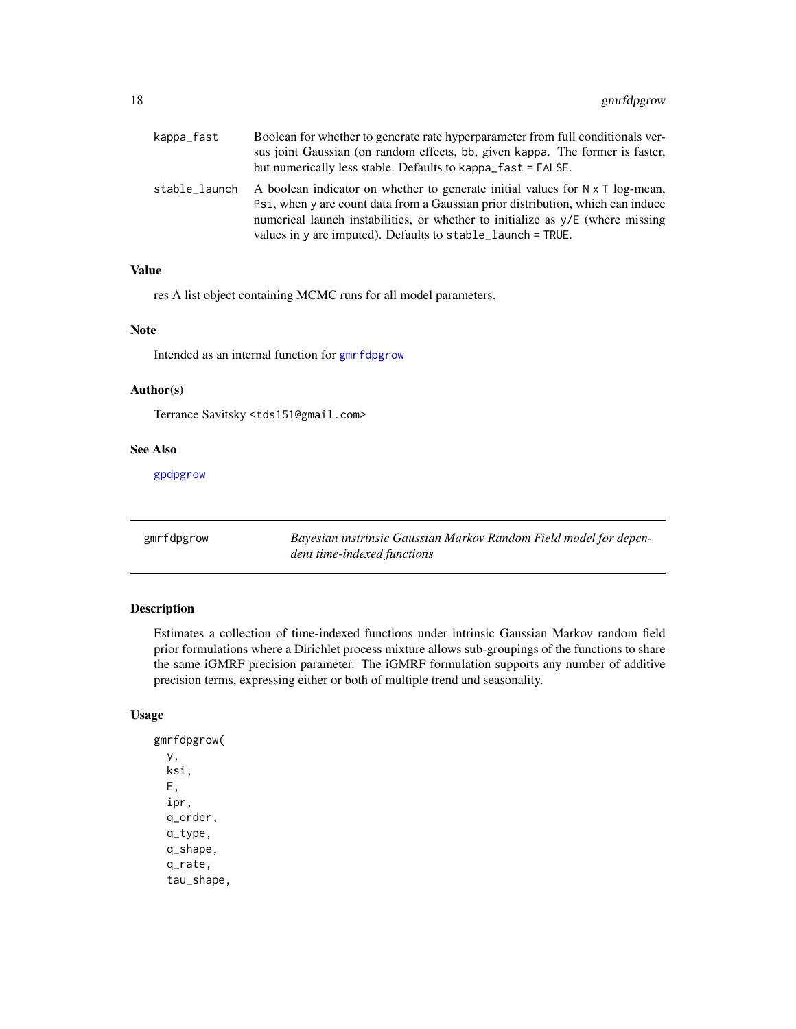| | |
|---|---|
| kappa_fast | Boolean for whether to generate rate hyperparameter from full conditionals versus joint Gaussian (on random effects, bb, given kappa. The former is faster, but numerically less stable. Defaults to kappa_fast = FALSE. |
| stable_launch | A boolean indicator on whether to generate initial values for N x T log-mean, Psi, when y are count data from a Gaussian prior distribution, which can induce numerical launch instabilities, or whether to initialize as y/E (where missing values in y are imputed). Defaults to stable_launch = TRUE. |

### Value

res A list object containing MCMC runs for all model parameters.

### Note

Intended as an internal function for gmrfdpgrow

### Author(s)

Terrance Savitsky <tds151@gmail.com>

### See Also

gpdpgrow

---

## gmrfdpgrow — *Bayesian instrinsic Gaussian Markov Random Field model for dependent time-indexed functions*

---

### Description

Estimates a collection of time-indexed functions under intrinsic Gaussian Markov random field prior formulations where a Dirichlet process mixture allows sub-groupings of the functions to share the same iGMRF precision parameter. The iGMRF formulation supports any number of additive precision terms, expressing either or both of multiple trend and seasonality.

### Usage

```
gmrfdpgrow(
  y,
  ksi,
  E,
  ipr,
  q_order,
  q_type,
  q_shape,
  q_rate,
  tau_shape,
```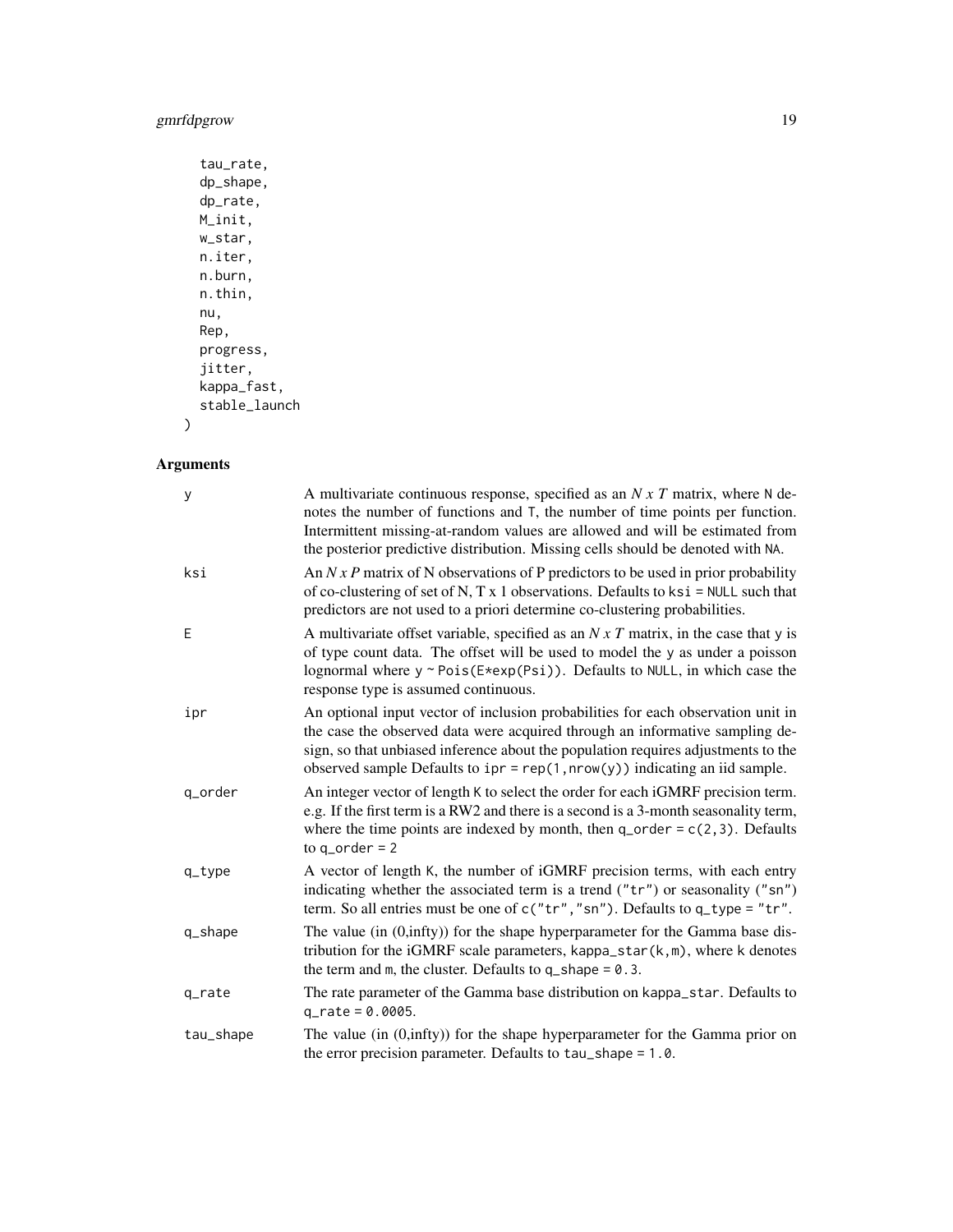```
  tau_rate,
  dp_shape,
  dp_rate,
  M_init,
  w_star,
  n.iter,
  n.burn,
  n.thin,
  nu,
  Rep,
  progress,
  jitter,
  kappa_fast,
  stable_launch
)
```

## Arguments

| | |
|---|---|
| y | A multivariate continuous response, specified as an *N x T* matrix, where N denotes the number of functions and T, the number of time points per function. Intermittent missing-at-random values are allowed and will be estimated from the posterior predictive distribution. Missing cells should be denoted with NA. |
| ksi | An *N x P* matrix of N observations of P predictors to be used in prior probability of co-clustering of set of N, T x 1 observations. Defaults to ksi = NULL such that predictors are not used to a priori determine co-clustering probabilities. |
| E | A multivariate offset variable, specified as an *N x T* matrix, in the case that y is of type count data. The offset will be used to model the y as under a poisson lognormal where y ~ Pois(E*exp(Psi)). Defaults to NULL, in which case the response type is assumed continuous. |
| ipr | An optional input vector of inclusion probabilities for each observation unit in the case the observed data were acquired through an informative sampling design, so that unbiased inference about the population requires adjustments to the observed sample Defaults to ipr = rep(1,nrow(y)) indicating an iid sample. |
| q_order | An integer vector of length K to select the order for each iGMRF precision term. e.g. If the first term is a RW2 and there is a second is a 3-month seasonality term, where the time points are indexed by month, then q_order = c(2,3). Defaults to q_order = 2 |
| q_type | A vector of length K, the number of iGMRF precision terms, with each entry indicating whether the associated term is a trend ("tr") or seasonality ("sn") term. So all entries must be one of c("tr","sn"). Defaults to q_type = "tr". |
| q_shape | The value (in (0,infty)) for the shape hyperparameter for the Gamma base distribution for the iGMRF scale parameters, kappa_star(k,m), where k denotes the term and m, the cluster. Defaults to q_shape = 0.3. |
| q_rate | The rate parameter of the Gamma base distribution on kappa_star. Defaults to q_rate = 0.0005. |
| tau_shape | The value (in (0,infty)) for the shape hyperparameter for the Gamma prior on the error precision parameter. Defaults to tau_shape = 1.0. |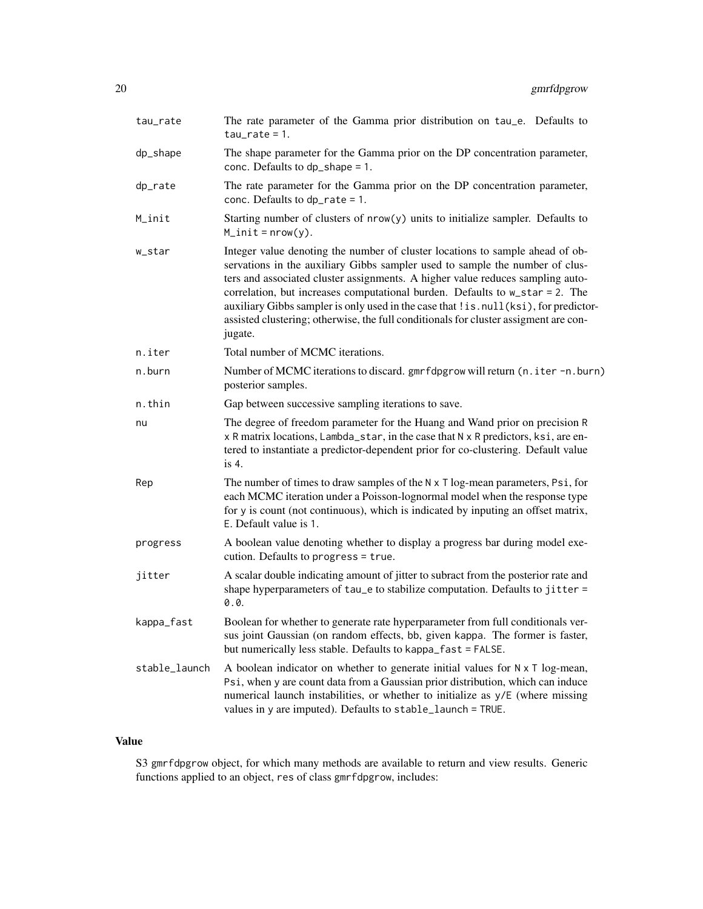| | |
|---|---|
| tau_rate | The rate parameter of the Gamma prior distribution on tau_e. Defaults to tau_rate = 1. |
| dp_shape | The shape parameter for the Gamma prior on the DP concentration parameter, conc. Defaults to dp_shape = 1. |
| dp_rate | The rate parameter for the Gamma prior on the DP concentration parameter, conc. Defaults to dp_rate = 1. |
| M_init | Starting number of clusters of nrow(y) units to initialize sampler. Defaults to M_init = nrow(y). |
| w_star | Integer value denoting the number of cluster locations to sample ahead of observations in the auxiliary Gibbs sampler used to sample the number of clusters and associated cluster assignments. A higher value reduces sampling autocorrelation, but increases computational burden. Defaults to w_star = 2. The auxiliary Gibbs sampler is only used in the case that !is.null(ksi), for predictor-assisted clustering; otherwise, the full conditionals for cluster assigment are conjugate. |
| n.iter | Total number of MCMC iterations. |
| n.burn | Number of MCMC iterations to discard. gmrfdpgrow will return (n.iter -n.burn) posterior samples. |
| n.thin | Gap between successive sampling iterations to save. |
| nu | The degree of freedom parameter for the Huang and Wand prior on precision R x R matrix locations, Lambda_star, in the case that N x R predictors, ksi, are entered to instantiate a predictor-dependent prior for co-clustering. Default value is 4. |
| Rep | The number of times to draw samples of the N x T log-mean parameters, Psi, for each MCMC iteration under a Poisson-lognormal model when the response type for y is count (not continuous), which is indicated by inputing an offset matrix, E. Default value is 1. |
| progress | A boolean value denoting whether to display a progress bar during model execution. Defaults to progress = true. |
| jitter | A scalar double indicating amount of jitter to subract from the posterior rate and shape hyperparameters of tau_e to stabilize computation. Defaults to jitter = 0.0. |
| kappa_fast | Boolean for whether to generate rate hyperparameter from full conditionals versus joint Gaussian (on random effects, bb, given kappa. The former is faster, but numerically less stable. Defaults to kappa_fast = FALSE. |
| stable_launch | A boolean indicator on whether to generate initial values for N x T log-mean, Psi, when y are count data from a Gaussian prior distribution, which can induce numerical launch instabilities, or whether to initialize as y/E (where missing values in y are imputed). Defaults to stable_launch = TRUE. |

## Value

S3 gmrfdpgrow object, for which many methods are available to return and view results. Generic functions applied to an object, res of class gmrfdpgrow, includes: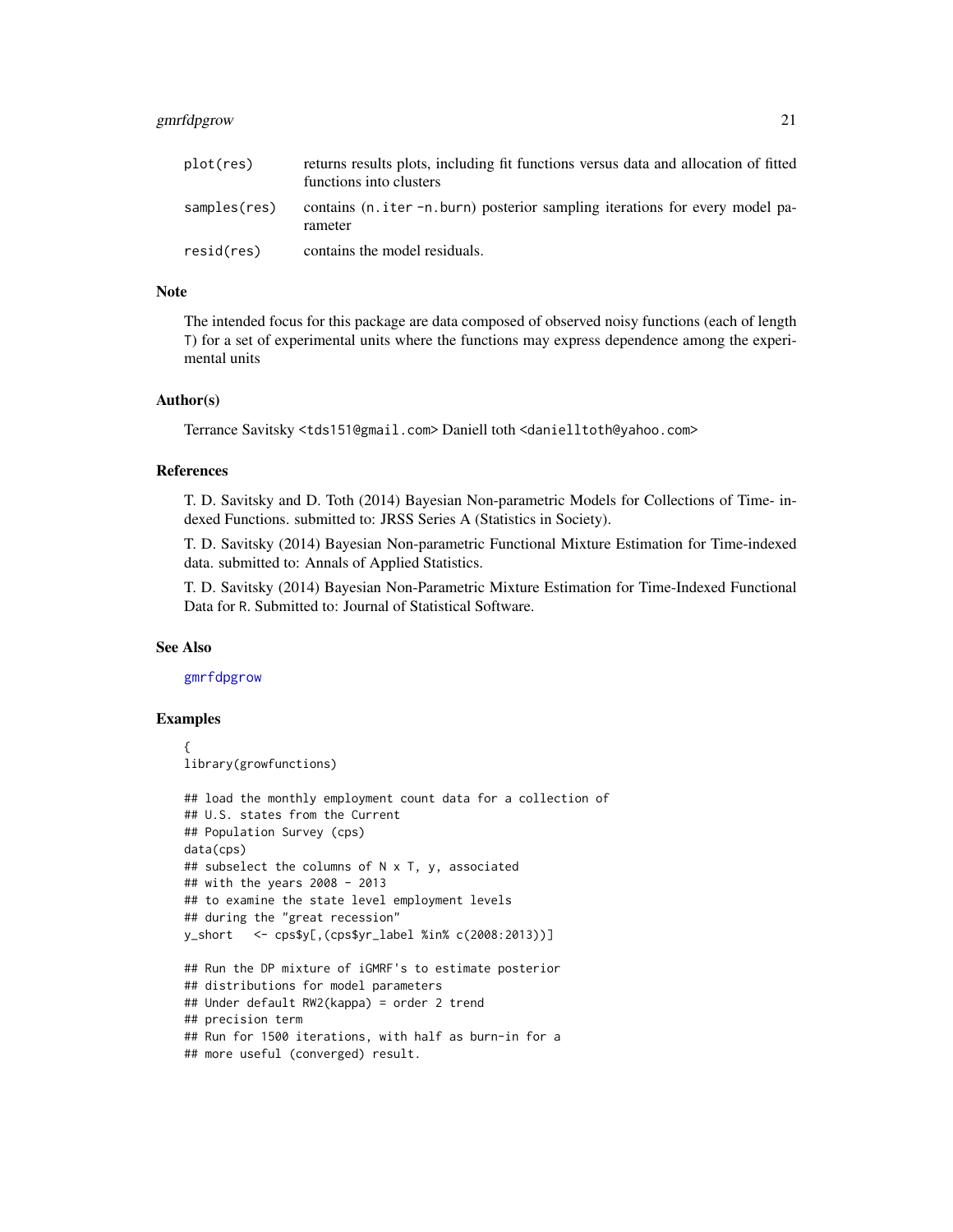| | |
|---|---|
| `plot(res)` | returns results plots, including fit functions versus data and allocation of fitted functions into clusters |
| `samples(res)` | contains (`n.iter -n.burn`) posterior sampling iterations for every model parameter |
| `resid(res)` | contains the model residuals. |

## Note

The intended focus for this package are data composed of observed noisy functions (each of length T) for a set of experimental units where the functions may express dependence among the experimental units

## Author(s)

Terrance Savitsky <tds151@gmail.com> Daniell toth <danielltoth@yahoo.com>

## References

T. D. Savitsky and D. Toth (2014) Bayesian Non-parametric Models for Collections of Time- indexed Functions. submitted to: JRSS Series A (Statistics in Society).

T. D. Savitsky (2014) Bayesian Non-parametric Functional Mixture Estimation for Time-indexed data. submitted to: Annals of Applied Statistics.

T. D. Savitsky (2014) Bayesian Non-Parametric Mixture Estimation for Time-Indexed Functional Data for R. Submitted to: Journal of Statistical Software.

## See Also

gmrfdpgrow

## Examples

```
{
library(growfunctions)

## load the monthly employment count data for a collection of
## U.S. states from the Current
## Population Survey (cps)
data(cps)
## subselect the columns of N x T, y, associated
## with the years 2008 - 2013
## to examine the state level employment levels
## during the "great recession"
y_short   <- cps$y[,(cps$yr_label %in% c(2008:2013))]

## Run the DP mixture of iGMRF's to estimate posterior
## distributions for model parameters
## Under default RW2(kappa) = order 2 trend
## precision term
## Run for 1500 iterations, with half as burn-in for a
## more useful (converged) result.
```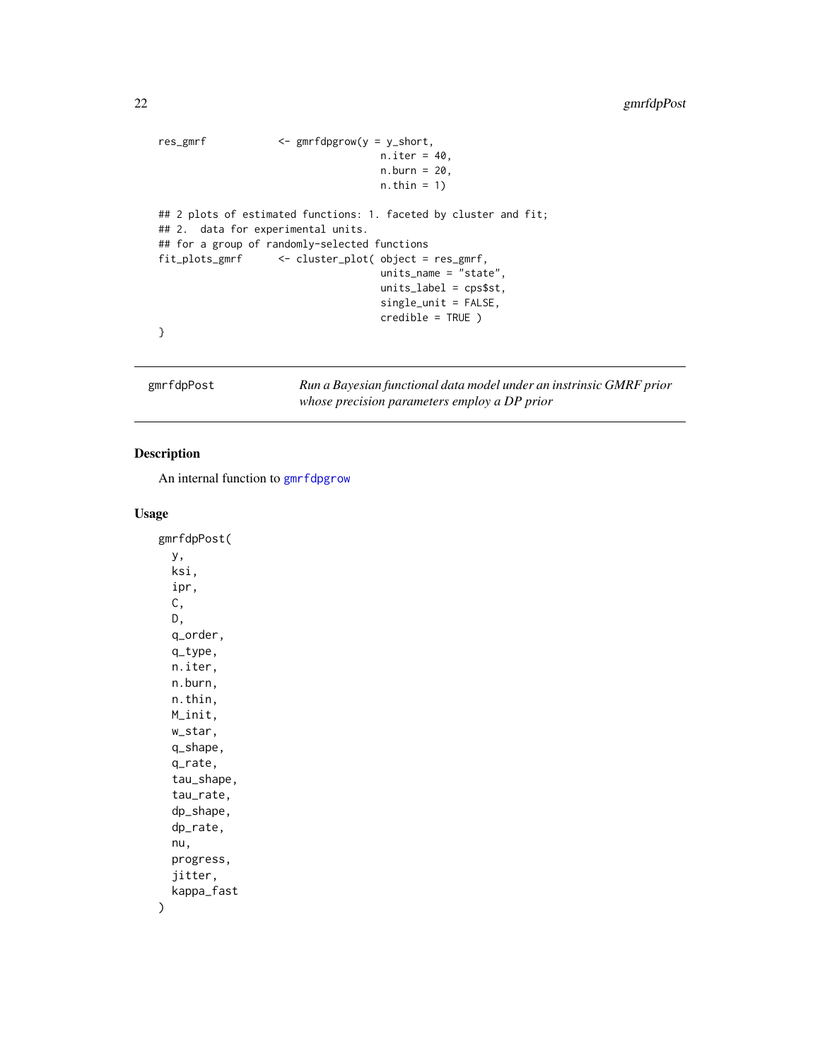```
res_gmrf           <- gmrfdpgrow(y = y_short,
                                 n.iter = 40,
                                 n.burn = 20,
                                 n.thin = 1)

## 2 plots of estimated functions: 1. faceted by cluster and fit;
## 2.  data for experimental units.
## for a group of randomly-selected functions
fit_plots_gmrf      <- cluster_plot( object = res_gmrf,
                                 units_name = "state",
                                 units_label = cps$st,
                                 single_unit = FALSE,
                                 credible = TRUE )
}
```

---

gmrfdpPost — *Run a Bayesian functional data model under an instrinsic GMRF prior whose precision parameters employ a DP prior*

---

## Description

An internal function to gmrfdpgrow

## Usage

```
gmrfdpPost(
  y,
  ksi,
  ipr,
  C,
  D,
  q_order,
  q_type,
  n.iter,
  n.burn,
  n.thin,
  M_init,
  w_star,
  q_shape,
  q_rate,
  tau_shape,
  tau_rate,
  dp_shape,
  dp_rate,
  nu,
  progress,
  jitter,
  kappa_fast
)
```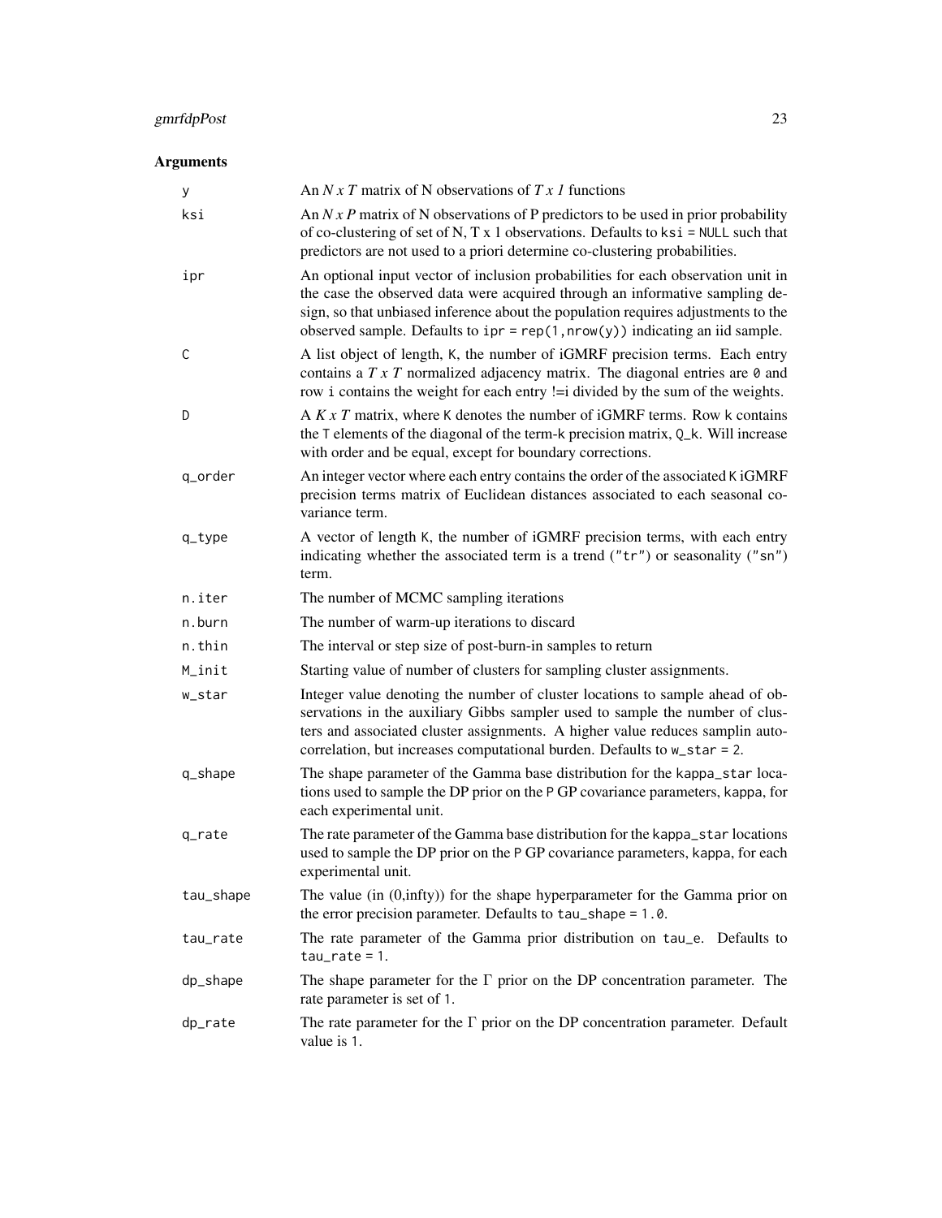## Arguments

| | |
|---|---|
| `y` | An $N$ x $T$ matrix of N observations of $T$ x $1$ functions |
| `ksi` | An $N$ x $P$ matrix of N observations of P predictors to be used in prior probability of co-clustering of set of N, T x 1 observations. Defaults to `ksi = NULL` such that predictors are not used to a priori determine co-clustering probabilities. |
| `ipr` | An optional input vector of inclusion probabilities for each observation unit in the case the observed data were acquired through an informative sampling design, so that unbiased inference about the population requires adjustments to the observed sample. Defaults to `ipr = rep(1,nrow(y))` indicating an iid sample. |
| `C` | A list object of length, K, the number of iGMRF precision terms. Each entry contains a $T$ x $T$ normalized adjacency matrix. The diagonal entries are `0` and row `i` contains the weight for each entry !=i divided by the sum of the weights. |
| `D` | A $K$ x $T$ matrix, where `K` denotes the number of iGMRF terms. Row `k` contains the `T` elements of the diagonal of the term-k precision matrix, `Q_k`. Will increase with order and be equal, except for boundary corrections. |
| `q_order` | An integer vector where each entry contains the order of the associated `K` iGMRF precision terms matrix of Euclidean distances associated to each seasonal covariance term. |
| `q_type` | A vector of length `K`, the number of iGMRF precision terms, with each entry indicating whether the associated term is a trend (`"tr"`) or seasonality (`"sn"`) term. |
| `n.iter` | The number of MCMC sampling iterations |
| `n.burn` | The number of warm-up iterations to discard |
| `n.thin` | The interval or step size of post-burn-in samples to return |
| `M_init` | Starting value of number of clusters for sampling cluster assignments. |
| `w_star` | Integer value denoting the number of cluster locations to sample ahead of observations in the auxiliary Gibbs sampler used to sample the number of clusters and associated cluster assignments. A higher value reduces samplin autocorrelation, but increases computational burden. Defaults to `w_star = 2`. |
| `q_shape` | The shape parameter of the Gamma base distribution for the `kappa_star` locations used to sample the DP prior on the `P` GP covariance parameters, `kappa`, for each experimental unit. |
| `q_rate` | The rate parameter of the Gamma base distribution for the `kappa_star` locations used to sample the DP prior on the `P` GP covariance parameters, `kappa`, for each experimental unit. |
| `tau_shape` | The value (in (0,infty)) for the shape hyperparameter for the Gamma prior on the error precision parameter. Defaults to `tau_shape = 1.0`. |
| `tau_rate` | The rate parameter of the Gamma prior distribution on `tau_e`. Defaults to `tau_rate = 1`. |
| `dp_shape` | The shape parameter for the $\Gamma$ prior on the DP concentration parameter. The rate parameter is set of `1`. |
| `dp_rate` | The rate parameter for the $\Gamma$ prior on the DP concentration parameter. Default value is `1`. |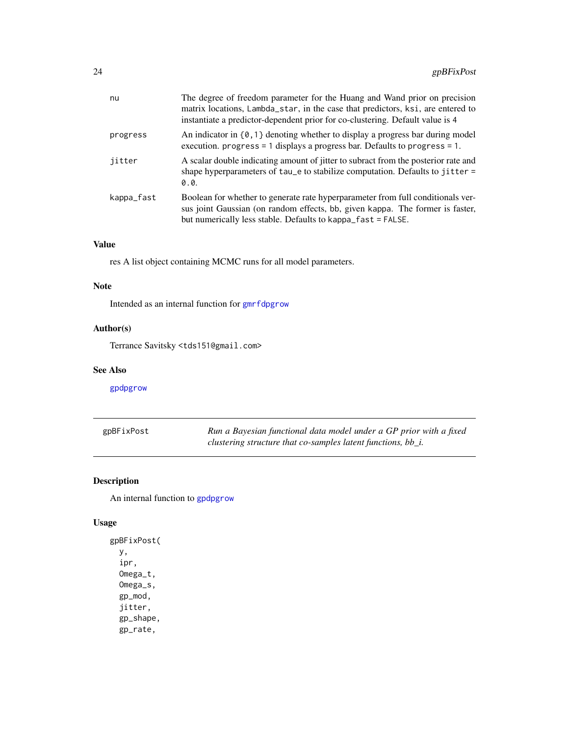| | |
|---|---|
| nu | The degree of freedom parameter for the Huang and Wand prior on precision matrix locations, Lambda_star, in the case that predictors, ksi, are entered to instantiate a predictor-dependent prior for co-clustering. Default value is 4 |
| progress | An indicator in {0,1} denoting whether to display a progress bar during model execution. progress = 1 displays a progress bar. Defaults to progress = 1. |
| jitter | A scalar double indicating amount of jitter to subract from the posterior rate and shape hyperparameters of tau_e to stabilize computation. Defaults to jitter = 0.0. |
| kappa_fast | Boolean for whether to generate rate hyperparameter from full conditionals versus joint Gaussian (on random effects, bb, given kappa. The former is faster, but numerically less stable. Defaults to kappa_fast = FALSE. |

### Value

res A list object containing MCMC runs for all model parameters.

### Note

Intended as an internal function for gmrfdpgrow

### Author(s)

Terrance Savitsky <tds151@gmail.com>

### See Also

gpdpgrow

---

## gpBFixPost

*Run a Bayesian functional data model under a GP prior with a fixed clustering structure that co-samples latent functions, bb_i.*

### Description

An internal function to gpdpgrow

### Usage

```
gpBFixPost(
  y,
  ipr,
  Omega_t,
  Omega_s,
  gp_mod,
  jitter,
  gp_shape,
  gp_rate,
```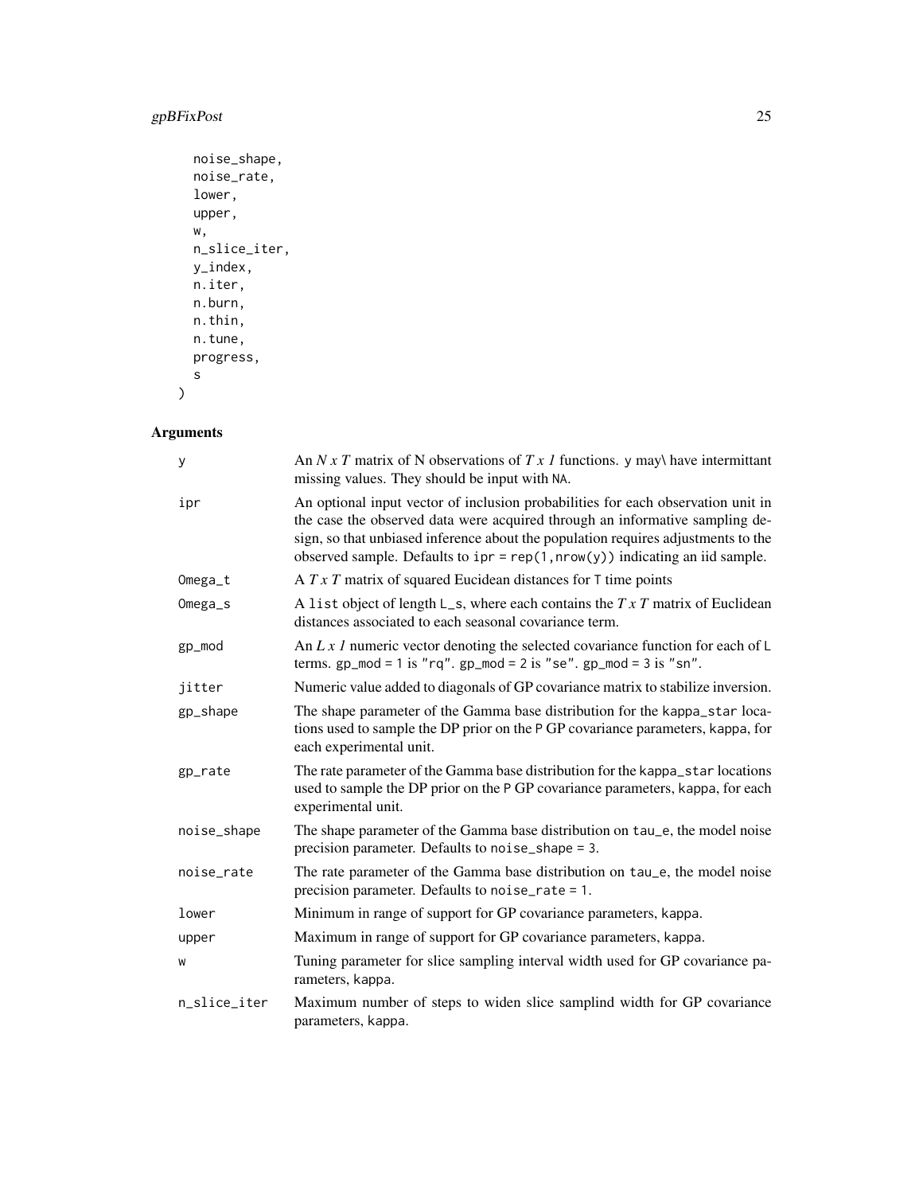```
  noise_shape,
  noise_rate,
  lower,
  upper,
  w,
  n_slice_iter,
  y_index,
  n.iter,
  n.burn,
  n.thin,
  n.tune,
  progress,
  s
)
```

## Arguments

| | |
|---|---|
| `y` | An *N x T* matrix of N observations of *T x 1* functions. `y` may\ have intermittant missing values. They should be input with `NA`. |
| `ipr` | An optional input vector of inclusion probabilities for each observation unit in the case the observed data were acquired through an informative sampling design, so that unbiased inference about the population requires adjustments to the observed sample. Defaults to `ipr = rep(1,nrow(y))` indicating an iid sample. |
| `Omega_t` | A *T x T* matrix of squared Eucidean distances for `T` time points |
| `Omega_s` | A `list` object of length `L_s`, where each contains the *T x T* matrix of Euclidean distances associated to each seasonal covariance term. |
| `gp_mod` | An *L x 1* numeric vector denoting the selected covariance function for each of `L` terms. `gp_mod = 1` is `"rq"`. `gp_mod = 2` is `"se"`. `gp_mod = 3` is `"sn"`. |
| `jitter` | Numeric value added to diagonals of GP covariance matrix to stabilize inversion. |
| `gp_shape` | The shape parameter of the Gamma base distribution for the `kappa_star` locations used to sample the DP prior on the `P` GP covariance parameters, `kappa`, for each experimental unit. |
| `gp_rate` | The rate parameter of the Gamma base distribution for the `kappa_star` locations used to sample the DP prior on the `P` GP covariance parameters, `kappa`, for each experimental unit. |
| `noise_shape` | The shape parameter of the Gamma base distribution on `tau_e`, the model noise precision parameter. Defaults to `noise_shape = 3`. |
| `noise_rate` | The rate parameter of the Gamma base distribution on `tau_e`, the model noise precision parameter. Defaults to `noise_rate = 1`. |
| `lower` | Minimum in range of support for GP covariance parameters, `kappa`. |
| `upper` | Maximum in range of support for GP covariance parameters, `kappa`. |
| `w` | Tuning parameter for slice sampling interval width used for GP covariance parameters, `kappa`. |
| `n_slice_iter` | Maximum number of steps to widen slice samplind width for GP covariance parameters, `kappa`. |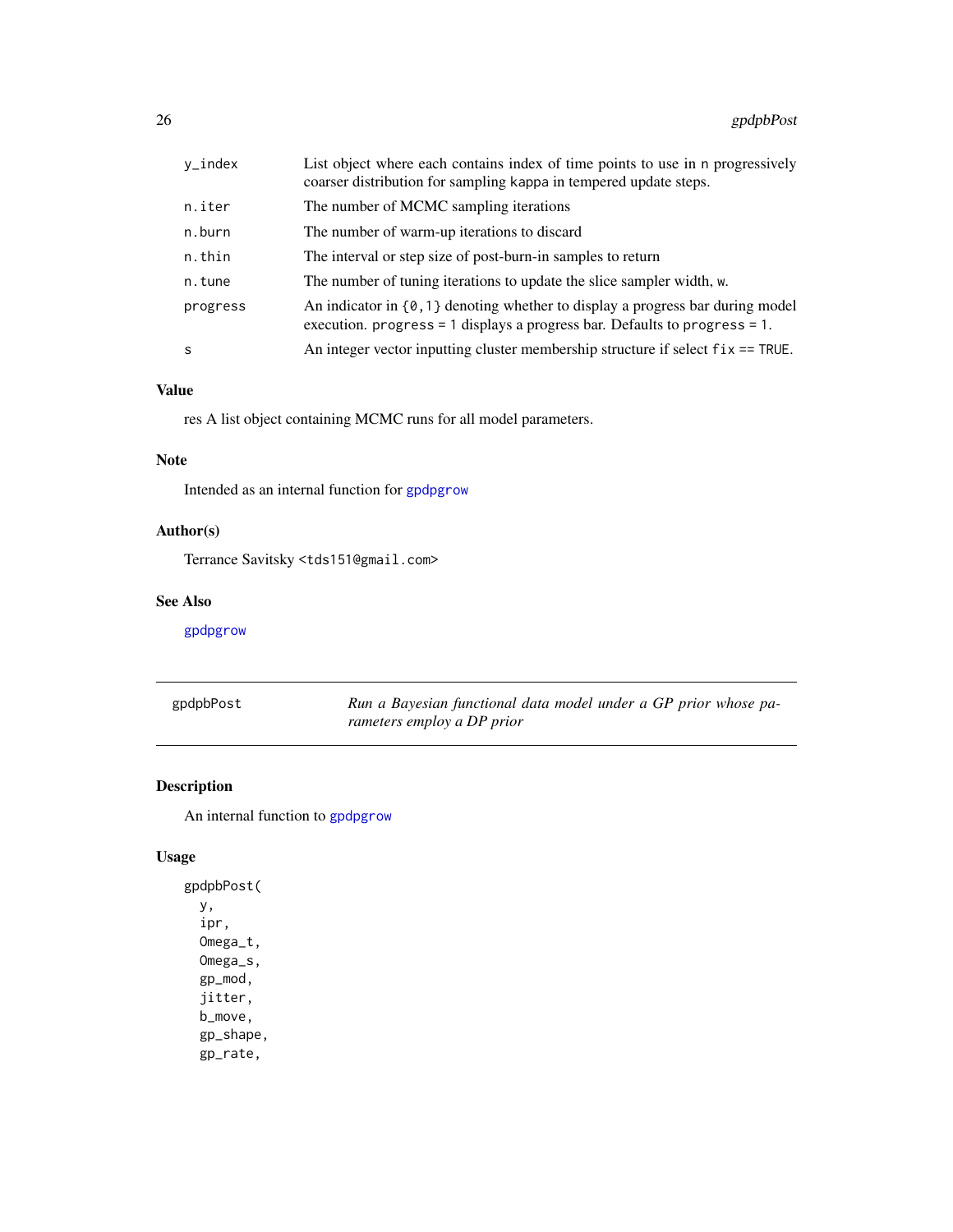| | |
|---|---|
| y_index | List object where each contains index of time points to use in n progressively coarser distribution for sampling kappa in tempered update steps. |
| n.iter | The number of MCMC sampling iterations |
| n.burn | The number of warm-up iterations to discard |
| n.thin | The interval or step size of post-burn-in samples to return |
| n.tune | The number of tuning iterations to update the slice sampler width, w. |
| progress | An indicator in {0,1} denoting whether to display a progress bar during model execution. progress = 1 displays a progress bar. Defaults to progress = 1. |
| s | An integer vector inputting cluster membership structure if select fix == TRUE. |

### Value

res A list object containing MCMC runs for all model parameters.

### Note

Intended as an internal function for gpdpgrow

### Author(s)

Terrance Savitsky <tds151@gmail.com>

### See Also

gpdpgrow

---

## gpdpbPost — *Run a Bayesian functional data model under a GP prior whose parameters employ a DP prior*

---

### Description

An internal function to gpdpgrow

### Usage

```
gpdpbPost(
  y,
  ipr,
  Omega_t,
  Omega_s,
  gp_mod,
  jitter,
  b_move,
  gp_shape,
  gp_rate,
```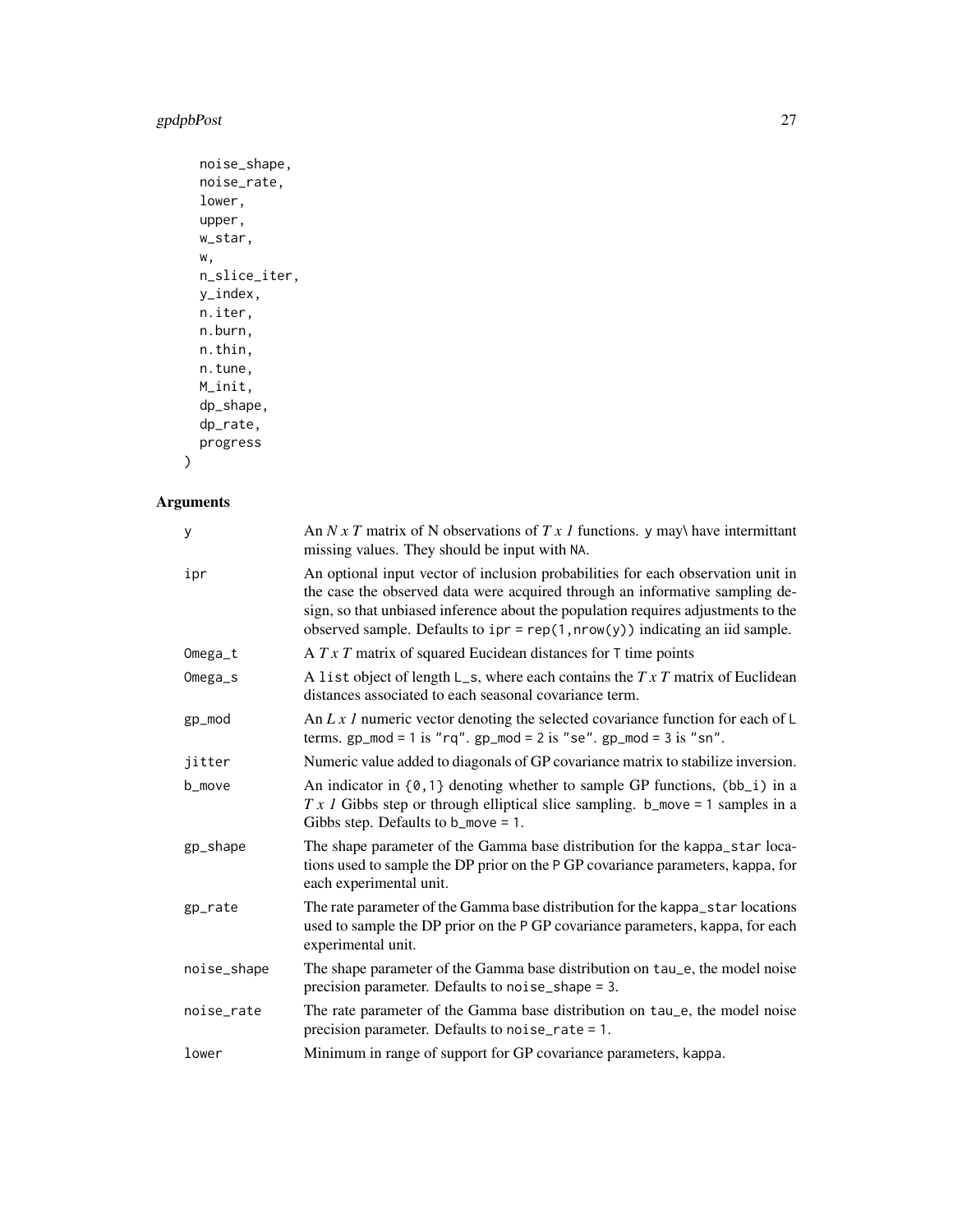```
  noise_shape,
  noise_rate,
  lower,
  upper,
  w_star,
  w,
  n_slice_iter,
  y_index,
  n.iter,
  n.burn,
  n.thin,
  n.tune,
  M_init,
  dp_shape,
  dp_rate,
  progress
)
```

## Arguments

| | |
|---|---|
| y | An *N x T* matrix of N observations of *T x 1* functions. y may\ have intermittant missing values. They should be input with NA. |
| ipr | An optional input vector of inclusion probabilities for each observation unit in the case the observed data were acquired through an informative sampling design, so that unbiased inference about the population requires adjustments to the observed sample. Defaults to ipr = rep(1,nrow(y)) indicating an iid sample. |
| Omega_t | A *T x T* matrix of squared Eucidean distances for T time points |
| Omega_s | A list object of length L_s, where each contains the *T x T* matrix of Euclidean distances associated to each seasonal covariance term. |
| gp_mod | An *L x 1* numeric vector denoting the selected covariance function for each of L terms. gp_mod = 1 is "rq". gp_mod = 2 is "se". gp_mod = 3 is "sn". |
| jitter | Numeric value added to diagonals of GP covariance matrix to stabilize inversion. |
| b_move | An indicator in {0,1} denoting whether to sample GP functions, (bb_i) in a *T x 1* Gibbs step or through elliptical slice sampling. b_move = 1 samples in a Gibbs step. Defaults to b_move = 1. |
| gp_shape | The shape parameter of the Gamma base distribution for the kappa_star locations used to sample the DP prior on the P GP covariance parameters, kappa, for each experimental unit. |
| gp_rate | The rate parameter of the Gamma base distribution for the kappa_star locations used to sample the DP prior on the P GP covariance parameters, kappa, for each experimental unit. |
| noise_shape | The shape parameter of the Gamma base distribution on tau_e, the model noise precision parameter. Defaults to noise_shape = 3. |
| noise_rate | The rate parameter of the Gamma base distribution on tau_e, the model noise precision parameter. Defaults to noise_rate = 1. |
| lower | Minimum in range of support for GP covariance parameters, kappa. |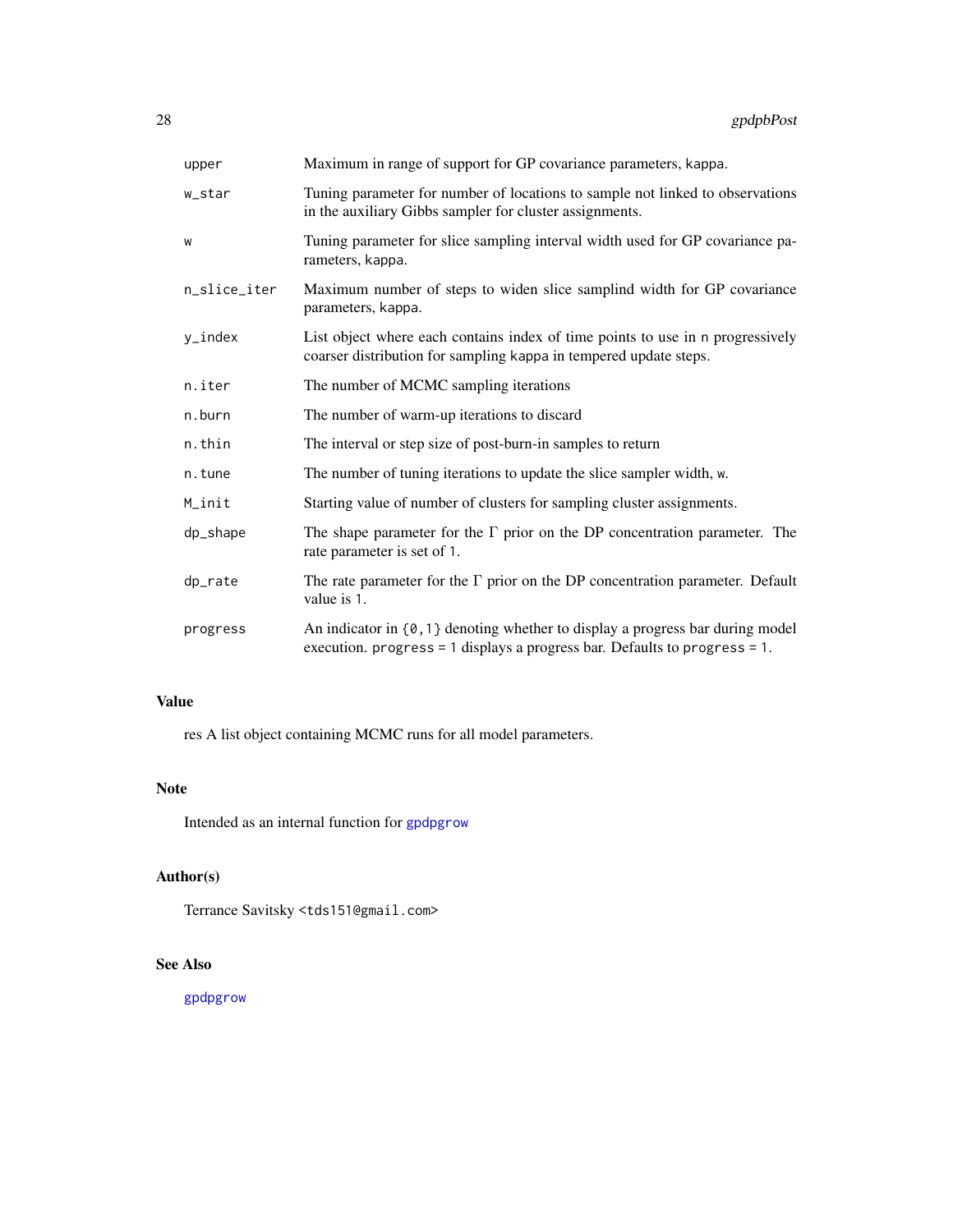| | |
|---|---|
| `upper` | Maximum in range of support for GP covariance parameters, `kappa`. |
| `w_star` | Tuning parameter for number of locations to sample not linked to observations in the auxiliary Gibbs sampler for cluster assignments. |
| `w` | Tuning parameter for slice sampling interval width used for GP covariance parameters, `kappa`. |
| `n_slice_iter` | Maximum number of steps to widen slice samplind width for GP covariance parameters, `kappa`. |
| `y_index` | List object where each contains index of time points to use in `n` progressively coarser distribution for sampling `kappa` in tempered update steps. |
| `n.iter` | The number of MCMC sampling iterations |
| `n.burn` | The number of warm-up iterations to discard |
| `n.thin` | The interval or step size of post-burn-in samples to return |
| `n.tune` | The number of tuning iterations to update the slice sampler width, `w`. |
| `M_init` | Starting value of number of clusters for sampling cluster assignments. |
| `dp_shape` | The shape parameter for the $\Gamma$ prior on the DP concentration parameter. The rate parameter is set of `1`. |
| `dp_rate` | The rate parameter for the $\Gamma$ prior on the DP concentration parameter. Default value is `1`. |
| `progress` | An indicator in `{0,1}` denoting whether to display a progress bar during model execution. `progress = 1` displays a progress bar. Defaults to `progress = 1`. |

## Value

res A list object containing MCMC runs for all model parameters.

## Note

Intended as an internal function for `gpdpgrow`

## Author(s)

Terrance Savitsky <tds151@gmail.com>

## See Also

`gpdpgrow`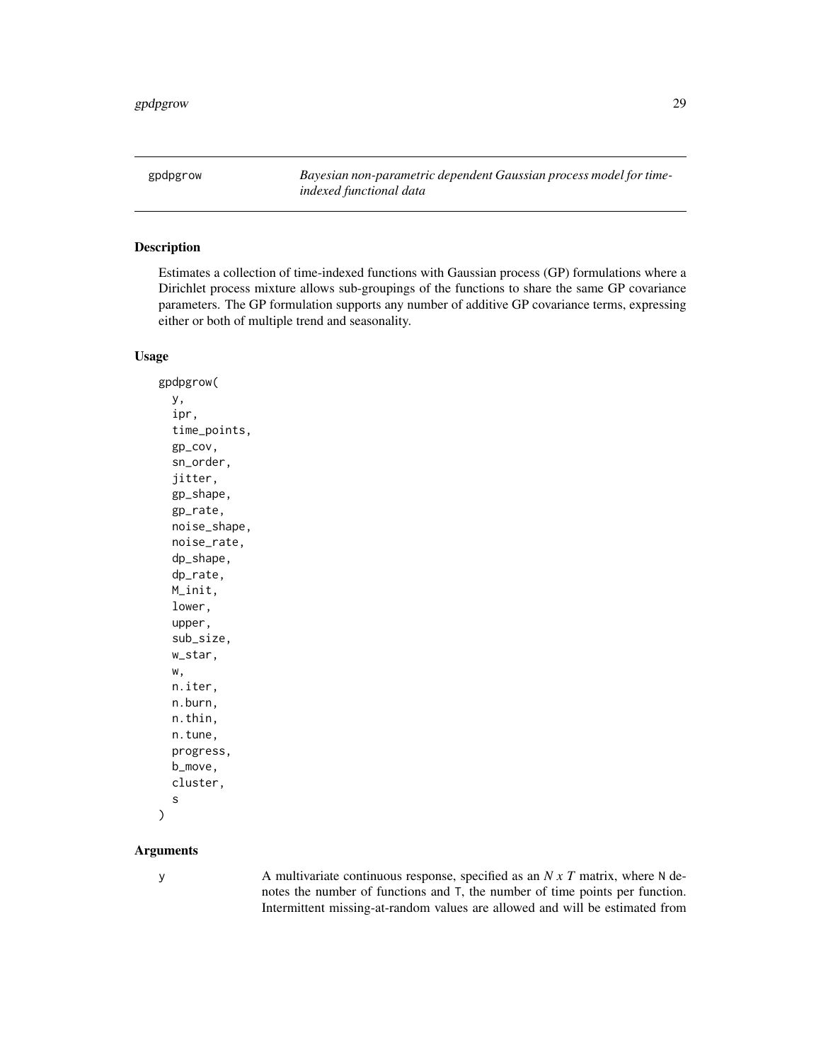gpdpgrow *Bayesian non-parametric dependent Gaussian process model for time-indexed functional data*

### Description

Estimates a collection of time-indexed functions with Gaussian process (GP) formulations where a Dirichlet process mixture allows sub-groupings of the functions to share the same GP covariance parameters. The GP formulation supports any number of additive GP covariance terms, expressing either or both of multiple trend and seasonality.

### Usage

```
gpdpgrow(
  y,
  ipr,
  time_points,
  gp_cov,
  sn_order,
  jitter,
  gp_shape,
  gp_rate,
  noise_shape,
  noise_rate,
  dp_shape,
  dp_rate,
  M_init,
  lower,
  upper,
  sub_size,
  w_star,
  w,
  n.iter,
  n.burn,
  n.thin,
  n.tune,
  progress,
  b_move,
  cluster,
  s
)
```

### Arguments

`y` A multivariate continuous response, specified as an *N x T* matrix, where `N` denotes the number of functions and `T`, the number of time points per function. Intermittent missing-at-random values are allowed and will be estimated from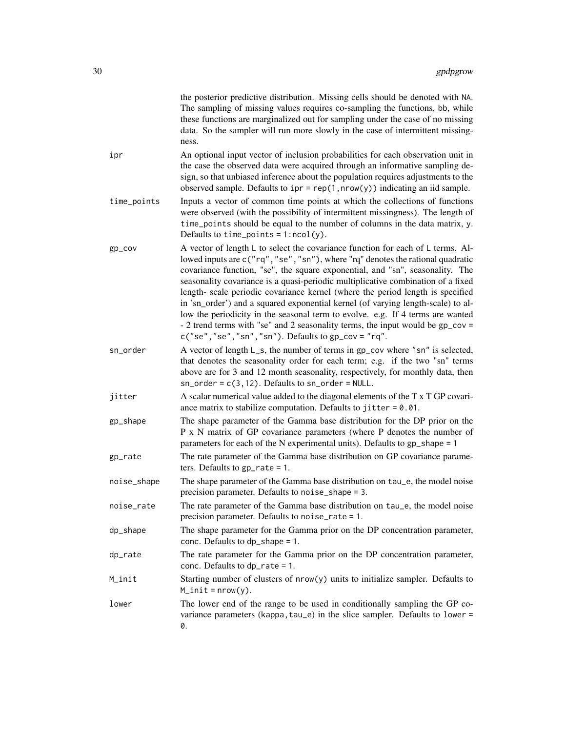the posterior predictive distribution. Missing cells should be denoted with `NA`. The sampling of missing values requires co-sampling the functions, bb, while these functions are marginalized out for sampling under the case of no missing data. So the sampler will run more slowly in the case of intermittent missingness.

| | |
|---|---|
| `ipr` | An optional input vector of inclusion probabilities for each observation unit in the case the observed data were acquired through an informative sampling design, so that unbiased inference about the population requires adjustments to the observed sample. Defaults to `ipr = rep(1,nrow(y))` indicating an iid sample. |
| `time_points` | Inputs a vector of common time points at which the collections of functions were observed (with the possibility of intermittent missingness). The length of `time_points` should be equal to the number of columns in the data matrix, `y`. Defaults to `time_points = 1:ncol(y)`. |
| `gp_cov` | A vector of length `L` to select the covariance function for each of `L` terms. Allowed inputs are `c("rq","se","sn")`, where "rq" denotes the rational quadratic covariance function, "se", the square exponential, and "sn", seasonality. The seasonality covariance is a quasi-periodic multiplicative combination of a fixed length- scale periodic covariance kernel (where the period length is specified in 'sn_order') and a squared exponential kernel (of varying length-scale) to allow the periodicity in the seasonal term to evolve. e.g. If 4 terms are wanted - 2 trend terms with "se" and 2 seasonality terms, the input would be `gp_cov = c("se","se","sn","sn")`. Defaults to `gp_cov = "rq"`. |
| `sn_order` | A vector of length `L_s`, the number of terms in `gp_cov` where "sn" is selected, that denotes the seasonality order for each term; e.g. if the two "sn" terms above are for 3 and 12 month seasonality, respectively, for monthly data, then `sn_order = c(3,12)`. Defaults to `sn_order = NULL`. |
| `jitter` | A scalar numerical value added to the diagonal elements of the T x T GP covariance matrix to stabilize computation. Defaults to `jitter = 0.01`. |
| `gp_shape` | The shape parameter of the Gamma base distribution for the DP prior on the P x N matrix of GP covariance parameters (where P denotes the number of parameters for each of the N experimental units). Defaults to `gp_shape = 1` |
| `gp_rate` | The rate parameter of the Gamma base distribution on GP covariance parameters. Defaults to `gp_rate = 1`. |
| `noise_shape` | The shape parameter of the Gamma base distribution on `tau_e`, the model noise precision parameter. Defaults to `noise_shape = 3`. |
| `noise_rate` | The rate parameter of the Gamma base distribution on `tau_e`, the model noise precision parameter. Defaults to `noise_rate = 1`. |
| `dp_shape` | The shape parameter for the Gamma prior on the DP concentration parameter, `conc`. Defaults to `dp_shape = 1`. |
| `dp_rate` | The rate parameter for the Gamma prior on the DP concentration parameter, `conc`. Defaults to `dp_rate = 1`. |
| `M_init` | Starting number of clusters of `nrow(y)` units to initialize sampler. Defaults to `M_init = nrow(y)`. |
| `lower` | The lower end of the range to be used in conditionally sampling the GP covariance parameters (`kappa,tau_e`) in the slice sampler. Defaults to `lower = 0`. |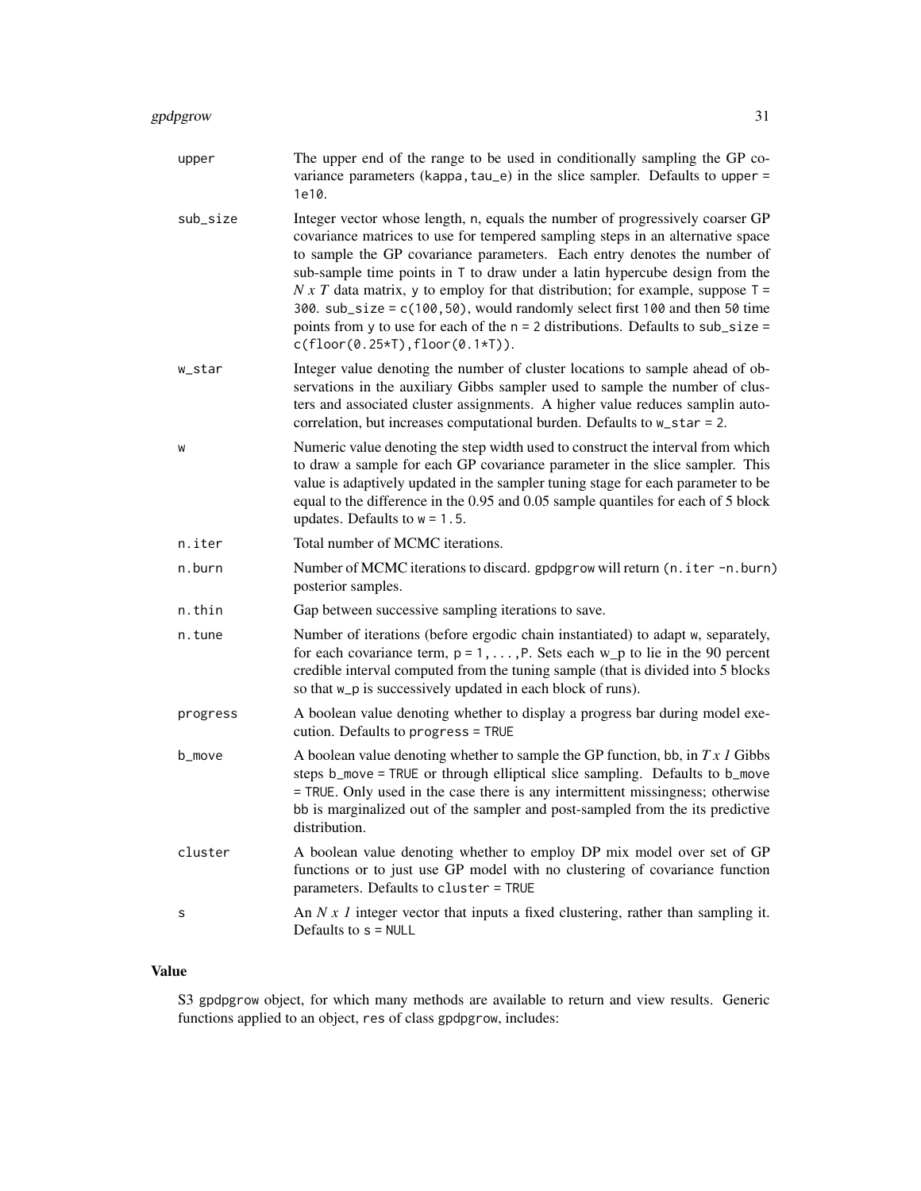| | |
|---|---|
| `upper` | The upper end of the range to be used in conditionally sampling the GP covariance parameters (`kappa,tau_e`) in the slice sampler. Defaults to `upper = 1e10`. |
| `sub_size` | Integer vector whose length, `n`, equals the number of progressively coarser GP covariance matrices to use for tempered sampling steps in an alternative space to sample the GP covariance parameters. Each entry denotes the number of sub-sample time points in `T` to draw under a latin hypercube design from the *N x T* data matrix, `y` to employ for that distribution; for example, suppose `T = 300`. `sub_size = c(100,50)`, would randomly select first `100` and then `50` time points from `y` to use for each of the `n = 2` distributions. Defaults to `sub_size = c(floor(0.25*T),floor(0.1*T))`. |
| `w_star` | Integer value denoting the number of cluster locations to sample ahead of observations in the auxiliary Gibbs sampler used to sample the number of clusters and associated cluster assignments. A higher value reduces samplin autocorrelation, but increases computational burden. Defaults to `w_star = 2`. |
| `w` | Numeric value denoting the step width used to construct the interval from which to draw a sample for each GP covariance parameter in the slice sampler. This value is adaptively updated in the sampler tuning stage for each parameter to be equal to the difference in the 0.95 and 0.05 sample quantiles for each of 5 block updates. Defaults to `w = 1.5`. |
| `n.iter` | Total number of MCMC iterations. |
| `n.burn` | Number of MCMC iterations to discard. `gpdpgrow` will return `(n.iter -n.burn)` posterior samples. |
| `n.thin` | Gap between successive sampling iterations to save. |
| `n.tune` | Number of iterations (before ergodic chain instantiated) to adapt `w`, separately, for each covariance term, `p = 1,...,P`. Sets each `w_p` to lie in the 90 percent credible interval computed from the tuning sample (that is divided into 5 blocks so that `w_p` is successively updated in each block of runs). |
| `progress` | A boolean value denoting whether to display a progress bar during model execution. Defaults to `progress = TRUE` |
| `b_move` | A boolean value denoting whether to sample the GP function, `bb`, in *T x 1* Gibbs steps `b_move = TRUE` or through elliptical slice sampling. Defaults to `b_move = TRUE`. Only used in the case there is any intermittent missingness; otherwise `bb` is marginalized out of the sampler and post-sampled from the its predictive distribution. |
| `cluster` | A boolean value denoting whether to employ DP mix model over set of GP functions or to just use GP model with no clustering of covariance function parameters. Defaults to `cluster = TRUE` |
| `s` | An *N x 1* integer vector that inputs a fixed clustering, rather than sampling it. Defaults to `s = NULL` |

## Value

S3 `gpdpgrow` object, for which many methods are available to return and view results. Generic functions applied to an object, `res` of class `gpdpgrow`, includes: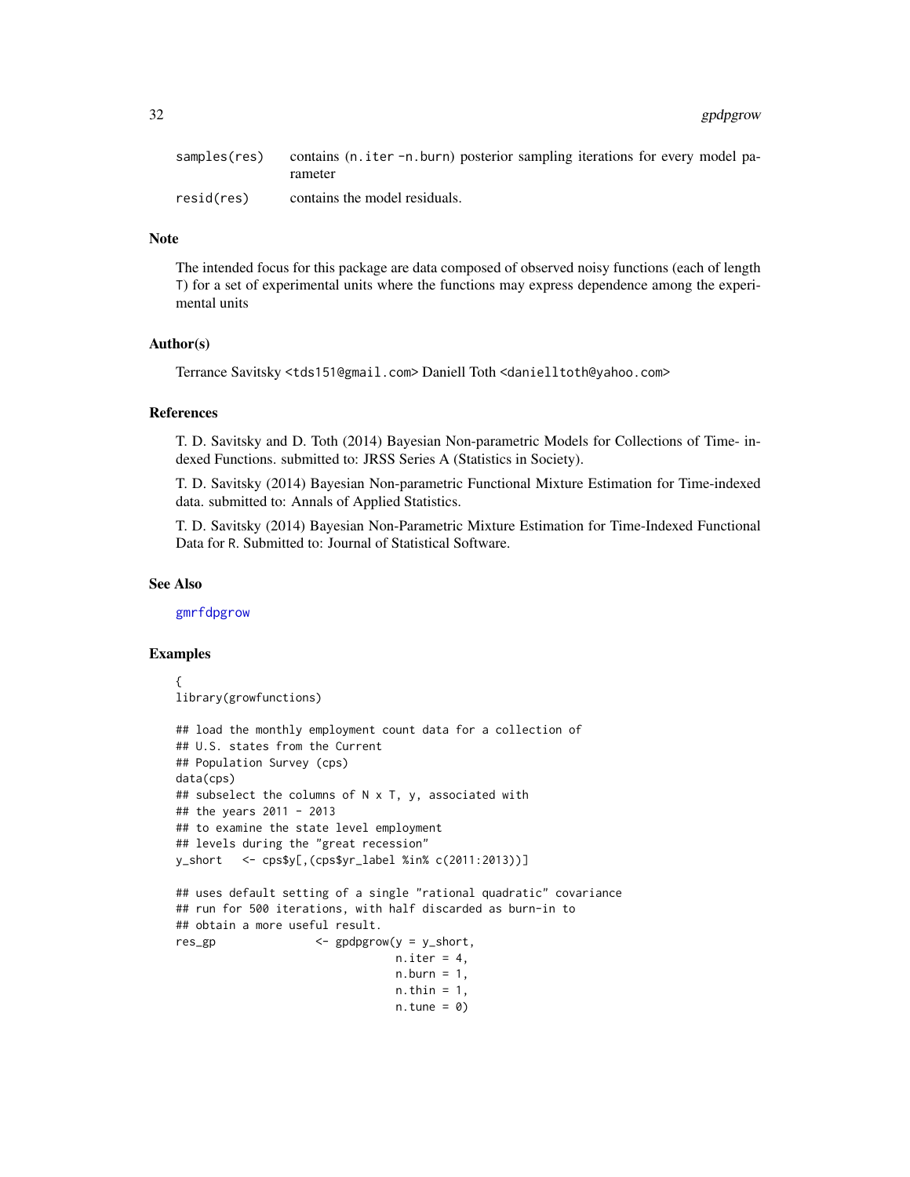| | |
|---|---|
| `samples(res)` | contains (`n.iter -n.burn`) posterior sampling iterations for every model parameter |
| `resid(res)` | contains the model residuals. |

## Note

The intended focus for this package are data composed of observed noisy functions (each of length T) for a set of experimental units where the functions may express dependence among the experimental units

## Author(s)

Terrance Savitsky <tds151@gmail.com> Daniell Toth <danielltoth@yahoo.com>

## References

T. D. Savitsky and D. Toth (2014) Bayesian Non-parametric Models for Collections of Time- indexed Functions. submitted to: JRSS Series A (Statistics in Society).

T. D. Savitsky (2014) Bayesian Non-parametric Functional Mixture Estimation for Time-indexed data. submitted to: Annals of Applied Statistics.

T. D. Savitsky (2014) Bayesian Non-Parametric Mixture Estimation for Time-Indexed Functional Data for R. Submitted to: Journal of Statistical Software.

## See Also

gmrfdpgrow

## Examples

```
{
library(growfunctions)

## load the monthly employment count data for a collection of
## U.S. states from the Current
## Population Survey (cps)
data(cps)
## subselect the columns of N x T, y, associated with
## the years 2011 - 2013
## to examine the state level employment
## levels during the "great recession"
y_short   <- cps$y[,(cps$yr_label %in% c(2011:2013))]

## uses default setting of a single "rational quadratic" covariance
## run for 500 iterations, with half discarded as burn-in to
## obtain a more useful result.
res_gp              <- gpdpgrow(y = y_short,
                                n.iter = 4,
                                n.burn = 1,
                                n.thin = 1,
                                n.tune = 0)
```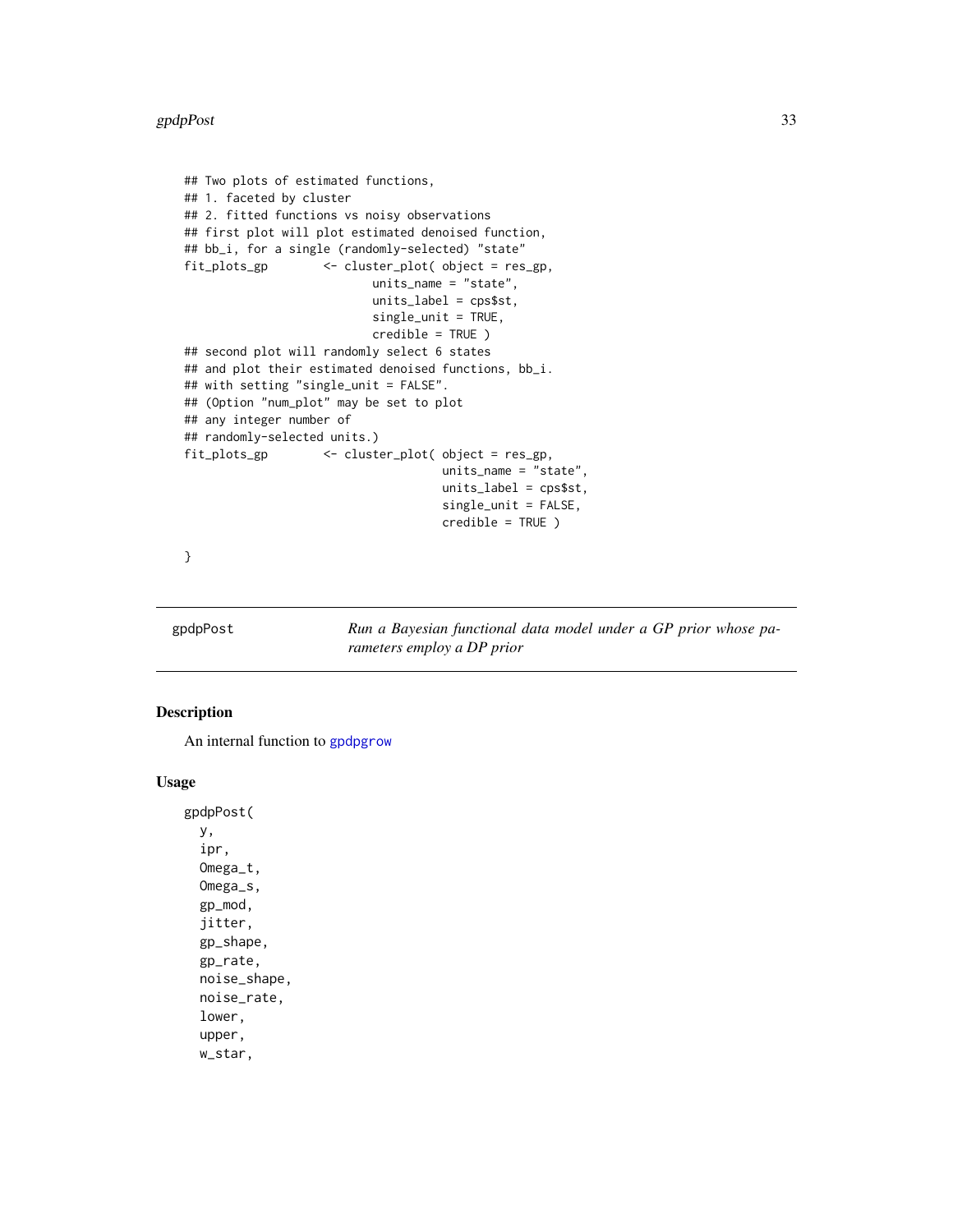```
## Two plots of estimated functions,
## 1. faceted by cluster
## 2. fitted functions vs noisy observations
## first plot will plot estimated denoised function,
## bb_i, for a single (randomly-selected) "state"
fit_plots_gp        <- cluster_plot( object = res_gp,
                          units_name = "state",
                          units_label = cps$st,
                          single_unit = TRUE,
                          credible = TRUE )
## second plot will randomly select 6 states
## and plot their estimated denoised functions, bb_i.
## with setting "single_unit = FALSE".
## (Option "num_plot" may be set to plot
## any integer number of
## randomly-selected units.)
fit_plots_gp        <- cluster_plot( object = res_gp,
                                    units_name = "state",
                                    units_label = cps$st,
                                    single_unit = FALSE,
                                    credible = TRUE )

}
```

---

## gpdpPost — *Run a Bayesian functional data model under a GP prior whose parameters employ a DP prior*

---

### Description

An internal function to gpdpgrow

### Usage

```
gpdpPost(
  y,
  ipr,
  Omega_t,
  Omega_s,
  gp_mod,
  jitter,
  gp_shape,
  gp_rate,
  noise_shape,
  noise_rate,
  lower,
  upper,
  w_star,
```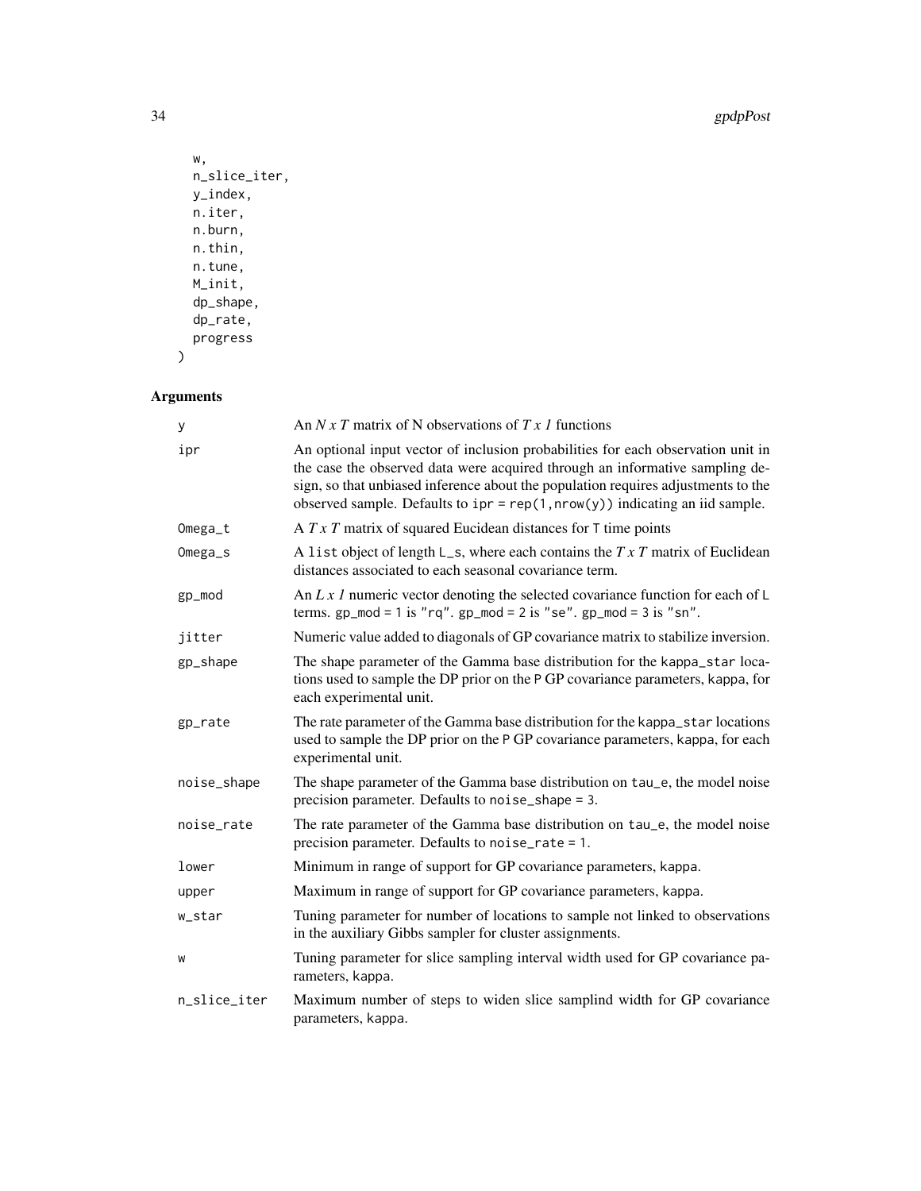```
  w,
  n_slice_iter,
  y_index,
  n.iter,
  n.burn,
  n.thin,
  n.tune,
  M_init,
  dp_shape,
  dp_rate,
  progress
)
```

## Arguments

| | |
|---|---|
| y | An *N x T* matrix of N observations of *T x 1* functions |
| ipr | An optional input vector of inclusion probabilities for each observation unit in the case the observed data were acquired through an informative sampling design, so that unbiased inference about the population requires adjustments to the observed sample. Defaults to `ipr = rep(1,nrow(y))` indicating an iid sample. |
| Omega_t | A *T x T* matrix of squared Eucidean distances for T time points |
| Omega_s | A `list` object of length `L_s`, where each contains the *T x T* matrix of Euclidean distances associated to each seasonal covariance term. |
| gp_mod | An *L x 1* numeric vector denoting the selected covariance function for each of `L` terms. `gp_mod = 1` is `"rq"`. `gp_mod = 2` is `"se"`. `gp_mod = 3` is `"sn"`. |
| jitter | Numeric value added to diagonals of GP covariance matrix to stabilize inversion. |
| gp_shape | The shape parameter of the Gamma base distribution for the `kappa_star` locations used to sample the DP prior on the `P` GP covariance parameters, `kappa`, for each experimental unit. |
| gp_rate | The rate parameter of the Gamma base distribution for the `kappa_star` locations used to sample the DP prior on the `P` GP covariance parameters, `kappa`, for each experimental unit. |
| noise_shape | The shape parameter of the Gamma base distribution on `tau_e`, the model noise precision parameter. Defaults to `noise_shape = 3`. |
| noise_rate | The rate parameter of the Gamma base distribution on `tau_e`, the model noise precision parameter. Defaults to `noise_rate = 1`. |
| lower | Minimum in range of support for GP covariance parameters, `kappa`. |
| upper | Maximum in range of support for GP covariance parameters, `kappa`. |
| w_star | Tuning parameter for number of locations to sample not linked to observations in the auxiliary Gibbs sampler for cluster assignments. |
| w | Tuning parameter for slice sampling interval width used for GP covariance parameters, `kappa`. |
| n_slice_iter | Maximum number of steps to widen slice samplind width for GP covariance parameters, `kappa`. |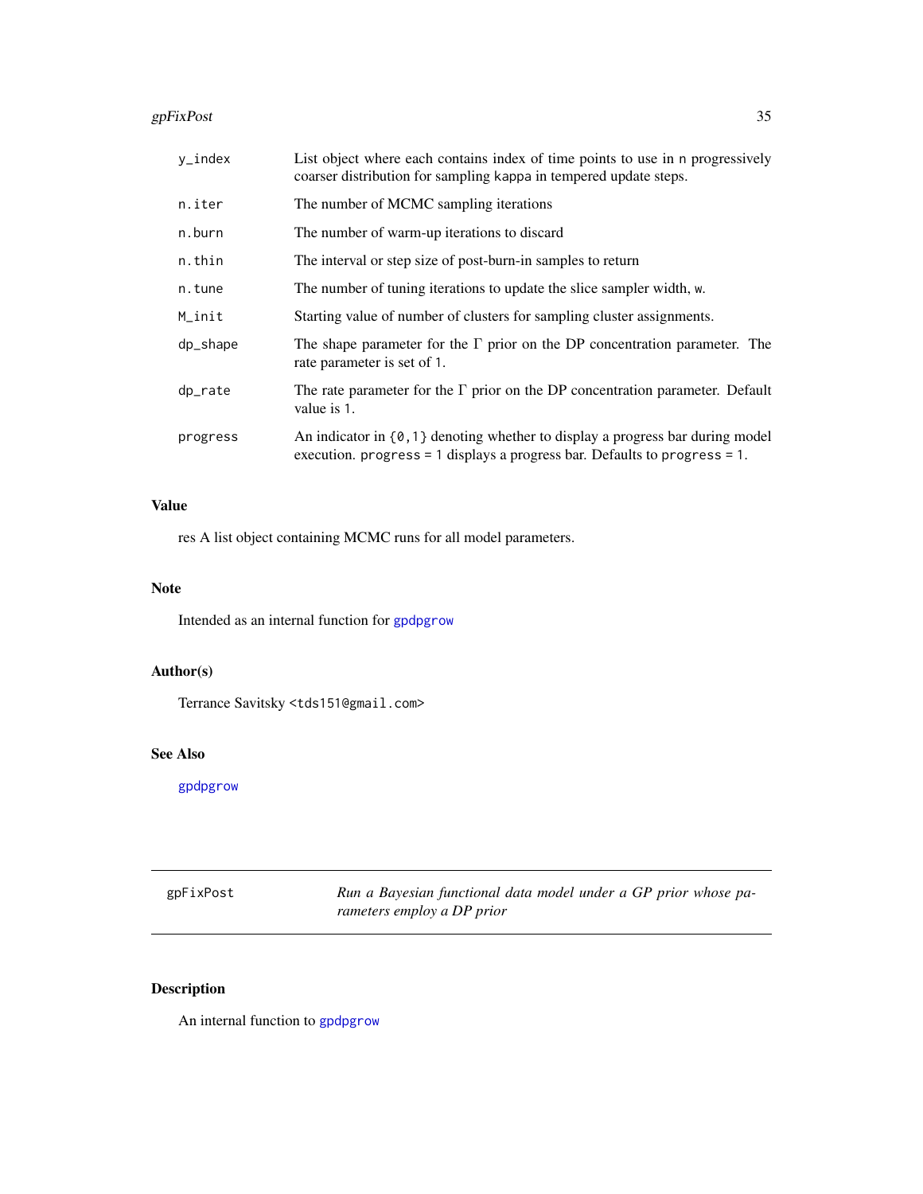| | |
|---|---|
| y_index | List object where each contains index of time points to use in n progressively coarser distribution for sampling kappa in tempered update steps. |
| n.iter | The number of MCMC sampling iterations |
| n.burn | The number of warm-up iterations to discard |
| n.thin | The interval or step size of post-burn-in samples to return |
| n.tune | The number of tuning iterations to update the slice sampler width, w. |
| M_init | Starting value of number of clusters for sampling cluster assignments. |
| dp_shape | The shape parameter for the $\Gamma$ prior on the DP concentration parameter. The rate parameter is set of 1. |
| dp_rate | The rate parameter for the $\Gamma$ prior on the DP concentration parameter. Default value is 1. |
| progress | An indicator in {0,1} denoting whether to display a progress bar during model execution. progress = 1 displays a progress bar. Defaults to progress = 1. |

### Value

res A list object containing MCMC runs for all model parameters.

### Note

Intended as an internal function for gpdpgrow

### Author(s)

Terrance Savitsky <tds151@gmail.com>

### See Also

gpdpgrow

---

## gpFixPost — *Run a Bayesian functional data model under a GP prior whose parameters employ a DP prior*

---

### Description

An internal function to gpdpgrow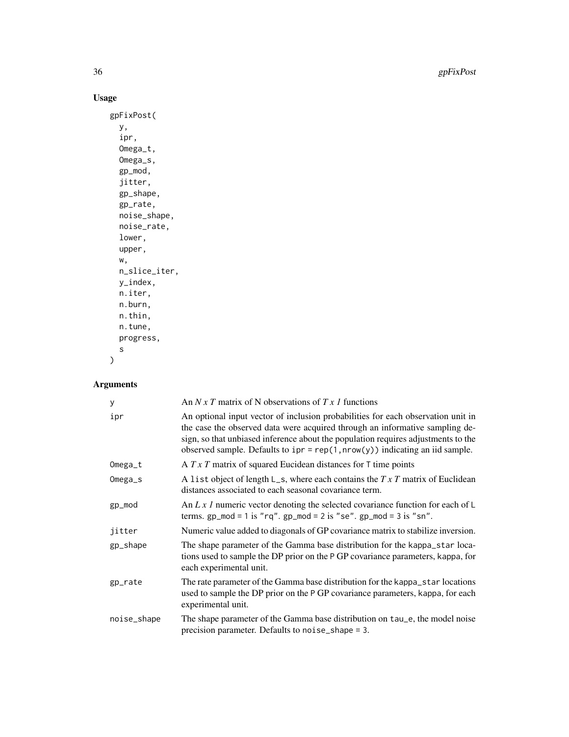## Usage

```
gpFixPost(
  y,
  ipr,
  Omega_t,
  Omega_s,
  gp_mod,
  jitter,
  gp_shape,
  gp_rate,
  noise_shape,
  noise_rate,
  lower,
  upper,
  w,
  n_slice_iter,
  y_index,
  n.iter,
  n.burn,
  n.thin,
  n.tune,
  progress,
  s
)
```

## Arguments

| | |
|---|---|
| y | An *N x T* matrix of N observations of *T x 1* functions |
| ipr | An optional input vector of inclusion probabilities for each observation unit in the case the observed data were acquired through an informative sampling design, so that unbiased inference about the population requires adjustments to the observed sample. Defaults to `ipr = rep(1,nrow(y))` indicating an iid sample. |
| Omega_t | A *T x T* matrix of squared Eucidean distances for `T` time points |
| Omega_s | A `list` object of length `L_s`, where each contains the *T x T* matrix of Euclidean distances associated to each seasonal covariance term. |
| gp_mod | An *L x 1* numeric vector denoting the selected covariance function for each of `L` terms. `gp_mod = 1` is `"rq"`. `gp_mod = 2` is `"se"`. `gp_mod = 3` is `"sn"`. |
| jitter | Numeric value added to diagonals of GP covariance matrix to stabilize inversion. |
| gp_shape | The shape parameter of the Gamma base distribution for the `kappa_star` locations used to sample the DP prior on the `P` GP covariance parameters, `kappa`, for each experimental unit. |
| gp_rate | The rate parameter of the Gamma base distribution for the `kappa_star` locations used to sample the DP prior on the `P` GP covariance parameters, `kappa`, for each experimental unit. |
| noise_shape | The shape parameter of the Gamma base distribution on `tau_e`, the model noise precision parameter. Defaults to `noise_shape = 3`. |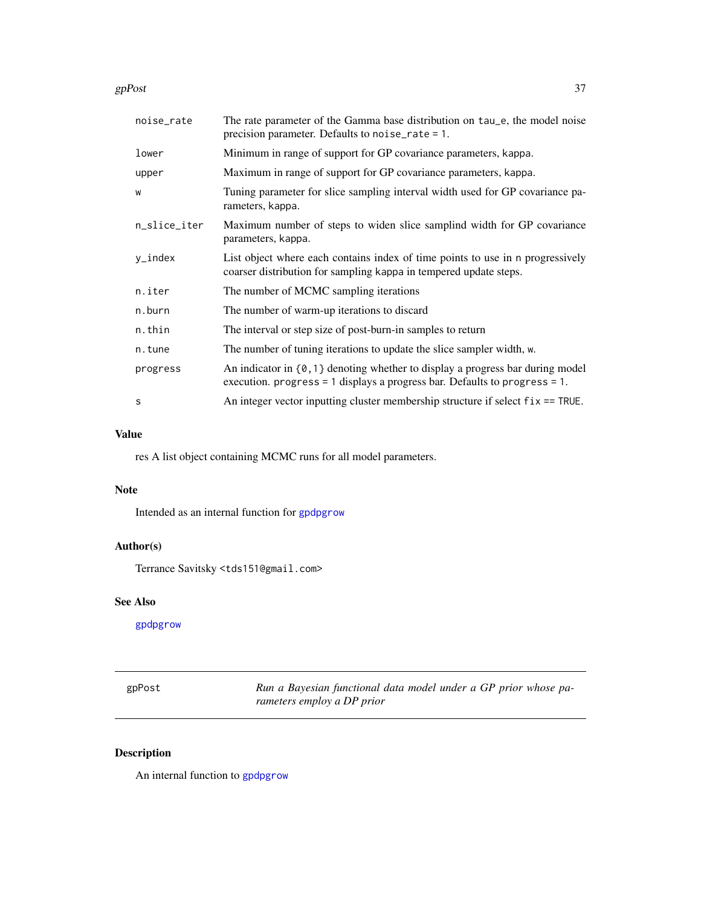| | |
|---|---|
| `noise_rate` | The rate parameter of the Gamma base distribution on `tau_e`, the model noise precision parameter. Defaults to `noise_rate = 1`. |
| `lower` | Minimum in range of support for GP covariance parameters, `kappa`. |
| `upper` | Maximum in range of support for GP covariance parameters, `kappa`. |
| `w` | Tuning parameter for slice sampling interval width used for GP covariance parameters, `kappa`. |
| `n_slice_iter` | Maximum number of steps to widen slice samplind width for GP covariance parameters, `kappa`. |
| `y_index` | List object where each contains index of time points to use in `n` progressively coarser distribution for sampling `kappa` in tempered update steps. |
| `n.iter` | The number of MCMC sampling iterations |
| `n.burn` | The number of warm-up iterations to discard |
| `n.thin` | The interval or step size of post-burn-in samples to return |
| `n.tune` | The number of tuning iterations to update the slice sampler width, `w`. |
| `progress` | An indicator in `{0,1}` denoting whether to display a progress bar during model execution. `progress = 1` displays a progress bar. Defaults to `progress = 1`. |
| `s` | An integer vector inputting cluster membership structure if select `fix == TRUE`. |

## Value

res A list object containing MCMC runs for all model parameters.

## Note

Intended as an internal function for `gpdpgrow`

## Author(s)

Terrance Savitsky <tds151@gmail.com>

## See Also

`gpdpgrow`

---

# gpPost — *Run a Bayesian functional data model under a GP prior whose parameters employ a DP prior*

## Description

An internal function to `gpdpgrow`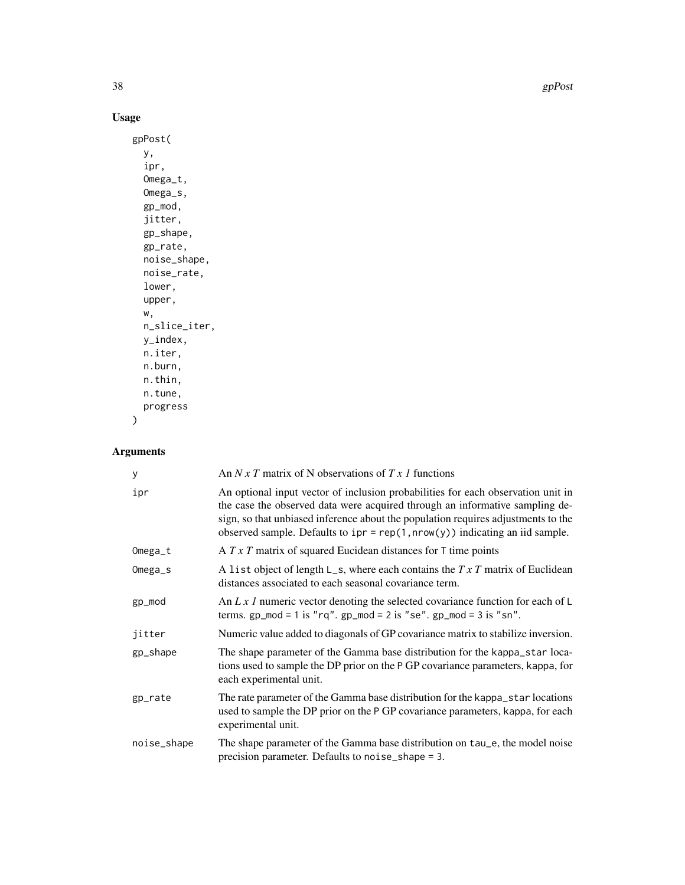## Usage

```
gpPost(
  y,
  ipr,
  Omega_t,
  Omega_s,
  gp_mod,
  jitter,
  gp_shape,
  gp_rate,
  noise_shape,
  noise_rate,
  lower,
  upper,
  w,
  n_slice_iter,
  y_index,
  n.iter,
  n.burn,
  n.thin,
  n.tune,
  progress
)
```

## Arguments

| | |
|---|---|
| y | An *N x T* matrix of N observations of *T x 1* functions |
| ipr | An optional input vector of inclusion probabilities for each observation unit in the case the observed data were acquired through an informative sampling design, so that unbiased inference about the population requires adjustments to the observed sample. Defaults to `ipr = rep(1,nrow(y))` indicating an iid sample. |
| Omega_t | A *T x T* matrix of squared Eucidean distances for T time points |
| Omega_s | A `list` object of length `L_s`, where each contains the *T x T* matrix of Euclidean distances associated to each seasonal covariance term. |
| gp_mod | An *L x 1* numeric vector denoting the selected covariance function for each of L terms. `gp_mod = 1` is `"rq"`. `gp_mod = 2` is `"se"`. `gp_mod = 3` is `"sn"`. |
| jitter | Numeric value added to diagonals of GP covariance matrix to stabilize inversion. |
| gp_shape | The shape parameter of the Gamma base distribution for the `kappa_star` locations used to sample the DP prior on the P GP covariance parameters, `kappa`, for each experimental unit. |
| gp_rate | The rate parameter of the Gamma base distribution for the `kappa_star` locations used to sample the DP prior on the P GP covariance parameters, `kappa`, for each experimental unit. |
| noise_shape | The shape parameter of the Gamma base distribution on `tau_e`, the model noise precision parameter. Defaults to `noise_shape = 3`. |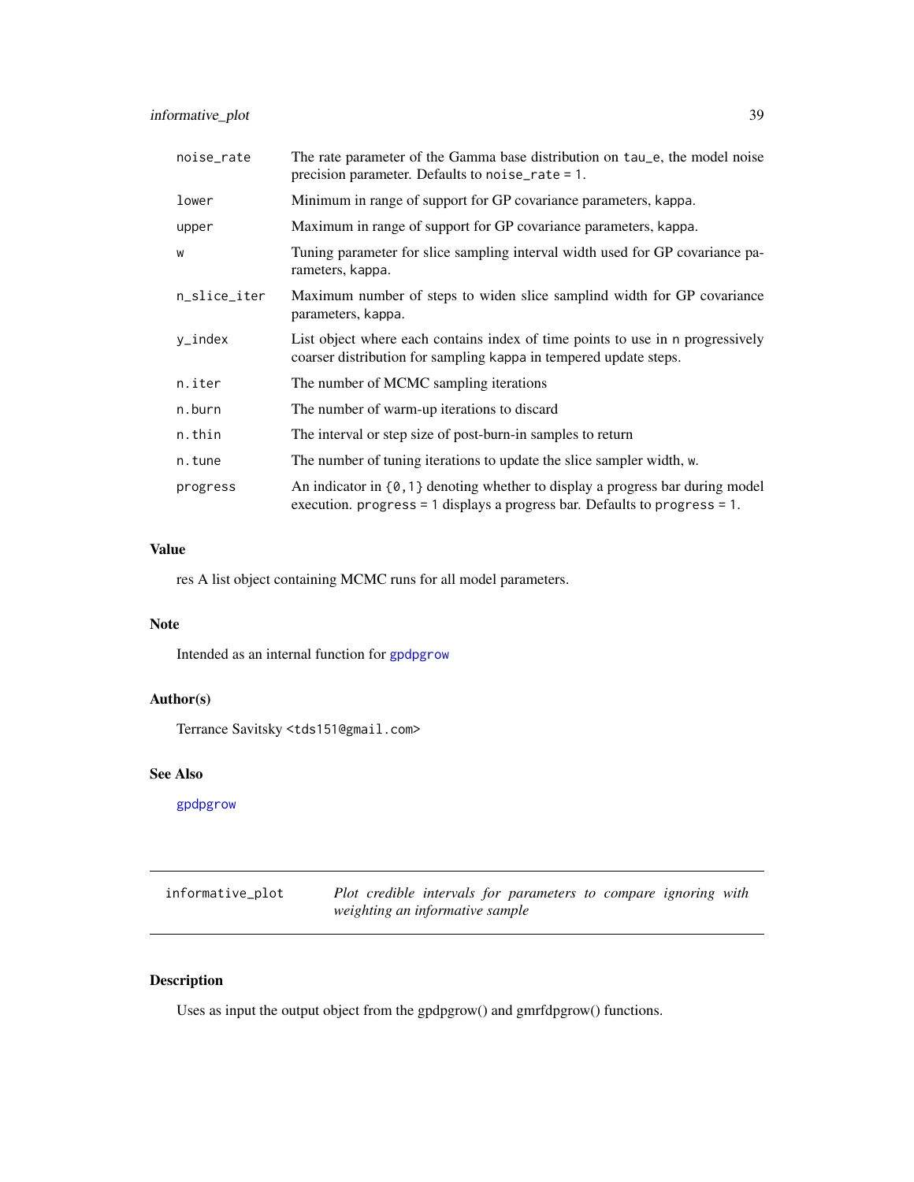| | |
|---|---|
| noise_rate | The rate parameter of the Gamma base distribution on tau_e, the model noise precision parameter. Defaults to noise_rate = 1. |
| lower | Minimum in range of support for GP covariance parameters, kappa. |
| upper | Maximum in range of support for GP covariance parameters, kappa. |
| w | Tuning parameter for slice sampling interval width used for GP covariance parameters, kappa. |
| n_slice_iter | Maximum number of steps to widen slice samplind width for GP covariance parameters, kappa. |
| y_index | List object where each contains index of time points to use in n progressively coarser distribution for sampling kappa in tempered update steps. |
| n.iter | The number of MCMC sampling iterations |
| n.burn | The number of warm-up iterations to discard |
| n.thin | The interval or step size of post-burn-in samples to return |
| n.tune | The number of tuning iterations to update the slice sampler width, w. |
| progress | An indicator in {0,1} denoting whether to display a progress bar during model execution. progress = 1 displays a progress bar. Defaults to progress = 1. |

## Value

res A list object containing MCMC runs for all model parameters.

## Note

Intended as an internal function for gpdpgrow

## Author(s)

Terrance Savitsky <tds151@gmail.com>

## See Also

gpdpgrow

---

# informative_plot — *Plot credible intervals for parameters to compare ignoring with weighting an informative sample*

---

## Description

Uses as input the output object from the gpdpgrow() and gmrfdpgrow() functions.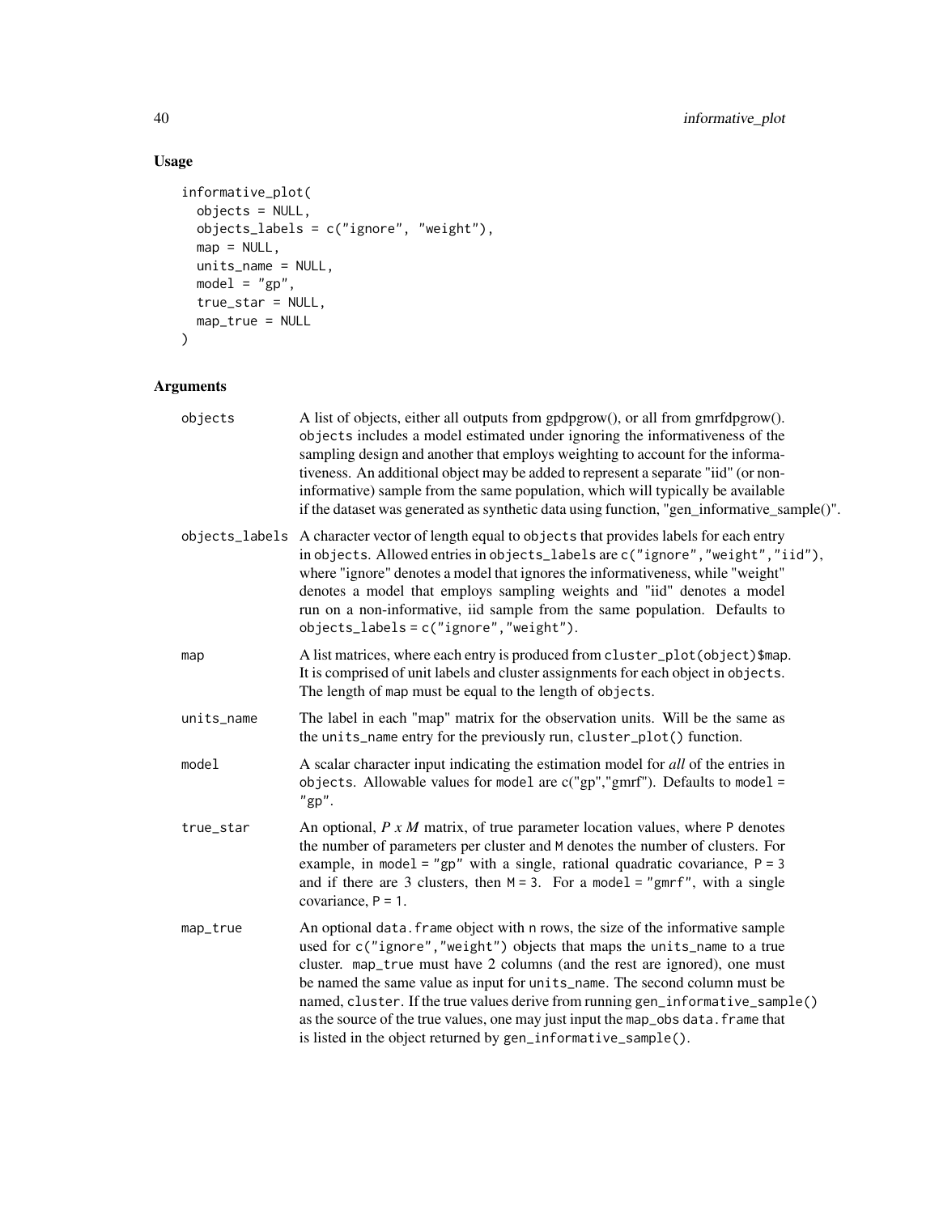## Usage

```
informative_plot(
  objects = NULL,
  objects_labels = c("ignore", "weight"),
  map = NULL,
  units_name = NULL,
  model = "gp",
  true_star = NULL,
  map_true = NULL
)
```

## Arguments

| | |
|---|---|
| objects | A list of objects, either all outputs from gpdpgrow(), or all from gmrfdpgrow(). objects includes a model estimated under ignoring the informativeness of the sampling design and another that employs weighting to account for the informativeness. An additional object may be added to represent a separate "iid" (or non-informative) sample from the same population, which will typically be available if the dataset was generated as synthetic data using function, "gen_informative_sample()". |
| objects_labels | A character vector of length equal to objects that provides labels for each entry in objects. Allowed entries in objects_labels are c("ignore","weight","iid"), where "ignore" denotes a model that ignores the informativeness, while "weight" denotes a model that employs sampling weights and "iid" denotes a model run on a non-informative, iid sample from the same population. Defaults to objects_labels = c("ignore","weight"). |
| map | A list matrices, where each entry is produced from cluster_plot(object)$map. It is comprised of unit labels and cluster assignments for each object in objects. The length of map must be equal to the length of objects. |
| units_name | The label in each "map" matrix for the observation units. Will be the same as the units_name entry for the previously run, cluster_plot() function. |
| model | A scalar character input indicating the estimation model for *all* of the entries in objects. Allowable values for model are c("gp","gmrf"). Defaults to model = "gp". |
| true_star | An optional, *P x M* matrix, of true parameter location values, where P denotes the number of parameters per cluster and M denotes the number of clusters. For example, in model = "gp" with a single, rational quadratic covariance, P = 3 and if there are 3 clusters, then M = 3. For a model = "gmrf", with a single covariance, P = 1. |
| map_true | An optional data.frame object with n rows, the size of the informative sample used for c("ignore","weight") objects that maps the units_name to a true cluster. map_true must have 2 columns (and the rest are ignored), one must be named the same value as input for units_name. The second column must be named, cluster. If the true values derive from running gen_informative_sample() as the source of the true values, one may just input the map_obs data.frame that is listed in the object returned by gen_informative_sample(). |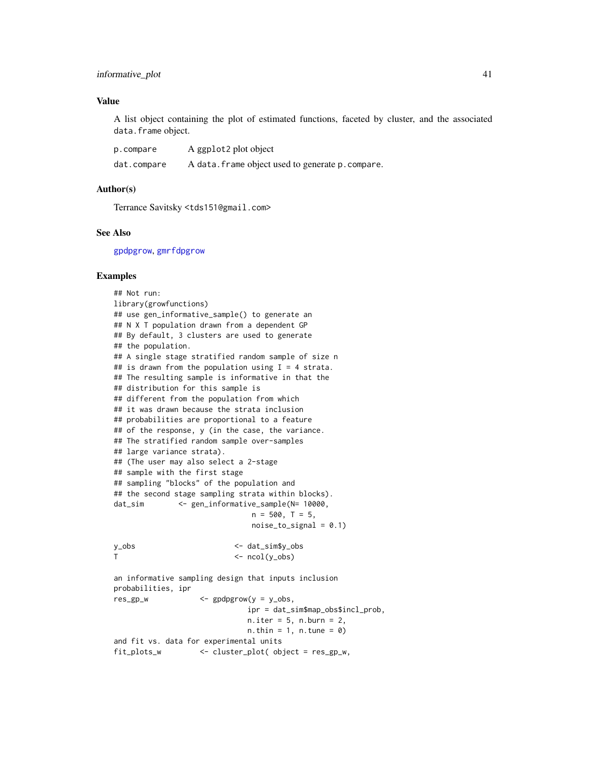### Value

A list object containing the plot of estimated functions, faceted by cluster, and the associated `data.frame` object.

| | |
|---|---|
| `p.compare` | A `ggplot2` plot object |
| `dat.compare` | A `data.frame` object used to generate `p.compare`. |

### Author(s)

Terrance Savitsky <tds151@gmail.com>

### See Also

gpdpgrow, gmrfdpgrow

### Examples

```
## Not run:
library(growfunctions)
## use gen_informative_sample() to generate an
## N X T population drawn from a dependent GP
## By default, 3 clusters are used to generate
## the population.
## A single stage stratified random sample of size n
## is drawn from the population using I = 4 strata.
## The resulting sample is informative in that the
## distribution for this sample is
## different from the population from which
## it was drawn because the strata inclusion
## probabilities are proportional to a feature
## of the response, y (in the case, the variance.
## The stratified random sample over-samples
## large variance strata).
## (The user may also select a 2-stage
## sample with the first stage
## sampling "blocks" of the population and
## the second stage sampling strata within blocks).
dat_sim        <- gen_informative_sample(N= 10000,
                              n = 500, T = 5,
                              noise_to_signal = 0.1)

y_obs                      <- dat_sim$y_obs
T                          <- ncol(y_obs)

an informative sampling design that inputs inclusion
probabilities, ipr
res_gp_w            <- gpdpgrow(y = y_obs,
                              ipr = dat_sim$map_obs$incl_prob,
                              n.iter = 5, n.burn = 2,
                              n.thin = 1, n.tune = 0)
and fit vs. data for experimental units
fit_plots_w         <- cluster_plot( object = res_gp_w,
```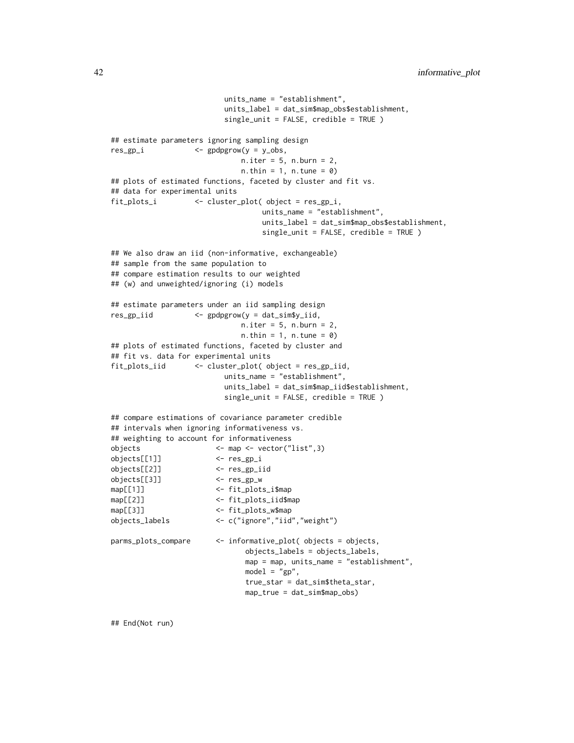```
                          units_name = "establishment",
                          units_label = dat_sim$map_obs$establishment,
                          single_unit = FALSE, credible = TRUE )

## estimate parameters ignoring sampling design
res_gp_i            <- gpdpgrow(y = y_obs,
                              n.iter = 5, n.burn = 2,
                              n.thin = 1, n.tune = 0)
## plots of estimated functions, faceted by cluster and fit vs.
## data for experimental units
fit_plots_i         <- cluster_plot( object = res_gp_i,
                                   units_name = "establishment",
                                   units_label = dat_sim$map_obs$establishment,
                                   single_unit = FALSE, credible = TRUE )

## We also draw an iid (non-informative, exchangeable)
## sample from the same population to
## compare estimation results to our weighted
## (w) and unweighted/ignoring (i) models

## estimate parameters under an iid sampling design
res_gp_iid          <- gpdpgrow(y = dat_sim$y_iid,
                              n.iter = 5, n.burn = 2,
                              n.thin = 1, n.tune = 0)
## plots of estimated functions, faceted by cluster and
## fit vs. data for experimental units
fit_plots_iid       <- cluster_plot( object = res_gp_iid,
                          units_name = "establishment",
                          units_label = dat_sim$map_iid$establishment,
                          single_unit = FALSE, credible = TRUE )

## compare estimations of covariance parameter credible
## intervals when ignoring informativeness vs.
## weighting to account for informativeness
objects                <- map <- vector("list",3)
objects[[1]]           <- res_gp_i
objects[[2]]           <- res_gp_iid
objects[[3]]           <- res_gp_w
map[[1]]               <- fit_plots_i$map
map[[2]]               <- fit_plots_iid$map
map[[3]]               <- fit_plots_w$map
objects_labels         <- c("ignore","iid","weight")

parms_plots_compare    <- informative_plot( objects = objects,
                              objects_labels = objects_labels,
                              map = map, units_name = "establishment",
                              model = "gp",
                              true_star = dat_sim$theta_star,
                              map_true = dat_sim$map_obs)


## End(Not run)
```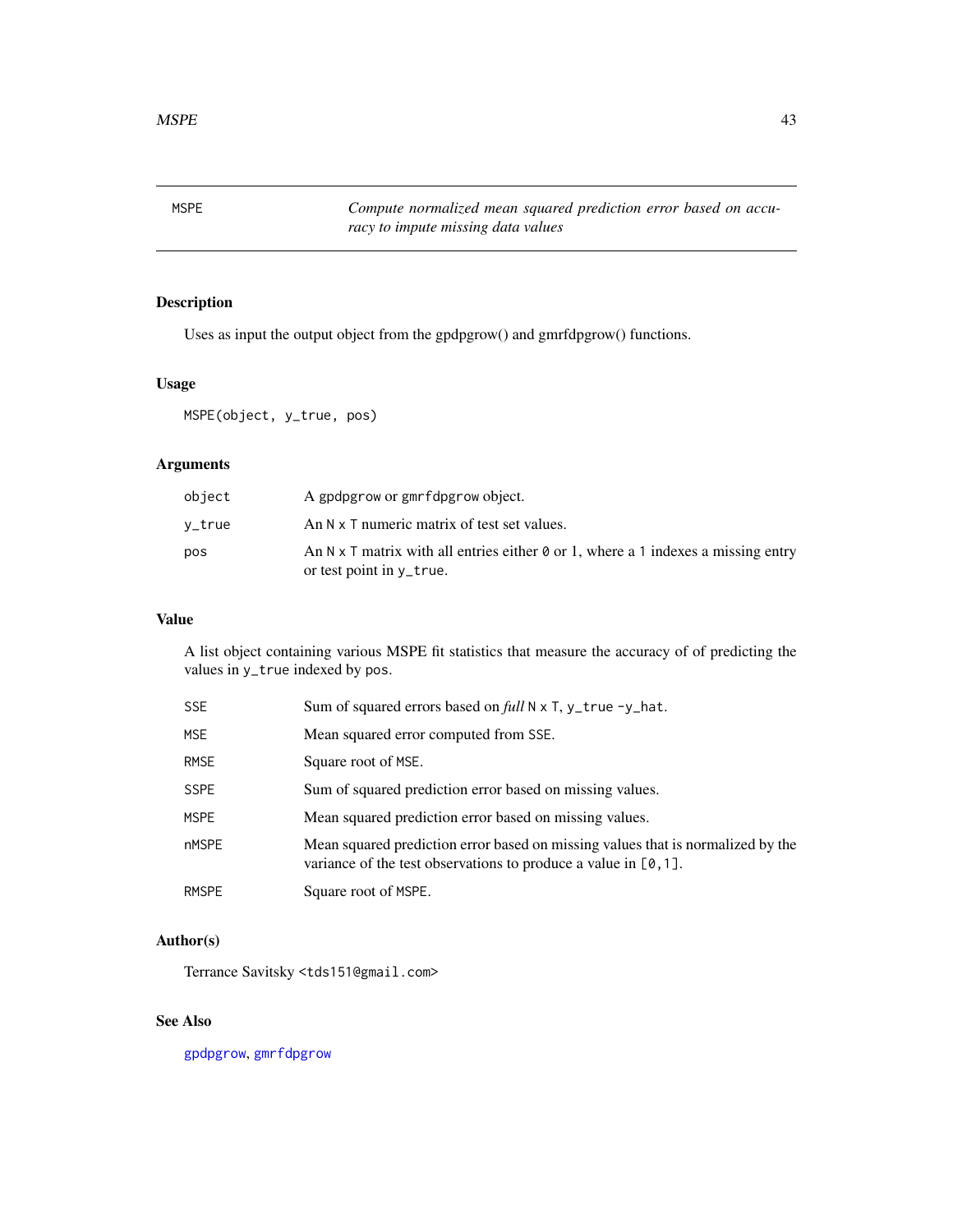# MSPE — *Compute normalized mean squared prediction error based on accuracy to impute missing data values*

## Description

Uses as input the output object from the gpdpgrow() and gmrfdpgrow() functions.

## Usage

```
MSPE(object, y_true, pos)
```

## Arguments

| | |
|---|---|
| `object` | A `gpdpgrow` or `gmrfdpgrow` object. |
| `y_true` | An `N x T` numeric matrix of test set values. |
| `pos` | An `N x T` matrix with all entries either `0` or `1`, where a `1` indexes a missing entry or test point in `y_true`. |

## Value

A list object containing various MSPE fit statistics that measure the accuracy of of predicting the values in `y_true` indexed by `pos`.

| | |
|---|---|
| `SSE` | Sum of squared errors based on *full* `N x T`, `y_true -y_hat`. |
| `MSE` | Mean squared error computed from `SSE`. |
| `RMSE` | Square root of `MSE`. |
| `SSPE` | Sum of squared prediction error based on missing values. |
| `MSPE` | Mean squared prediction error based on missing values. |
| `nMSPE` | Mean squared prediction error based on missing values that is normalized by the variance of the test observations to produce a value in `[0,1]`. |
| `RMSPE` | Square root of `MSPE`. |

## Author(s)

Terrance Savitsky `<tds151@gmail.com>`

## See Also

`gpdpgrow`, `gmrfdpgrow`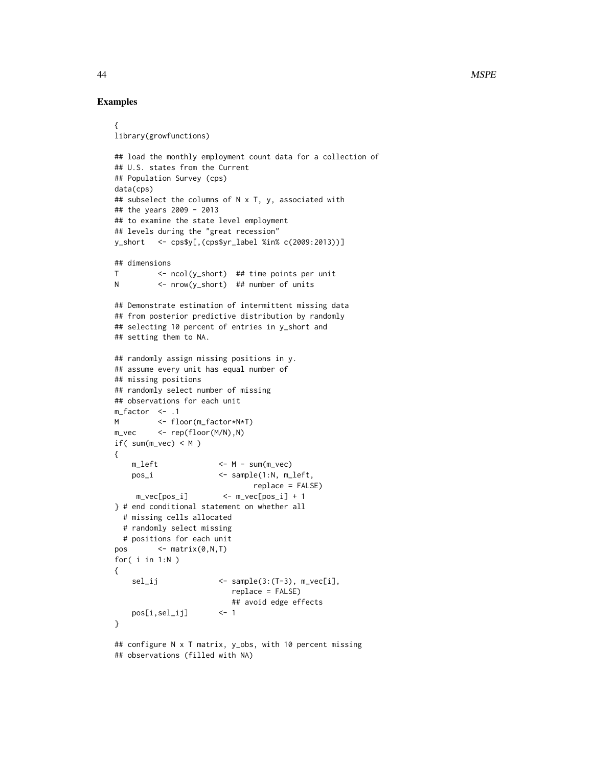## Examples

```
{
library(growfunctions)

## load the monthly employment count data for a collection of
## U.S. states from the Current
## Population Survey (cps)
data(cps)
## subselect the columns of N x T, y, associated with
## the years 2009 - 2013
## to examine the state level employment
## levels during the "great recession"
y_short   <- cps$y[,(cps$yr_label %in% c(2009:2013))]

## dimensions
T         <- ncol(y_short)  ## time points per unit
N         <- nrow(y_short)  ## number of units

## Demonstrate estimation of intermittent missing data
## from posterior predictive distribution by randomly
## selecting 10 percent of entries in y_short and
## setting them to NA.

## randomly assign missing positions in y.
## assume every unit has equal number of
## missing positions
## randomly select number of missing
## observations for each unit
m_factor  <- .1
M         <- floor(m_factor*N*T)
m_vec     <- rep(floor(M/N),N)
if( sum(m_vec) < M )
{
    m_left              <- M - sum(m_vec)
    pos_i               <- sample(1:N, m_left,
                                  replace = FALSE)
     m_vec[pos_i]        <- m_vec[pos_i] + 1
} # end conditional statement on whether all
  # missing cells allocated
  # randomly select missing
  # positions for each unit
pos       <- matrix(0,N,T)
for( i in 1:N )
{
    sel_ij              <- sample(3:(T-3), m_vec[i],
                           replace = FALSE)
                           ## avoid edge effects
    pos[i,sel_ij]       <- 1
}

## configure N x T matrix, y_obs, with 10 percent missing
## observations (filled with NA)
```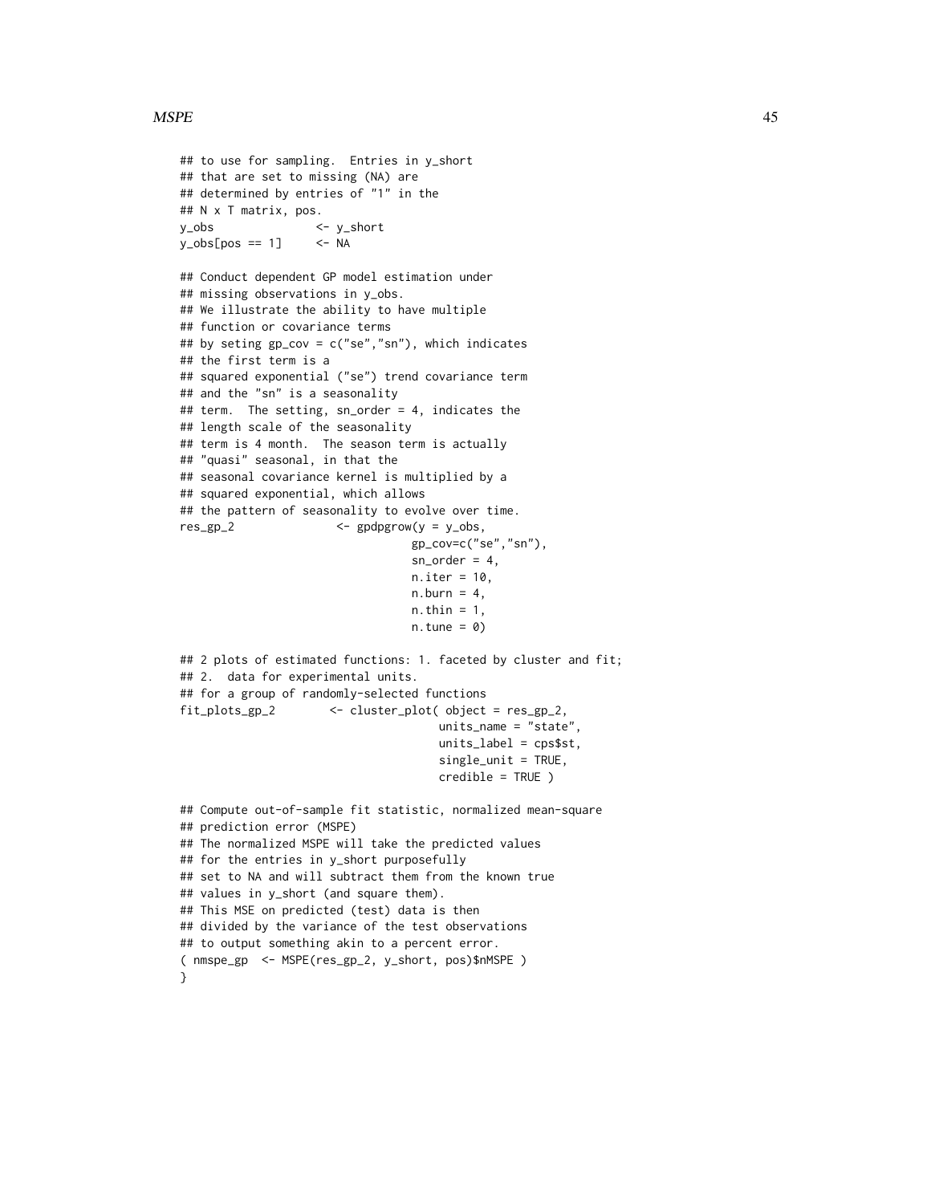```
## to use for sampling.  Entries in y_short
## that are set to missing (NA) are
## determined by entries of "1" in the
## N x T matrix, pos.
y_obs               <- y_short
y_obs[pos == 1]     <- NA

## Conduct dependent GP model estimation under
## missing observations in y_obs.
## We illustrate the ability to have multiple
## function or covariance terms
## by seting gp_cov = c("se","sn"), which indicates
## the first term is a
## squared exponential ("se") trend covariance term
## and the "sn" is a seasonality
## term.  The setting, sn_order = 4, indicates the
## length scale of the seasonality
## term is 4 month.  The season term is actually
## "quasi" seasonal, in that the
## seasonal covariance kernel is multiplied by a
## squared exponential, which allows
## the pattern of seasonality to evolve over time.
res_gp_2               <- gpdpgrow(y = y_obs,
                                   gp_cov=c("se","sn"),
                                   sn_order = 4,
                                   n.iter = 10,
                                   n.burn = 4,
                                   n.thin = 1,
                                   n.tune = 0)

## 2 plots of estimated functions: 1. faceted by cluster and fit;
## 2.  data for experimental units.
## for a group of randomly-selected functions
fit_plots_gp_2        <- cluster_plot( object = res_gp_2,
                                       units_name = "state",
                                       units_label = cps$st,
                                       single_unit = TRUE,
                                       credible = TRUE )

## Compute out-of-sample fit statistic, normalized mean-square
## prediction error (MSPE)
## The normalized MSPE will take the predicted values
## for the entries in y_short purposefully
## set to NA and will subtract them from the known true
## values in y_short (and square them).
## This MSE on predicted (test) data is then
## divided by the variance of the test observations
## to output something akin to a percent error.
( nmspe_gp  <- MSPE(res_gp_2, y_short, pos)$nMSPE )
}
```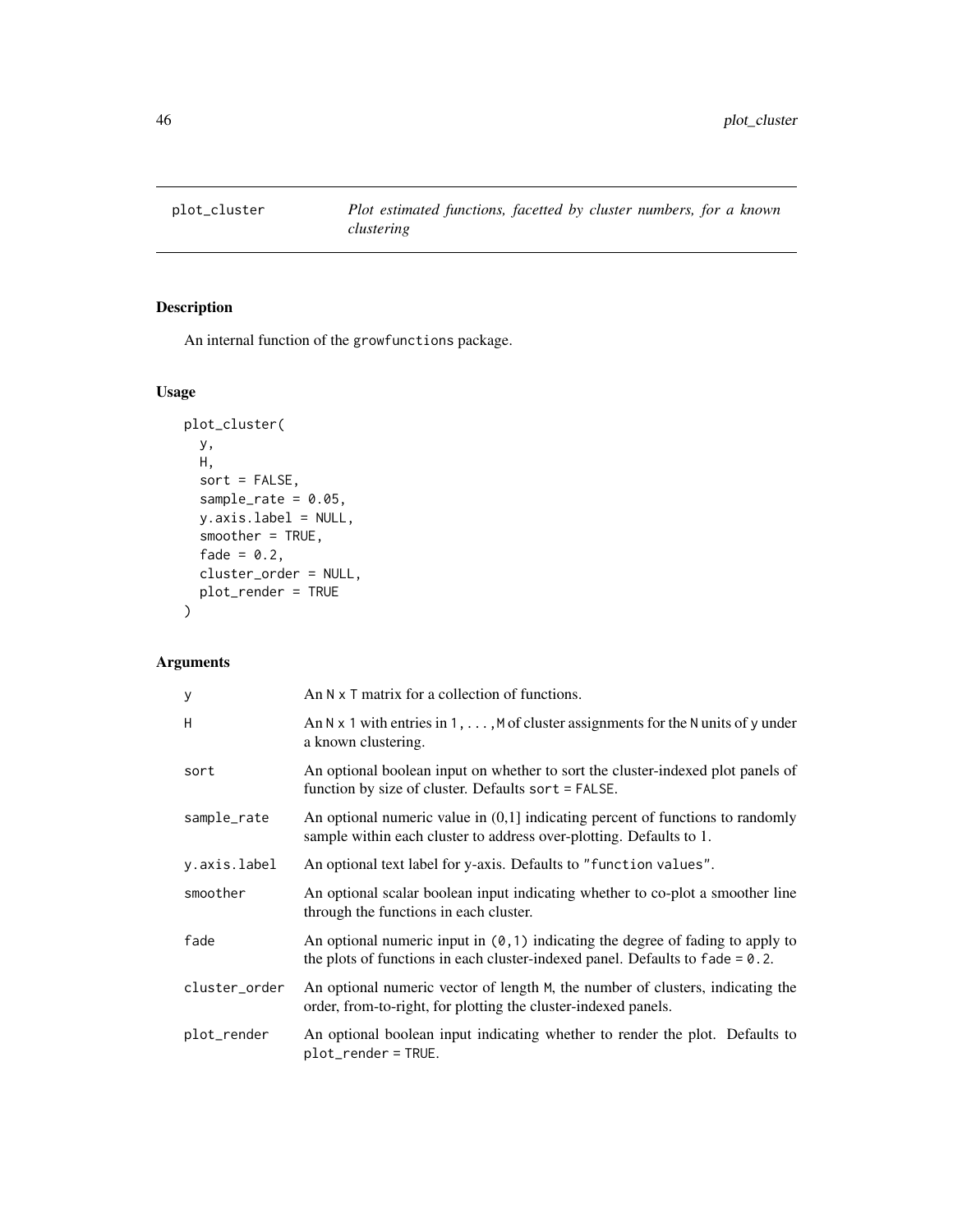## plot_cluster

*Plot estimated functions, facetted by cluster numbers, for a known clustering*

### Description

An internal function of the growfunctions package.

### Usage

```
plot_cluster(
  y,
  H,
  sort = FALSE,
  sample_rate = 0.05,
  y.axis.label = NULL,
  smoother = TRUE,
  fade = 0.2,
  cluster_order = NULL,
  plot_render = TRUE
)
```

### Arguments

| | |
|---|---|
| y | An N x T matrix for a collection of functions. |
| H | An N x 1 with entries in 1,...,M of cluster assignments for the N units of y under a known clustering. |
| sort | An optional boolean input on whether to sort the cluster-indexed plot panels of function by size of cluster. Defaults sort = FALSE. |
| sample_rate | An optional numeric value in (0,1] indicating percent of functions to randomly sample within each cluster to address over-plotting. Defaults to 1. |
| y.axis.label | An optional text label for y-axis. Defaults to "function values". |
| smoother | An optional scalar boolean input indicating whether to co-plot a smoother line through the functions in each cluster. |
| fade | An optional numeric input in (0,1) indicating the degree of fading to apply to the plots of functions in each cluster-indexed panel. Defaults to fade = 0.2. |
| cluster_order | An optional numeric vector of length M, the number of clusters, indicating the order, from-to-right, for plotting the cluster-indexed panels. |
| plot_render | An optional boolean input indicating whether to render the plot. Defaults to plot_render = TRUE. |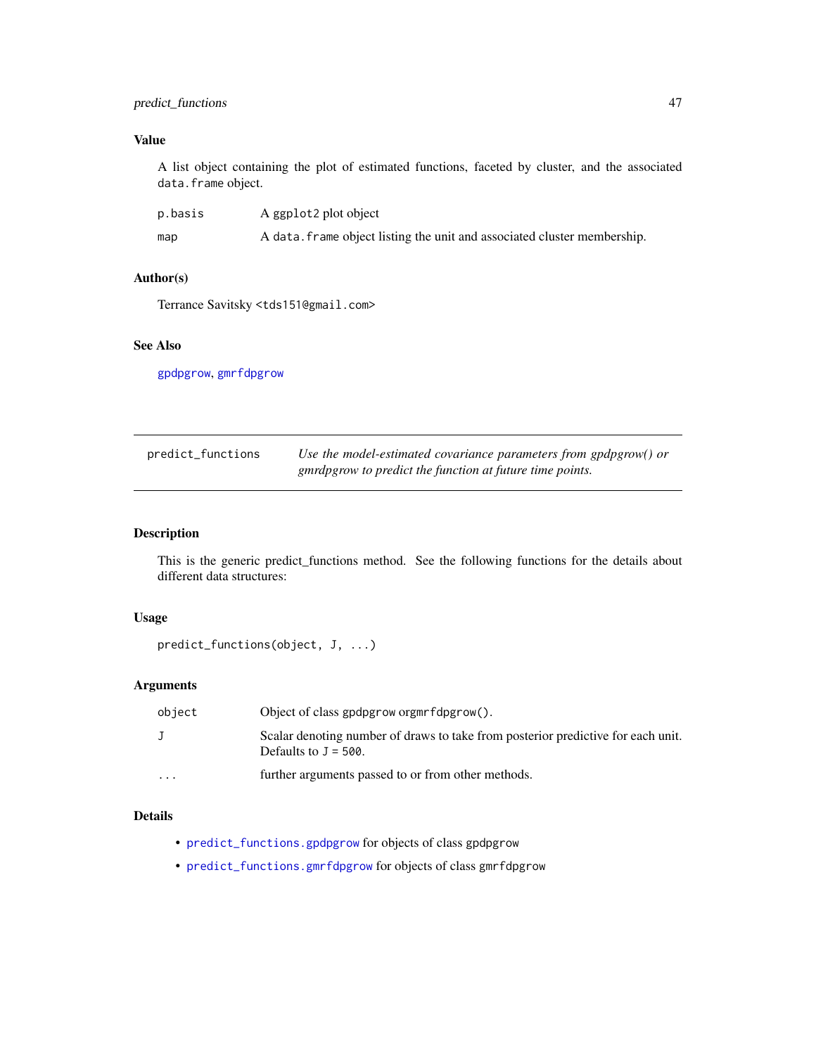### Value

A list object containing the plot of estimated functions, faceted by cluster, and the associated `data.frame` object.

| | |
|---|---|
| p.basis | A ggplot2 plot object |
| map | A `data.frame` object listing the unit and associated cluster membership. |

### Author(s)

Terrance Savitsky <tds151@gmail.com>

### See Also

gpdpgrow, gmrfdpgrow

---

## predict_functions — *Use the model-estimated covariance parameters from gpdpgrow() or gmrdpgrow to predict the function at future time points.*

### Description

This is the generic predict_functions method. See the following functions for the details about different data structures:

### Usage

```
predict_functions(object, J, ...)
```

### Arguments

| | |
|---|---|
| object | Object of class gpdpgrow orgmrfdpgrow(). |
| J | Scalar denoting number of draws to take from posterior predictive for each unit. Defaults to `J = 500`. |
| ... | further arguments passed to or from other methods. |

### Details

- predict_functions.gpdpgrow for objects of class gpdpgrow
- predict_functions.gmrfdpgrow for objects of class gmrfdpgrow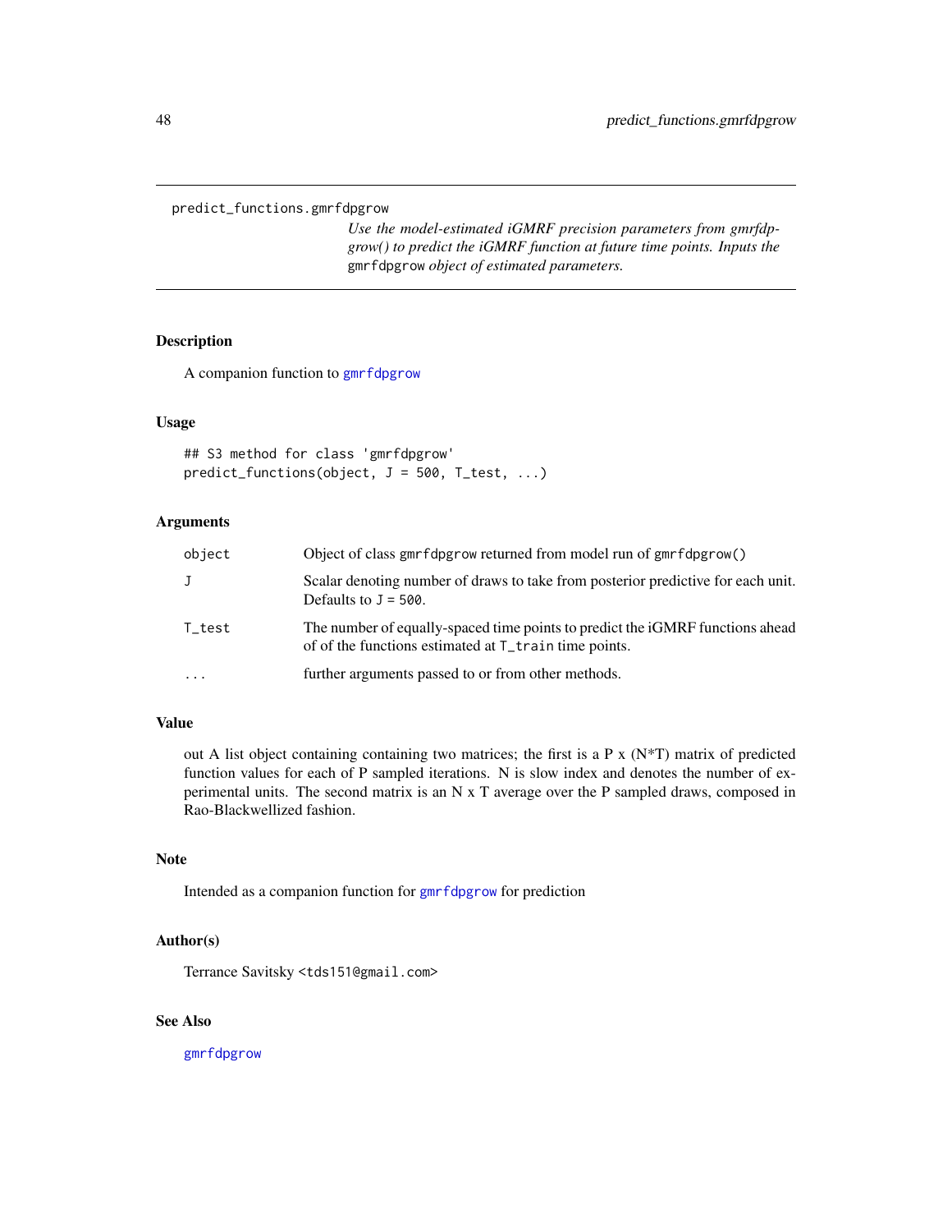predict_functions.gmrfdpgrow

*Use the model-estimated iGMRF precision parameters from gmrfdpgrow() to predict the iGMRF function at future time points. Inputs the* `gmrfdpgrow` *object of estimated parameters.*

## Description

A companion function to gmrfdpgrow

## Usage

```
## S3 method for class 'gmrfdpgrow'
predict_functions(object, J = 500, T_test, ...)
```

## Arguments

| | |
|---|---|
| object | Object of class gmrfdpgrow returned from model run of gmrfdpgrow() |
| J | Scalar denoting number of draws to take from posterior predictive for each unit. Defaults to J = 500. |
| T_test | The number of equally-spaced time points to predict the iGMRF functions ahead of of the functions estimated at T_train time points. |
| ... | further arguments passed to or from other methods. |

## Value

out A list object containing containing two matrices; the first is a P x (N*T) matrix of predicted function values for each of P sampled iterations. N is slow index and denotes the number of experimental units. The second matrix is an N x T average over the P sampled draws, composed in Rao-Blackwellized fashion.

## Note

Intended as a companion function for gmrfdpgrow for prediction

## Author(s)

Terrance Savitsky <tds151@gmail.com>

## See Also

gmrfdpgrow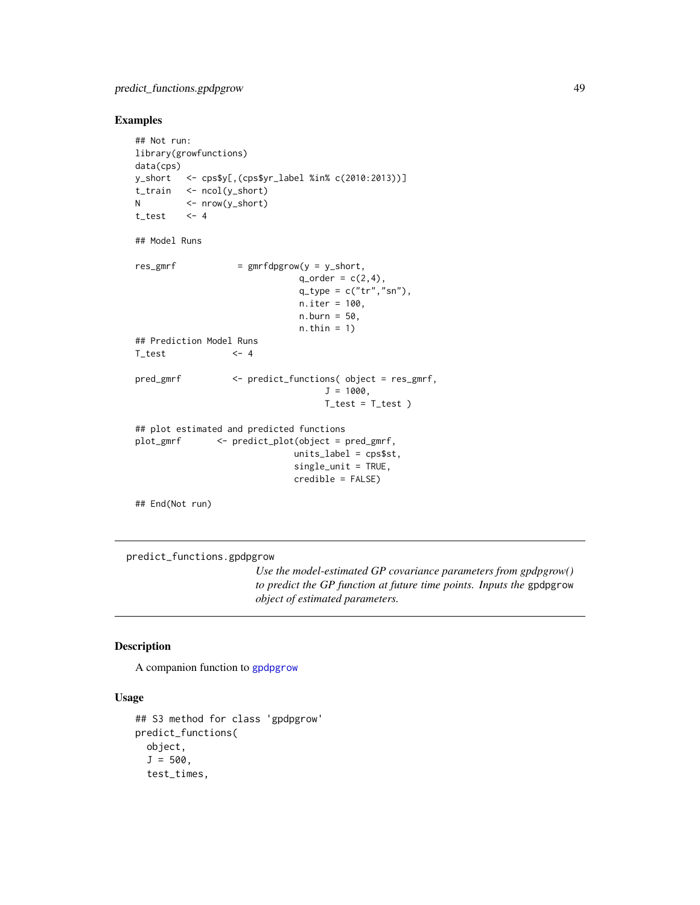## Examples

```
## Not run:
library(growfunctions)
data(cps)
y_short   <- cps$y[,(cps$yr_label %in% c(2010:2013))]
t_train   <- ncol(y_short)
N         <- nrow(y_short)
t_test    <- 4

## Model Runs

res_gmrf            = gmrfdpgrow(y = y_short,
                                 q_order = c(2,4),
                                 q_type = c("tr","sn"),
                                 n.iter = 100,
                                 n.burn = 50,
                                 n.thin = 1)
## Prediction Model Runs
T_test             <- 4

pred_gmrf          <- predict_functions( object = res_gmrf,
                                      J = 1000,
                                      T_test = T_test )

## plot estimated and predicted functions
plot_gmrf       <- predict_plot(object = pred_gmrf,
                               units_label = cps$st,
                               single_unit = TRUE,
                               credible = FALSE)

## End(Not run)
```

---

`predict_functions.gpdpgrow`

*Use the model-estimated GP covariance parameters from gpdpgrow() to predict the GP function at future time points. Inputs the* `gpdpgrow` *object of estimated parameters.*

---

## Description

A companion function to `gpdpgrow`

## Usage

```
## S3 method for class 'gpdpgrow'
predict_functions(
  object,
  J = 500,
  test_times,
```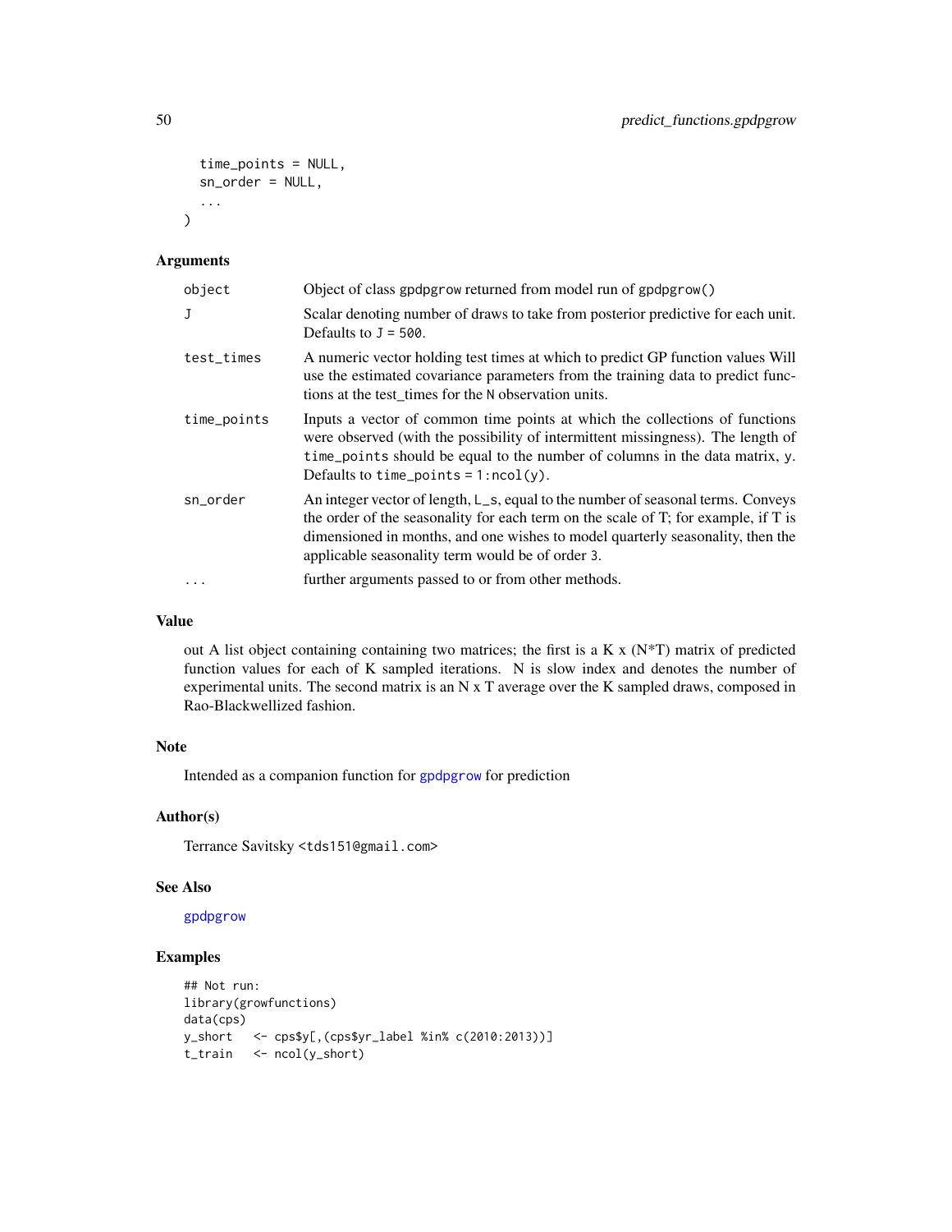```
  time_points = NULL,
  sn_order = NULL,
  ...
)
```

## Arguments

| | |
|---|---|
| object | Object of class gpdpgrow returned from model run of gpdpgrow() |
| J | Scalar denoting number of draws to take from posterior predictive for each unit. Defaults to J = 500. |
| test_times | A numeric vector holding test times at which to predict GP function values Will use the estimated covariance parameters from the training data to predict functions at the test_times for the N observation units. |
| time_points | Inputs a vector of common time points at which the collections of functions were observed (with the possibility of intermittent missingness). The length of time_points should be equal to the number of columns in the data matrix, y. Defaults to time_points = 1:ncol(y). |
| sn_order | An integer vector of length, L_s, equal to the number of seasonal terms. Conveys the order of the seasonality for each term on the scale of T; for example, if T is dimensioned in months, and one wishes to model quarterly seasonality, then the applicable seasonality term would be of order 3. |
| ... | further arguments passed to or from other methods. |

## Value

out A list object containing containing two matrices; the first is a K x (N*T) matrix of predicted function values for each of K sampled iterations. N is slow index and denotes the number of experimental units. The second matrix is an N x T average over the K sampled draws, composed in Rao-Blackwellized fashion.

## Note

Intended as a companion function for gpdpgrow for prediction

## Author(s)

Terrance Savitsky <tds151@gmail.com>

## See Also

gpdpgrow

## Examples

```
## Not run:
library(growfunctions)
data(cps)
y_short   <- cps$y[,(cps$yr_label %in% c(2010:2013))]
t_train   <- ncol(y_short)
```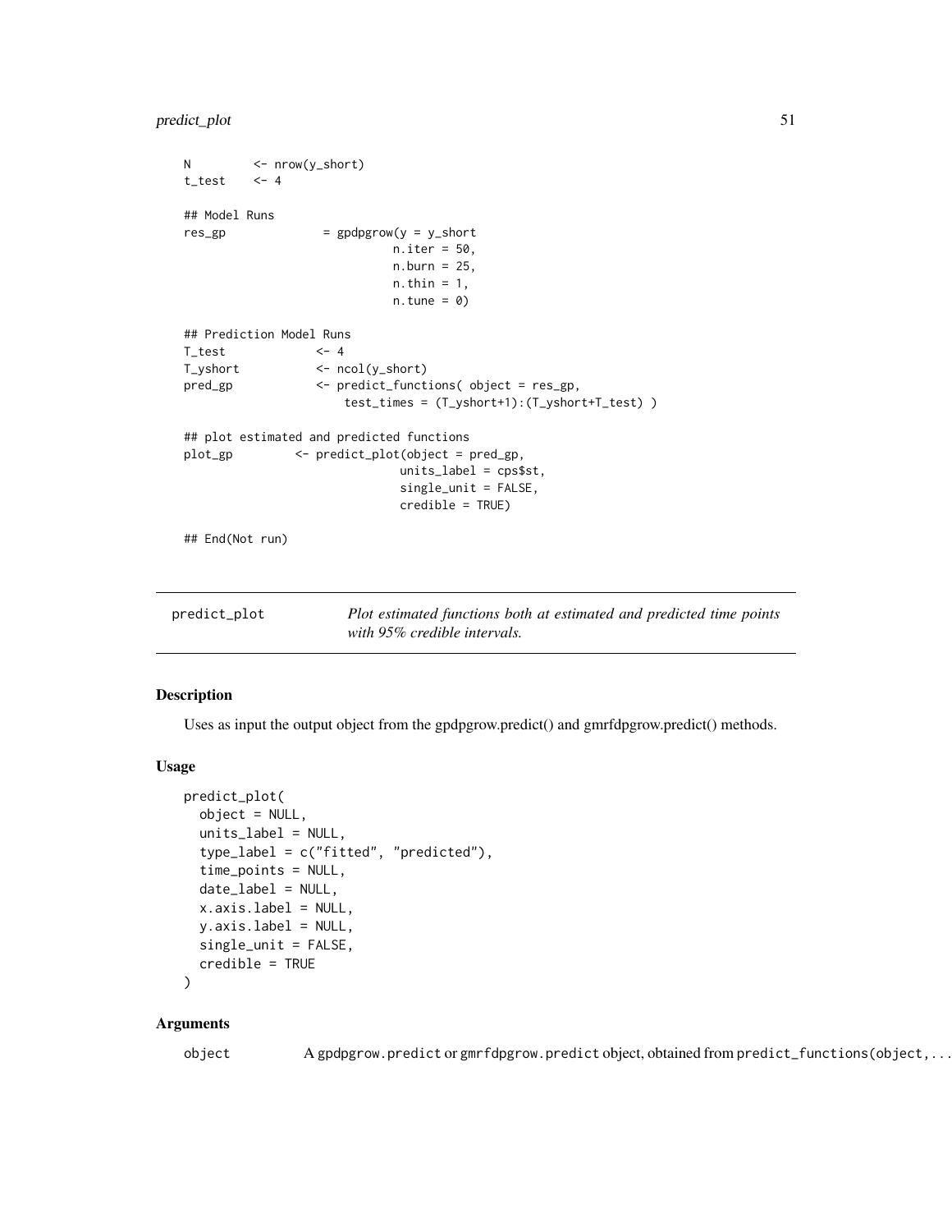```
N         <- nrow(y_short)
t_test    <- 4

## Model Runs
res_gp              = gpdpgrow(y = y_short
                              n.iter = 50,
                              n.burn = 25,
                              n.thin = 1,
                              n.tune = 0)

## Prediction Model Runs
T_test            <- 4
T_yshort          <- ncol(y_short)
pred_gp           <- predict_functions( object = res_gp,
                         test_times = (T_yshort+1):(T_yshort+T_test) )

## plot estimated and predicted functions
plot_gp        <- predict_plot(object = pred_gp,
                               units_label = cps$st,
                               single_unit = FALSE,
                               credible = TRUE)

## End(Not run)
```

---

`predict_plot` *Plot estimated functions both at estimated and predicted time points with 95% credible intervals.*

---

## Description

Uses as input the output object from the gpdpgrow.predict() and gmrfdpgrow.predict() methods.

## Usage

```
predict_plot(
  object = NULL,
  units_label = NULL,
  type_label = c("fitted", "predicted"),
  time_points = NULL,
  date_label = NULL,
  x.axis.label = NULL,
  y.axis.label = NULL,
  single_unit = FALSE,
  credible = TRUE
)
```

## Arguments

`object` A `gpdpgrow.predict` or `gmrfdpgrow.predict` object, obtained from `predict_functions(object,...`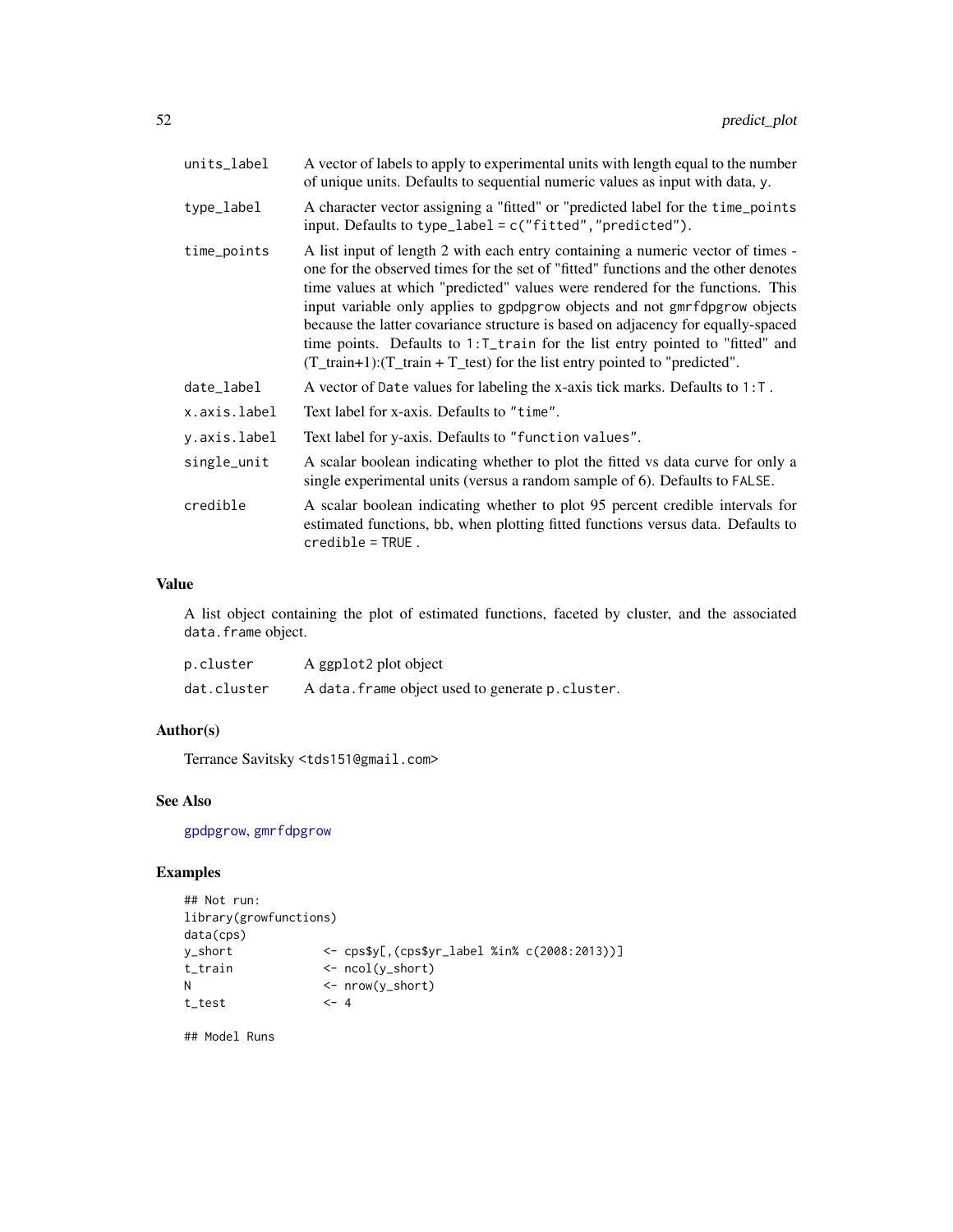| | |
|---|---|
| `units_label` | A vector of labels to apply to experimental units with length equal to the number of unique units. Defaults to sequential numeric values as input with data, `y`. |
| `type_label` | A character vector assigning a "fitted" or "predicted label for the `time_points` input. Defaults to `type_label = c("fitted","predicted")`. |
| `time_points` | A list input of length 2 with each entry containing a numeric vector of times - one for the observed times for the set of "fitted" functions and the other denotes time values at which "predicted" values were rendered for the functions. This input variable only applies to `gpdpgrow` objects and not `gmrfdpgrow` objects because the latter covariance structure is based on adjacency for equally-spaced time points. Defaults to `1:T_train` for the list entry pointed to "fitted" and (T_train+1):(T_train + T_test) for the list entry pointed to "predicted". |
| `date_label` | A vector of `Date` values for labeling the x-axis tick marks. Defaults to `1:T` . |
| `x.axis.label` | Text label for x-axis. Defaults to `"time"`. |
| `y.axis.label` | Text label for y-axis. Defaults to `"function values"`. |
| `single_unit` | A scalar boolean indicating whether to plot the fitted vs data curve for only a single experimental units (versus a random sample of 6). Defaults to `FALSE`. |
| `credible` | A scalar boolean indicating whether to plot 95 percent credible intervals for estimated functions, bb, when plotting fitted functions versus data. Defaults to `credible = TRUE` . |

### Value

A list object containing the plot of estimated functions, faceted by cluster, and the associated `data.frame` object.

| | |
|---|---|
| `p.cluster` | A ggplot2 plot object |
| `dat.cluster` | A `data.frame` object used to generate `p.cluster`. |

### Author(s)

Terrance Savitsky <tds151@gmail.com>

### See Also

gpdpgrow, gmrfdpgrow

### Examples

```
## Not run:
library(growfunctions)
data(cps)
y_short             <- cps$y[,(cps$yr_label %in% c(2008:2013))]
t_train             <- ncol(y_short)
N                   <- nrow(y_short)
t_test              <- 4

## Model Runs
```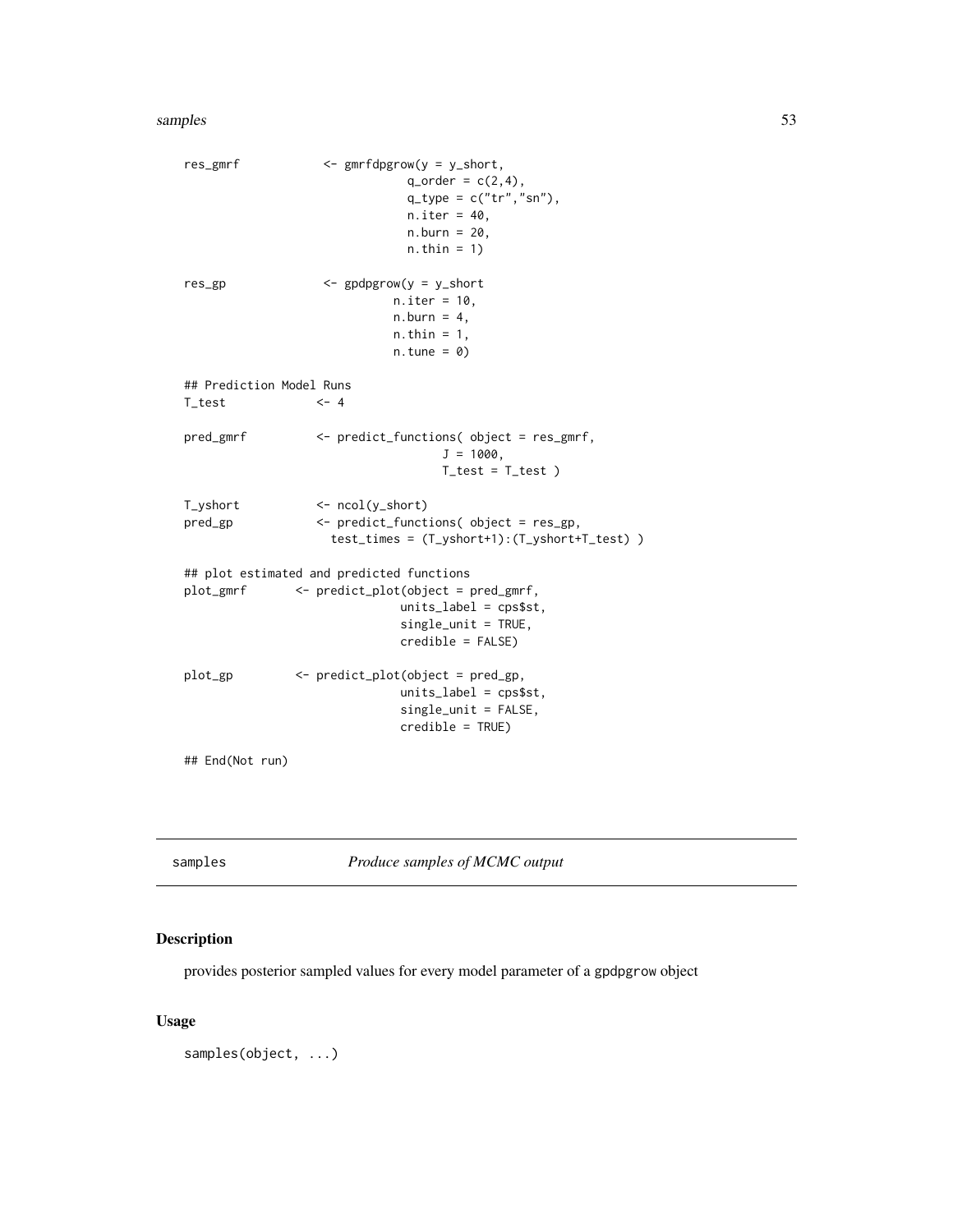```
res_gmrf            <- gmrfdpgrow(y = y_short,
                                q_order = c(2,4),
                                q_type = c("tr","sn"),
                                n.iter = 40,
                                n.burn = 20,
                                n.thin = 1)

res_gp              <- gpdpgrow(y = y_short
                              n.iter = 10,
                              n.burn = 4,
                              n.thin = 1,
                              n.tune = 0)

## Prediction Model Runs
T_test             <- 4

pred_gmrf          <- predict_functions( object = res_gmrf,
                                   J = 1000,
                                   T_test = T_test )

T_yshort           <- ncol(y_short)
pred_gp            <- predict_functions( object = res_gp,
                      test_times = (T_yshort+1):(T_yshort+T_test) )

## plot estimated and predicted functions
plot_gmrf       <- predict_plot(object = pred_gmrf,
                             units_label = cps$st,
                             single_unit = TRUE,
                             credible = FALSE)

plot_gp         <- predict_plot(object = pred_gp,
                             units_label = cps$st,
                             single_unit = FALSE,
                             credible = TRUE)

## End(Not run)
```

## samples — *Produce samples of MCMC output*

### Description

provides posterior sampled values for every model parameter of a gpdpgrow object

### Usage

```
samples(object, ...)
```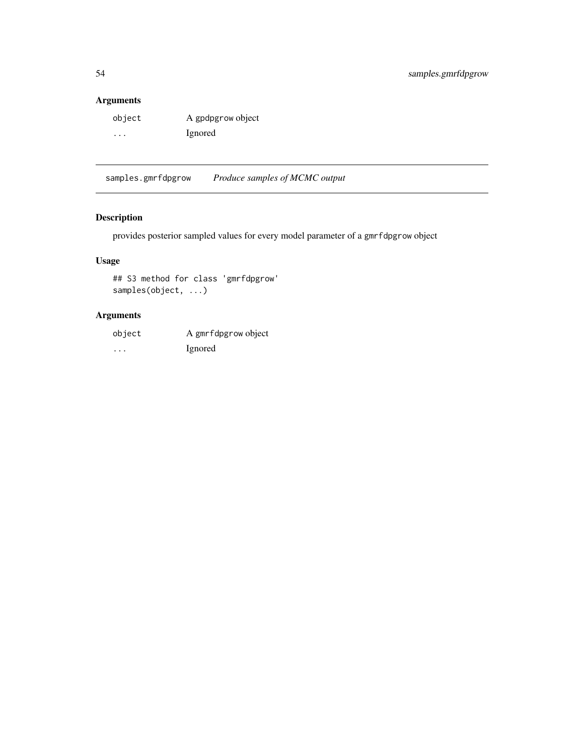## Arguments

| | |
|---|---|
| `object` | A `gpdpgrow` object |
| `...` | Ignored |

---

## `samples.gmrfdpgrow` *Produce samples of MCMC output*

---

### Description

provides posterior sampled values for every model parameter of a `gmrfdpgrow` object

### Usage

```
## S3 method for class 'gmrfdpgrow'
samples(object, ...)
```

### Arguments

| | |
|---|---|
| `object` | A `gmrfdpgrow` object |
| `...` | Ignored |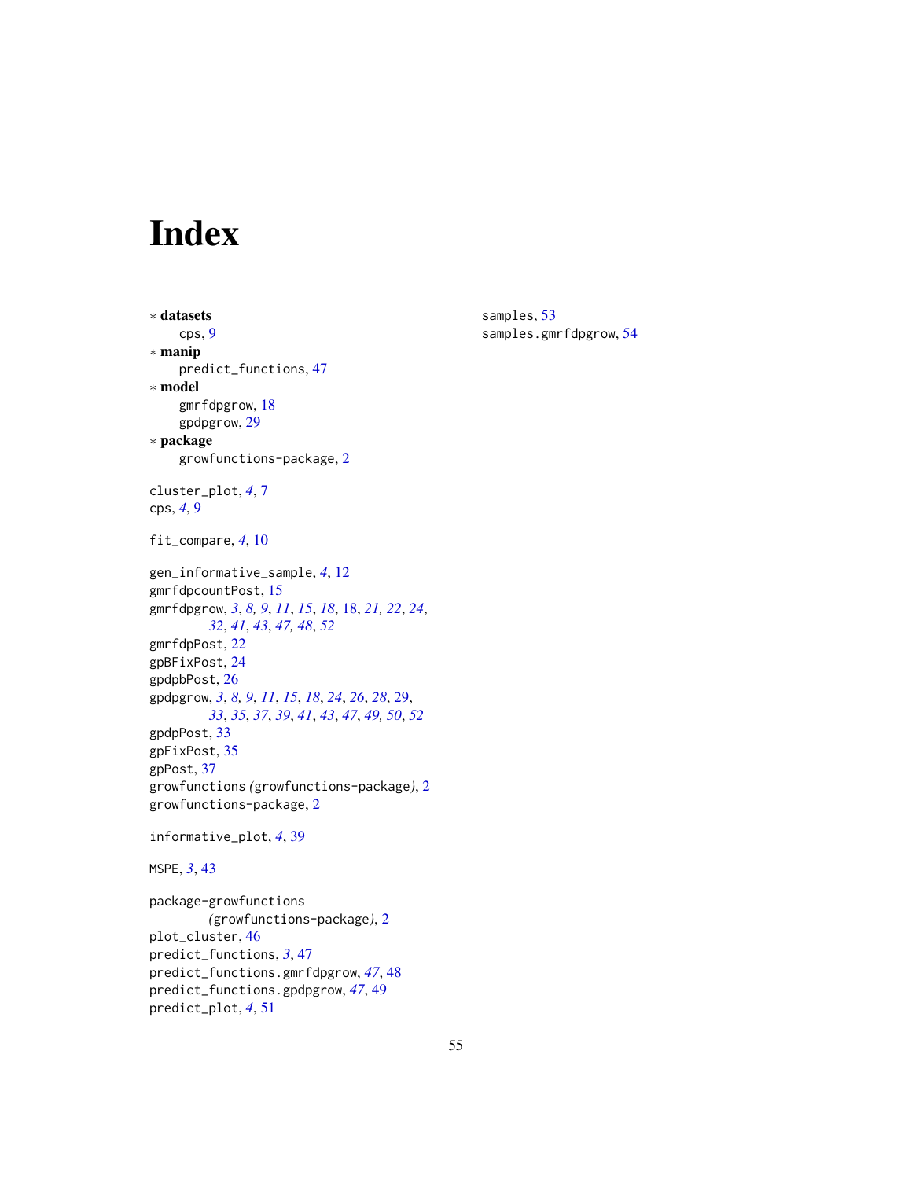# Index

∗ **datasets**
  cps, 9
∗ **manip**
  predict_functions, 47
∗ **model**
  gmrfdpgrow, 18
  gpdpgrow, 29
∗ **package**
  growfunctions-package, 2

cluster_plot, *4*, 7
cps, *4*, 9

fit_compare, *4*, 10

gen_informative_sample, *4*, 12
gmrfdpcountPost, 15
gmrfdpgrow, *3*, *8, 9*, *11*, *15*, *18*, 18, *21, 22*, *24*, *32*, *41*, *43*, *47, 48*, *52*
gmrfdpPost, 22
gpBFixPost, 24
gpdpbPost, 26
gpdpgrow, *3*, *8, 9*, *11*, *15*, *18*, *24*, *26*, *28*, 29, *33*, *35*, *37*, *39*, *41*, *43*, *47*, *49, 50*, *52*
gpdpPost, 33
gpFixPost, 35
gpPost, 37
growfunctions *(*growfunctions-package*)*, 2
growfunctions-package, 2

informative_plot, *4*, 39

MSPE, *3*, 43

package-growfunctions *(*growfunctions-package*)*, 2
plot_cluster, 46
predict_functions, *3*, 47
predict_functions.gmrfdpgrow, *47*, 48
predict_functions.gpdpgrow, *47*, 49
predict_plot, *4*, 51

samples, 53
samples.gmrfdpgrow, 54